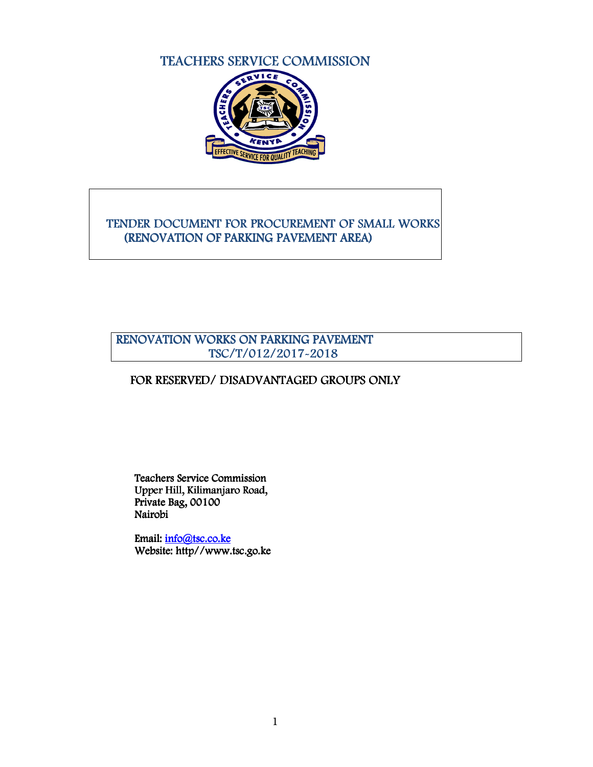# TEACHERS SERVICE COMMISSION

## TENDER DOCUMENT FOR PROCUREMENT OF SMALL WORKS (RENOVATION OF PARKING PAVEMENT AREA)

## RENOVATION WORKS ON PARKING PAVEMENT
## TSC/T/012/2017-2018

### FOR RESERVED/ DISADVANTAGED GROUPS ONLY

Teachers Service Commission
Upper Hill, Kilimanjaro Road,
Private Bag, 00100
Nairobi

Email: info@tsc.co.ke
Website: http//www.tsc.go.ke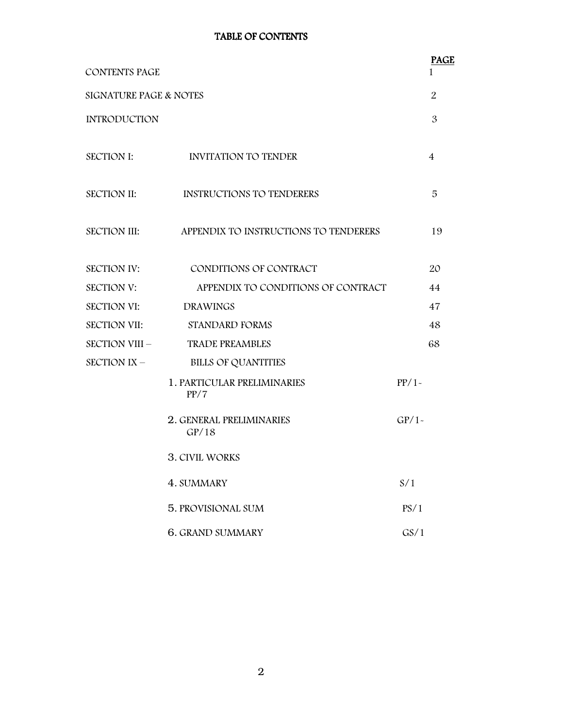# TABLE OF CONTENTS

| | | PAGE |
|---|---|---|
| CONTENTS PAGE | | 1 |
| SIGNATURE PAGE & NOTES | | 2 |
| INTRODUCTION | | 3 |
| SECTION I: | INVITATION TO TENDER | 4 |
| SECTION II: | INSTRUCTIONS TO TENDERERS | 5 |
| SECTION III: | APPENDIX TO INSTRUCTIONS TO TENDERERS | 19 |
| SECTION IV: | CONDITIONS OF CONTRACT | 20 |
| SECTION V: | APPENDIX TO CONDITIONS OF CONTRACT | 44 |
| SECTION VI: | DRAWINGS | 47 |
| SECTION VII: | STANDARD FORMS | 48 |
| SECTION VIII – | TRADE PREAMBLES | 68 |
| SECTION IX – | BILLS OF QUANTITIES | |
| | 1. PARTICULAR PRELIMINARIES | PP/1- PP/7 |
| | 2. GENERAL PRELIMINARIES | GP/1- GP/18 |
| | 3. CIVIL WORKS | |
| | 4. SUMMARY | S/1 |
| | 5. PROVISIONAL SUM | PS/1 |
| | 6. GRAND SUMMARY | GS/1 |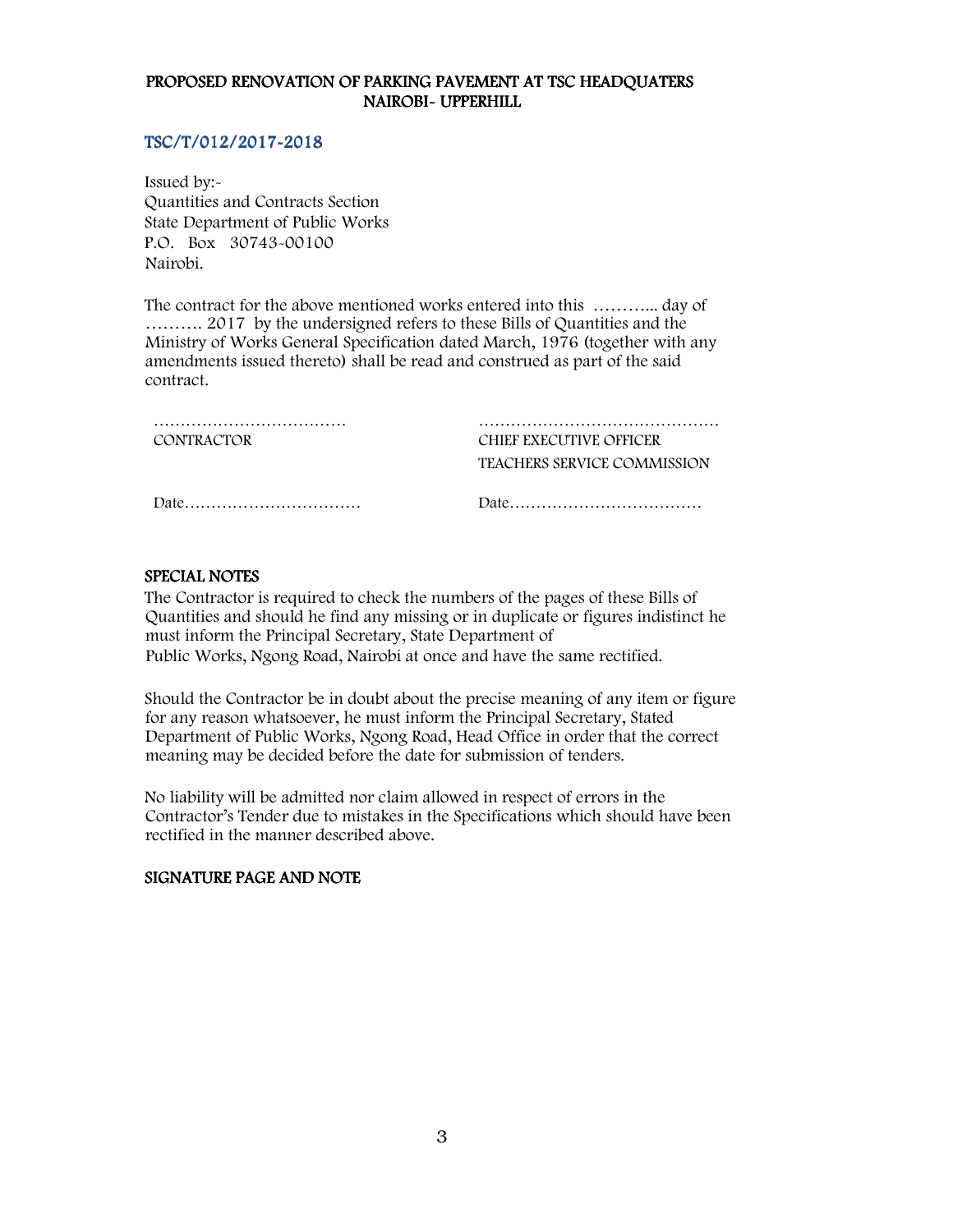**PROPOSED RENOVATION OF PARKING PAVEMENT AT TSC HEADQUATERS NAIROBI- UPPERHILL**

**TSC/T/012/2017-2018**

Issued by:-
Quantities and Contracts Section
State Department of Public Works
P.O. Box 30743-00100
Nairobi.

The contract for the above mentioned works entered into this ……….. day of ………. 2017 by the undersigned refers to these Bills of Quantities and the Ministry of Works General Specification dated March, 1976 (together with any amendments issued thereto) shall be read and construed as part of the said contract.

| ……………………………… | ……………………………………… |
|---|---|
| CONTRACTOR | CHIEF EXECUTIVE OFFICER |
| | TEACHERS SERVICE COMMISSION |
| Date…………………………… | Date……………………………… |

## SPECIAL NOTES

The Contractor is required to check the numbers of the pages of these Bills of Quantities and should he find any missing or in duplicate or figures indistinct he must inform the Principal Secretary, State Department of Public Works, Ngong Road, Nairobi at once and have the same rectified.

Should the Contractor be in doubt about the precise meaning of any item or figure for any reason whatsoever, he must inform the Principal Secretary, Stated Department of Public Works, Ngong Road, Head Office in order that the correct meaning may be decided before the date for submission of tenders.

No liability will be admitted nor claim allowed in respect of errors in the Contractor's Tender due to mistakes in the Specifications which should have been rectified in the manner described above.

## SIGNATURE PAGE AND NOTE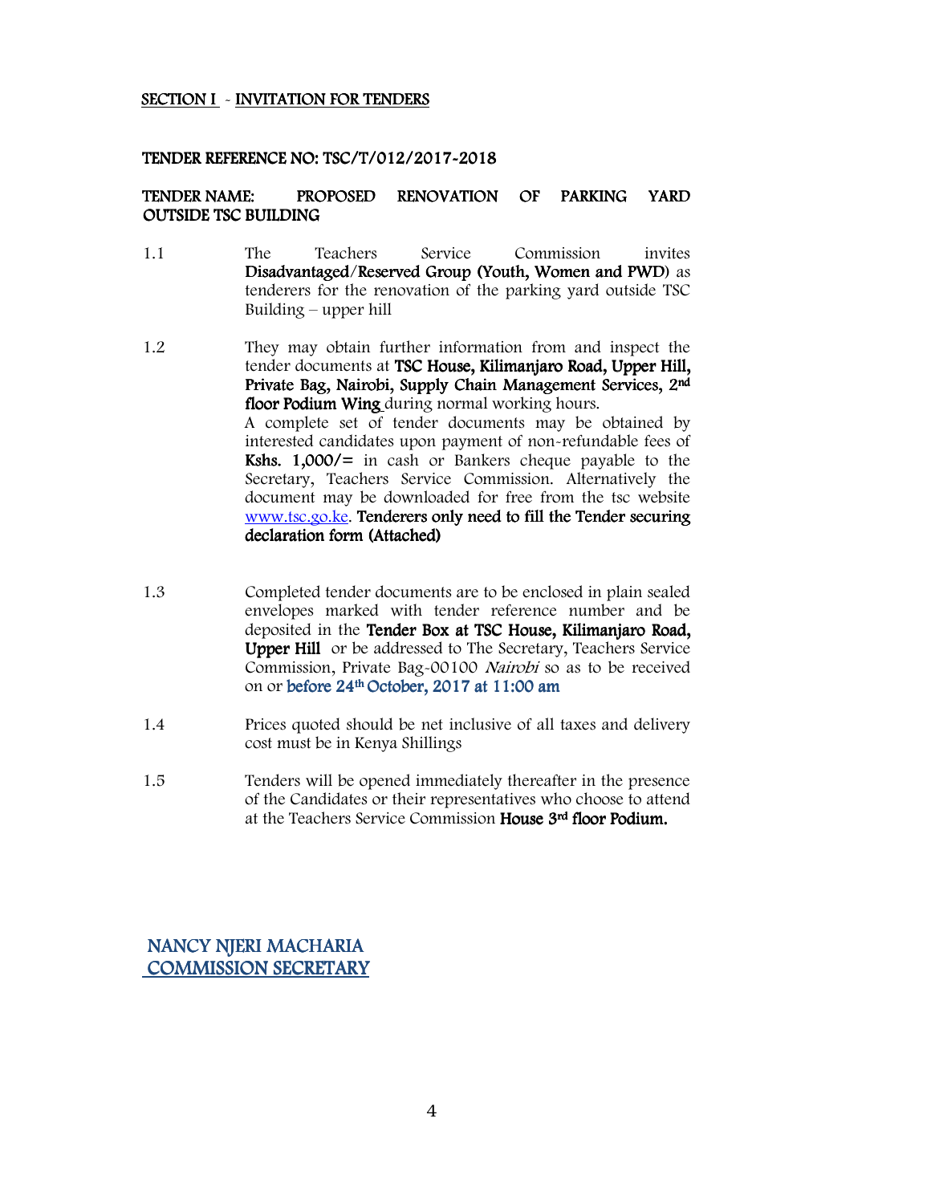## SECTION I - INVITATION FOR TENDERS

**TENDER REFERENCE NO: TSC/T/012/2017-2018**

**TENDER NAME: PROPOSED RENOVATION OF PARKING YARD OUTSIDE TSC BUILDING**

1.1 The Teachers Service Commission invites **Disadvantaged/Reserved Group (Youth, Women and PWD)** as tenderers for the renovation of the parking yard outside TSC Building – upper hill

1.2 They may obtain further information from and inspect the tender documents at **TSC House, Kilimanjaro Road, Upper Hill, Private Bag, Nairobi, Supply Chain Management Services, 2nd floor Podium Wing** during normal working hours.
A complete set of tender documents may be obtained by interested candidates upon payment of non-refundable fees of **Kshs. 1,000/=** in cash or Bankers cheque payable to the Secretary, Teachers Service Commission. Alternatively the document may be downloaded for free from the tsc website www.tsc.go.ke. **Tenderers only need to fill the Tender securing declaration form (Attached)**

1.3 Completed tender documents are to be enclosed in plain sealed envelopes marked with tender reference number and be deposited in the **Tender Box at TSC House, Kilimanjaro Road, Upper Hill** or be addressed to The Secretary, Teachers Service Commission, Private Bag-00100 *Nairobi* so as to be received on or **before 24th October, 2017 at 11:00 am**

1.4 Prices quoted should be net inclusive of all taxes and delivery cost must be in Kenya Shillings

1.5 Tenders will be opened immediately thereafter in the presence of the Candidates or their representatives who choose to attend at the Teachers Service Commission **House 3rd floor Podium.**

**NANCY NJERI MACHARIA**
**COMMISSION SECRETARY**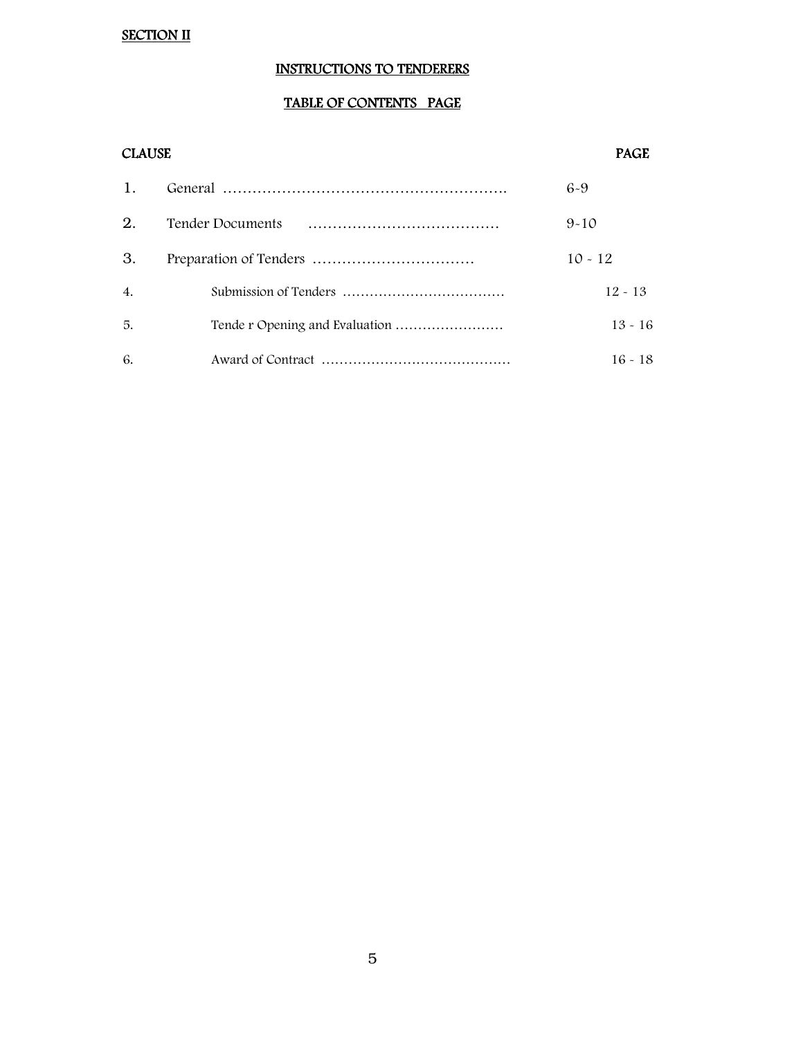SECTION II

## INSTRUCTIONS TO TENDERERS

### TABLE OF CONTENTS PAGE

| CLAUSE | | PAGE |
|---|---|---|
| 1. | General ………………………………………………… | 6-9 |
| 2. | Tender Documents ………………………………… | 9-10 |
| 3. | Preparation of Tenders …………………………… | 10 - 12 |
| 4. | Submission of Tenders ……………………………… | 12 - 13 |
| 5. | Tende r Opening and Evaluation …………………… | 13 - 16 |
| 6. | Award of Contract …………………………………… | 16 - 18 |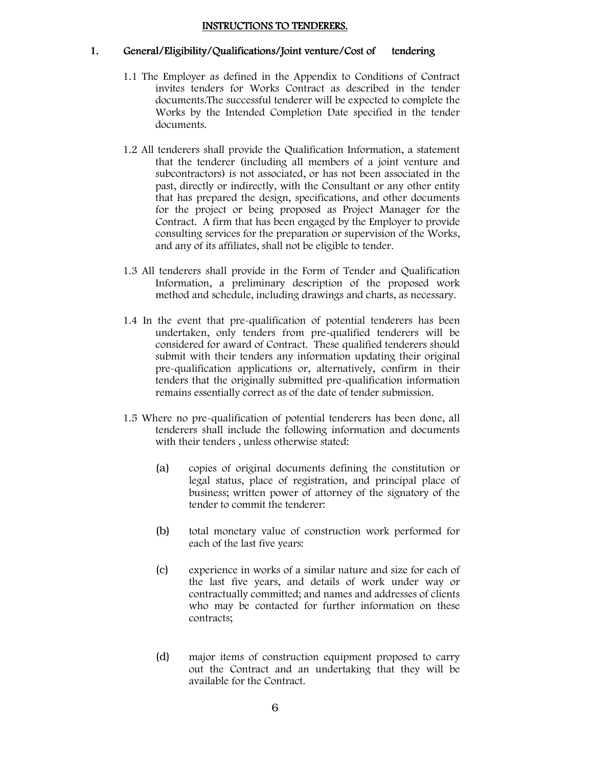# INSTRUCTIONS TO TENDERERS.

## 1. General/Eligibility/Qualifications/Joint venture/Cost of tendering

1.1 The Employer as defined in the Appendix to Conditions of Contract invites tenders for Works Contract as described in the tender documents.The successful tenderer will be expected to complete the Works by the Intended Completion Date specified in the tender documents.

1.2 All tenderers shall provide the Qualification Information, a statement that the tenderer (including all members of a joint venture and subcontractors) is not associated, or has not been associated in the past, directly or indirectly, with the Consultant or any other entity that has prepared the design, specifications, and other documents for the project or being proposed as Project Manager for the Contract. A firm that has been engaged by the Employer to provide consulting services for the preparation or supervision of the Works, and any of its affiliates, shall not be eligible to tender.

1.3 All tenderers shall provide in the Form of Tender and Qualification Information, a preliminary description of the proposed work method and schedule, including drawings and charts, as necessary.

1.4 In the event that pre-qualification of potential tenderers has been undertaken, only tenders from pre-qualified tenderers will be considered for award of Contract. These qualified tenderers should submit with their tenders any information updating their original pre-qualification applications or, alternatively, confirm in their tenders that the originally submitted pre-qualification information remains essentially correct as of the date of tender submission.

1.5 Where no pre-qualification of potential tenderers has been done, all tenderers shall include the following information and documents with their tenders , unless otherwise stated:

(a) copies of original documents defining the constitution or legal status, place of registration, and principal place of business; written power of attorney of the signatory of the tender to commit the tenderer:

(b) total monetary value of construction work performed for each of the last five years:

(c) experience in works of a similar nature and size for each of the last five years, and details of work under way or contractually committed; and names and addresses of clients who may be contacted for further information on these contracts;

(d) major items of construction equipment proposed to carry out the Contract and an undertaking that they will be available for the Contract.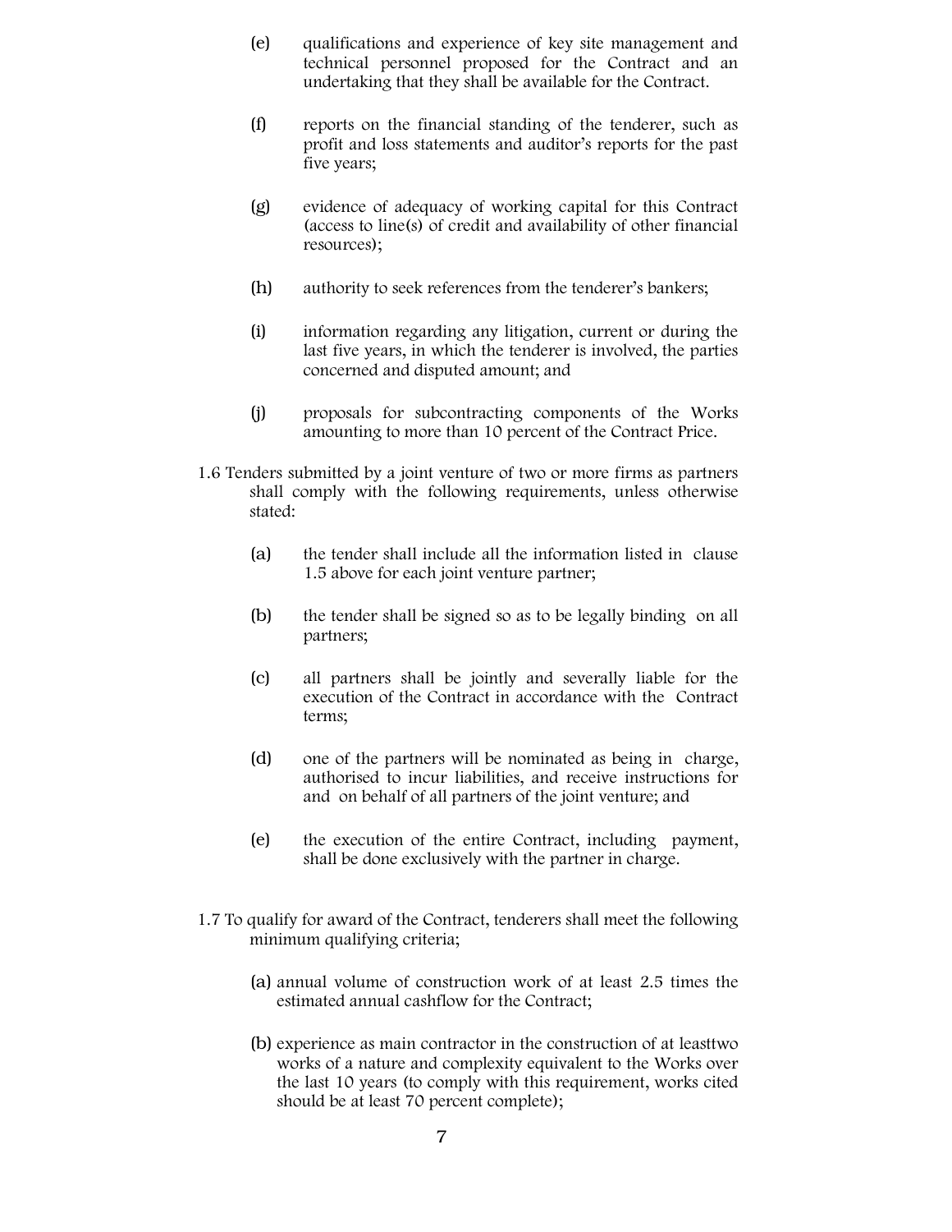(e) qualifications and experience of key site management and technical personnel proposed for the Contract and an undertaking that they shall be available for the Contract.

(f) reports on the financial standing of the tenderer, such as profit and loss statements and auditor's reports for the past five years;

(g) evidence of adequacy of working capital for this Contract (access to line(s) of credit and availability of other financial resources);

(h) authority to seek references from the tenderer's bankers;

(i) information regarding any litigation, current or during the last five years, in which the tenderer is involved, the parties concerned and disputed amount; and

(j) proposals for subcontracting components of the Works amounting to more than 10 percent of the Contract Price.

1.6 Tenders submitted by a joint venture of two or more firms as partners shall comply with the following requirements, unless otherwise stated:

(a) the tender shall include all the information listed in clause 1.5 above for each joint venture partner;

(b) the tender shall be signed so as to be legally binding on all partners;

(c) all partners shall be jointly and severally liable for the execution of the Contract in accordance with the Contract terms;

(d) one of the partners will be nominated as being in charge, authorised to incur liabilities, and receive instructions for and on behalf of all partners of the joint venture; and

(e) the execution of the entire Contract, including payment, shall be done exclusively with the partner in charge.

1.7 To qualify for award of the Contract, tenderers shall meet the following minimum qualifying criteria;

(a) annual volume of construction work of at least 2.5 times the estimated annual cashflow for the Contract;

(b) experience as main contractor in the construction of at leasttwo works of a nature and complexity equivalent to the Works over the last 10 years (to comply with this requirement, works cited should be at least 70 percent complete);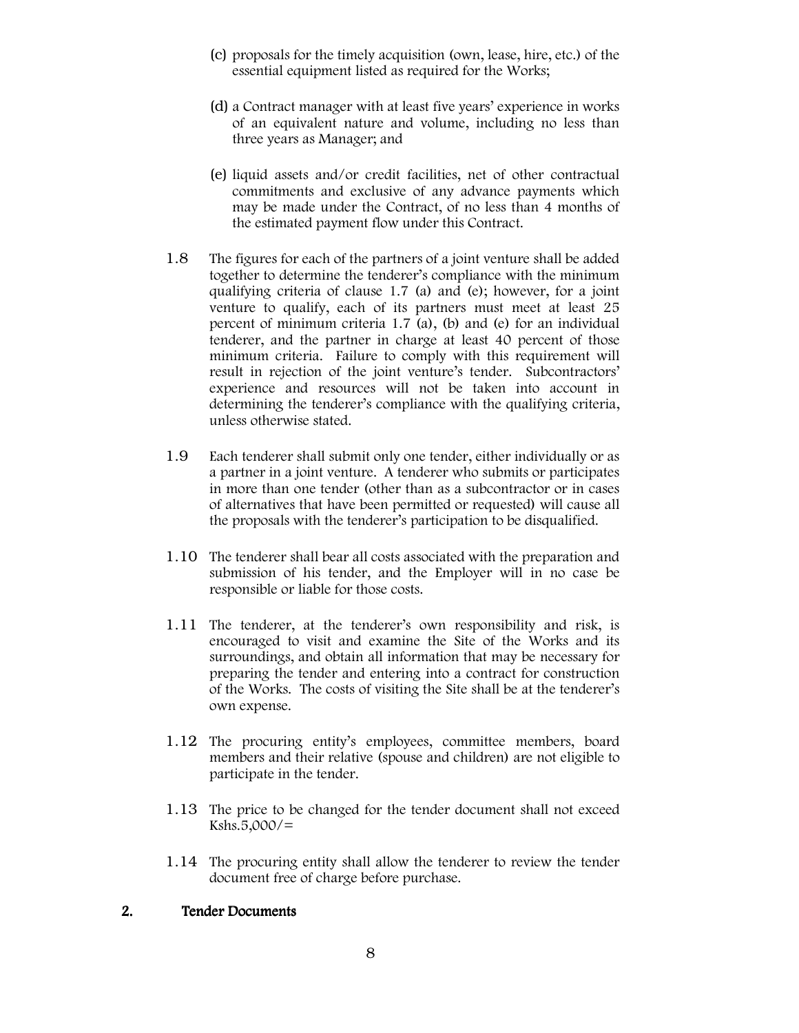(c) proposals for the timely acquisition (own, lease, hire, etc.) of the essential equipment listed as required for the Works;

(d) a Contract manager with at least five years' experience in works of an equivalent nature and volume, including no less than three years as Manager; and

(e) liquid assets and/or credit facilities, net of other contractual commitments and exclusive of any advance payments which may be made under the Contract, of no less than 4 months of the estimated payment flow under this Contract.

1.8 The figures for each of the partners of a joint venture shall be added together to determine the tenderer's compliance with the minimum qualifying criteria of clause 1.7 (a) and (e); however, for a joint venture to qualify, each of its partners must meet at least 25 percent of minimum criteria 1.7 (a), (b) and (e) for an individual tenderer, and the partner in charge at least 40 percent of those minimum criteria. Failure to comply with this requirement will result in rejection of the joint venture's tender. Subcontractors' experience and resources will not be taken into account in determining the tenderer's compliance with the qualifying criteria, unless otherwise stated.

1.9 Each tenderer shall submit only one tender, either individually or as a partner in a joint venture. A tenderer who submits or participates in more than one tender (other than as a subcontractor or in cases of alternatives that have been permitted or requested) will cause all the proposals with the tenderer's participation to be disqualified.

1.10 The tenderer shall bear all costs associated with the preparation and submission of his tender, and the Employer will in no case be responsible or liable for those costs.

1.11 The tenderer, at the tenderer's own responsibility and risk, is encouraged to visit and examine the Site of the Works and its surroundings, and obtain all information that may be necessary for preparing the tender and entering into a contract for construction of the Works. The costs of visiting the Site shall be at the tenderer's own expense.

1.12 The procuring entity's employees, committee members, board members and their relative (spouse and children) are not eligible to participate in the tender.

1.13 The price to be changed for the tender document shall not exceed Kshs.5,000/=

1.14 The procuring entity shall allow the tenderer to review the tender document free of charge before purchase.

## 2. Tender Documents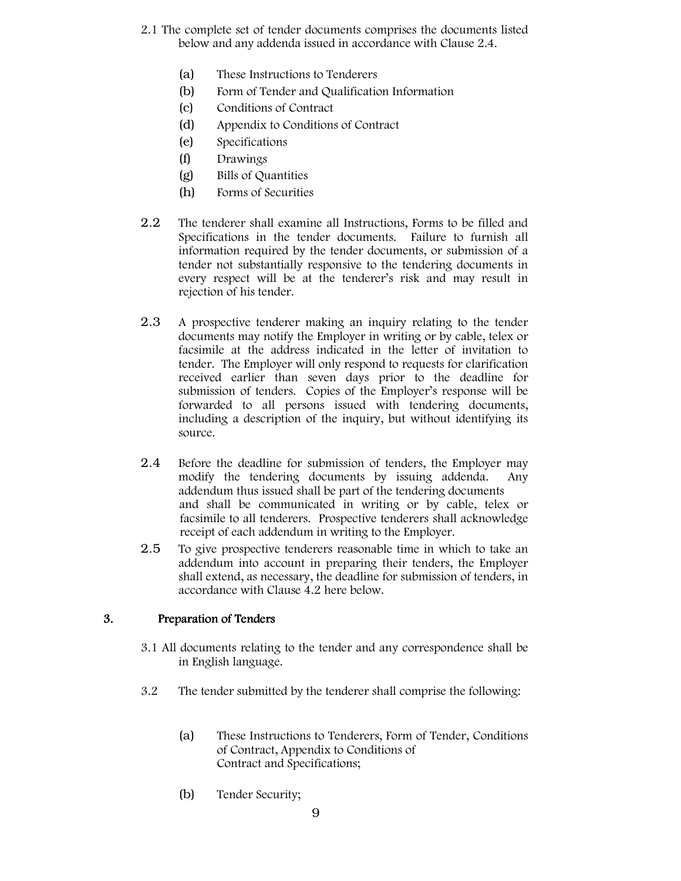2.1 The complete set of tender documents comprises the documents listed below and any addenda issued in accordance with Clause 2.4.

(a) These Instructions to Tenderers
(b) Form of Tender and Qualification Information
(c) Conditions of Contract
(d) Appendix to Conditions of Contract
(e) Specifications
(f) Drawings
(g) Bills of Quantities
(h) Forms of Securities

2.2 The tenderer shall examine all Instructions, Forms to be filled and Specifications in the tender documents. Failure to furnish all information required by the tender documents, or submission of a tender not substantially responsive to the tendering documents in every respect will be at the tenderer's risk and may result in rejection of his tender.

2.3 A prospective tenderer making an inquiry relating to the tender documents may notify the Employer in writing or by cable, telex or facsimile at the address indicated in the letter of invitation to tender. The Employer will only respond to requests for clarification received earlier than seven days prior to the deadline for submission of tenders. Copies of the Employer's response will be forwarded to all persons issued with tendering documents, including a description of the inquiry, but without identifying its source.

2.4 Before the deadline for submission of tenders, the Employer may modify the tendering documents by issuing addenda. Any addendum thus issued shall be part of the tendering documents and shall be communicated in writing or by cable, telex or facsimile to all tenderers. Prospective tenderers shall acknowledge receipt of each addendum in writing to the Employer.

2.5 To give prospective tenderers reasonable time in which to take an addendum into account in preparing their tenders, the Employer shall extend, as necessary, the deadline for submission of tenders, in accordance with Clause 4.2 here below.

## 3. Preparation of Tenders

3.1 All documents relating to the tender and any correspondence shall be in English language.

3.2 The tender submitted by the tenderer shall comprise the following:

(a) These Instructions to Tenderers, Form of Tender, Conditions of Contract, Appendix to Conditions of Contract and Specifications;

(b) Tender Security;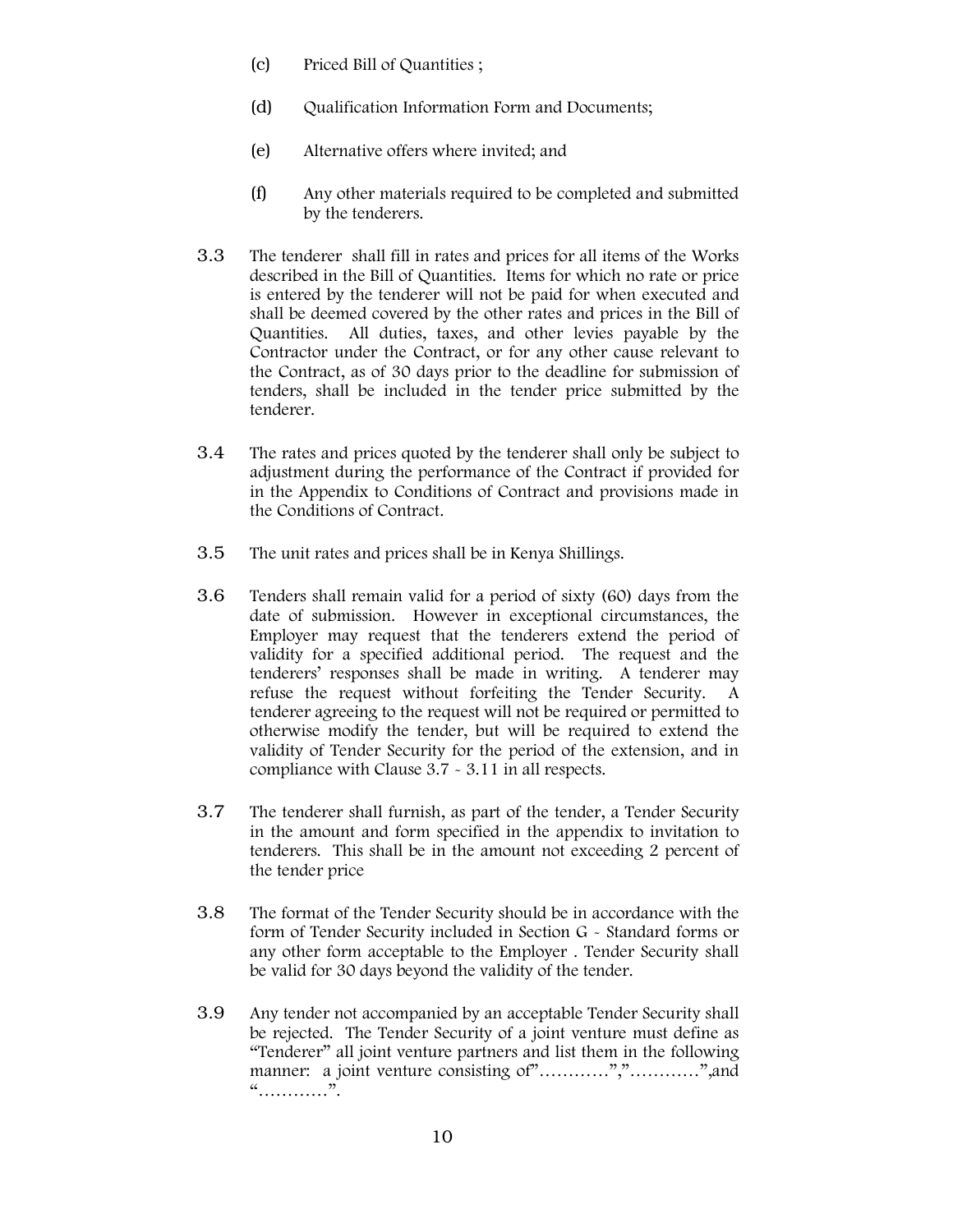(c) Priced Bill of Quantities ;

(d) Qualification Information Form and Documents;

(e) Alternative offers where invited; and

(f) Any other materials required to be completed and submitted by the tenderers.

3.3 The tenderer shall fill in rates and prices for all items of the Works described in the Bill of Quantities. Items for which no rate or price is entered by the tenderer will not be paid for when executed and shall be deemed covered by the other rates and prices in the Bill of Quantities. All duties, taxes, and other levies payable by the Contractor under the Contract, or for any other cause relevant to the Contract, as of 30 days prior to the deadline for submission of tenders, shall be included in the tender price submitted by the tenderer.

3.4 The rates and prices quoted by the tenderer shall only be subject to adjustment during the performance of the Contract if provided for in the Appendix to Conditions of Contract and provisions made in the Conditions of Contract.

3.5 The unit rates and prices shall be in Kenya Shillings.

3.6 Tenders shall remain valid for a period of sixty (60) days from the date of submission. However in exceptional circumstances, the Employer may request that the tenderers extend the period of validity for a specified additional period. The request and the tenderers' responses shall be made in writing. A tenderer may refuse the request without forfeiting the Tender Security. A tenderer agreeing to the request will not be required or permitted to otherwise modify the tender, but will be required to extend the validity of Tender Security for the period of the extension, and in compliance with Clause 3.7 - 3.11 in all respects.

3.7 The tenderer shall furnish, as part of the tender, a Tender Security in the amount and form specified in the appendix to invitation to tenderers. This shall be in the amount not exceeding 2 percent of the tender price

3.8 The format of the Tender Security should be in accordance with the form of Tender Security included in Section G - Standard forms or any other form acceptable to the Employer . Tender Security shall be valid for 30 days beyond the validity of the tender.

3.9 Any tender not accompanied by an acceptable Tender Security shall be rejected. The Tender Security of a joint venture must define as "Tenderer" all joint venture partners and list them in the following manner: a joint venture consisting of"…………","…………",and "…………".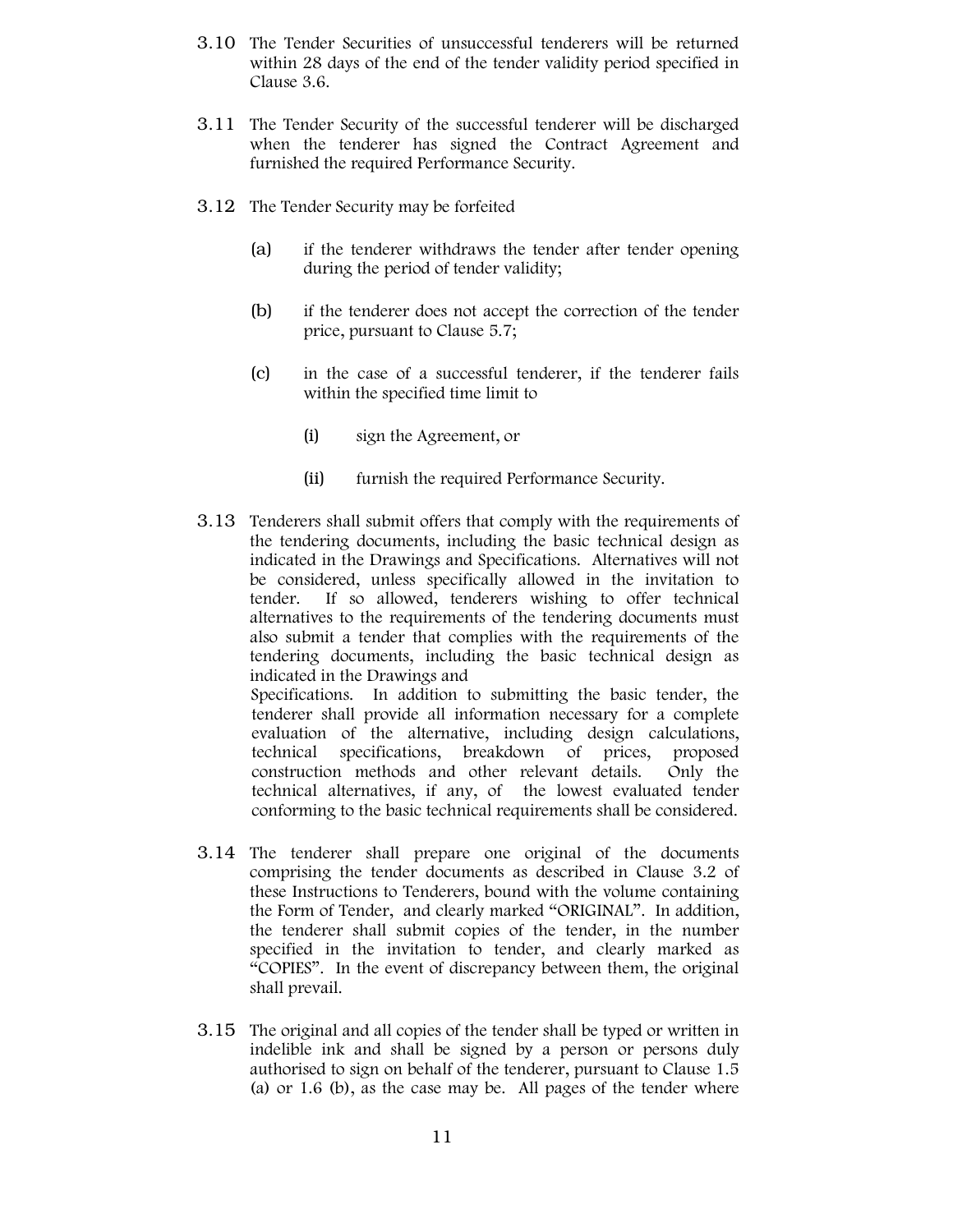3.10 The Tender Securities of unsuccessful tenderers will be returned within 28 days of the end of the tender validity period specified in Clause 3.6.

3.11 The Tender Security of the successful tenderer will be discharged when the tenderer has signed the Contract Agreement and furnished the required Performance Security.

3.12 The Tender Security may be forfeited

(a) if the tenderer withdraws the tender after tender opening during the period of tender validity;

(b) if the tenderer does not accept the correction of the tender price, pursuant to Clause 5.7;

(c) in the case of a successful tenderer, if the tenderer fails within the specified time limit to

(i) sign the Agreement, or

(ii) furnish the required Performance Security.

3.13 Tenderers shall submit offers that comply with the requirements of the tendering documents, including the basic technical design as indicated in the Drawings and Specifications. Alternatives will not be considered, unless specifically allowed in the invitation to tender. If so allowed, tenderers wishing to offer technical alternatives to the requirements of the tendering documents must also submit a tender that complies with the requirements of the tendering documents, including the basic technical design as indicated in the Drawings and Specifications. In addition to submitting the basic tender, the tenderer shall provide all information necessary for a complete evaluation of the alternative, including design calculations, technical specifications, breakdown of prices, proposed construction methods and other relevant details. Only the technical alternatives, if any, of the lowest evaluated tender conforming to the basic technical requirements shall be considered.

3.14 The tenderer shall prepare one original of the documents comprising the tender documents as described in Clause 3.2 of these Instructions to Tenderers, bound with the volume containing the Form of Tender, and clearly marked "ORIGINAL". In addition, the tenderer shall submit copies of the tender, in the number specified in the invitation to tender, and clearly marked as "COPIES". In the event of discrepancy between them, the original shall prevail.

3.15 The original and all copies of the tender shall be typed or written in indelible ink and shall be signed by a person or persons duly authorised to sign on behalf of the tenderer, pursuant to Clause 1.5 (a) or 1.6 (b), as the case may be. All pages of the tender where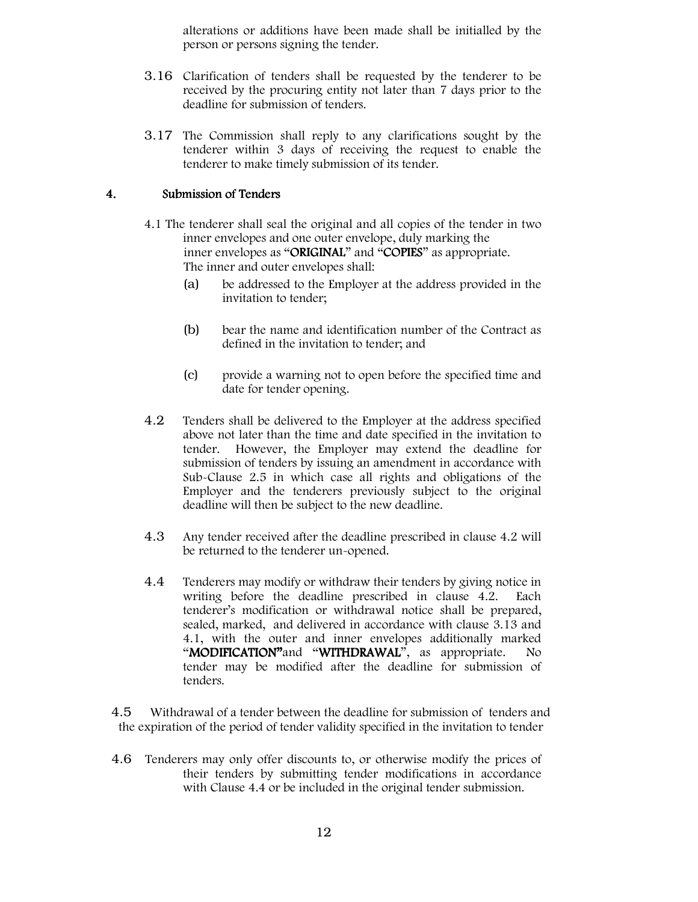alterations or additions have been made shall be initialled by the person or persons signing the tender.

3.16 Clarification of tenders shall be requested by the tenderer to be received by the procuring entity not later than 7 days prior to the deadline for submission of tenders.

3.17 The Commission shall reply to any clarifications sought by the tenderer within 3 days of receiving the request to enable the tenderer to make timely submission of its tender.

## 4. Submission of Tenders

4.1 The tenderer shall seal the original and all copies of the tender in two inner envelopes and one outer envelope, duly marking the inner envelopes as "**ORIGINAL**" and "**COPIES**" as appropriate. The inner and outer envelopes shall:

(a) be addressed to the Employer at the address provided in the invitation to tender;

(b) bear the name and identification number of the Contract as defined in the invitation to tender; and

(c) provide a warning not to open before the specified time and date for tender opening.

4.2 Tenders shall be delivered to the Employer at the address specified above not later than the time and date specified in the invitation to tender. However, the Employer may extend the deadline for submission of tenders by issuing an amendment in accordance with Sub-Clause 2.5 in which case all rights and obligations of the Employer and the tenderers previously subject to the original deadline will then be subject to the new deadline.

4.3 Any tender received after the deadline prescribed in clause 4.2 will be returned to the tenderer un-opened.

4.4 Tenderers may modify or withdraw their tenders by giving notice in writing before the deadline prescribed in clause 4.2. Each tenderer's modification or withdrawal notice shall be prepared, sealed, marked, and delivered in accordance with clause 3.13 and 4.1, with the outer and inner envelopes additionally marked "**MODIFICATION**"and "**WITHDRAWAL**", as appropriate. No tender may be modified after the deadline for submission of tenders.

4.5 Withdrawal of a tender between the deadline for submission of tenders and the expiration of the period of tender validity specified in the invitation to tender

4.6 Tenderers may only offer discounts to, or otherwise modify the prices of their tenders by submitting tender modifications in accordance with Clause 4.4 or be included in the original tender submission.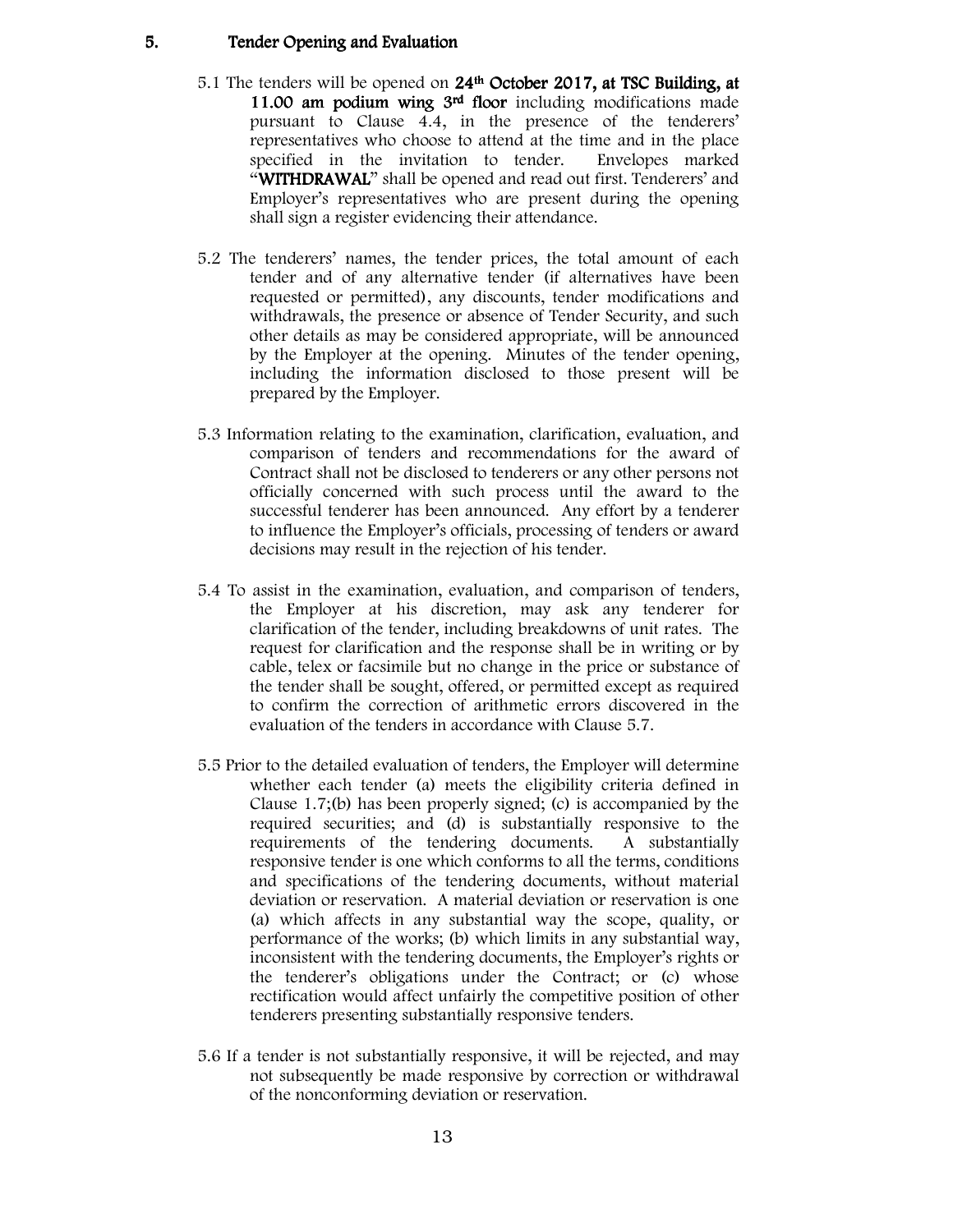## 5. Tender Opening and Evaluation

5.1 The tenders will be opened on **24th October 2017, at TSC Building, at 11.00 am podium wing 3rd floor** including modifications made pursuant to Clause 4.4, in the presence of the tenderers' representatives who choose to attend at the time and in the place specified in the invitation to tender. Envelopes marked "**WITHDRAWAL**" shall be opened and read out first. Tenderers' and Employer's representatives who are present during the opening shall sign a register evidencing their attendance.

5.2 The tenderers' names, the tender prices, the total amount of each tender and of any alternative tender (if alternatives have been requested or permitted), any discounts, tender modifications and withdrawals, the presence or absence of Tender Security, and such other details as may be considered appropriate, will be announced by the Employer at the opening. Minutes of the tender opening, including the information disclosed to those present will be prepared by the Employer.

5.3 Information relating to the examination, clarification, evaluation, and comparison of tenders and recommendations for the award of Contract shall not be disclosed to tenderers or any other persons not officially concerned with such process until the award to the successful tenderer has been announced. Any effort by a tenderer to influence the Employer's officials, processing of tenders or award decisions may result in the rejection of his tender.

5.4 To assist in the examination, evaluation, and comparison of tenders, the Employer at his discretion, may ask any tenderer for clarification of the tender, including breakdowns of unit rates. The request for clarification and the response shall be in writing or by cable, telex or facsimile but no change in the price or substance of the tender shall be sought, offered, or permitted except as required to confirm the correction of arithmetic errors discovered in the evaluation of the tenders in accordance with Clause 5.7.

5.5 Prior to the detailed evaluation of tenders, the Employer will determine whether each tender (a) meets the eligibility criteria defined in Clause 1.7;(b) has been properly signed; (c) is accompanied by the required securities; and (d) is substantially responsive to the requirements of the tendering documents. A substantially responsive tender is one which conforms to all the terms, conditions and specifications of the tendering documents, without material deviation or reservation. A material deviation or reservation is one (a) which affects in any substantial way the scope, quality, or performance of the works; (b) which limits in any substantial way, inconsistent with the tendering documents, the Employer's rights or the tenderer's obligations under the Contract; or (c) whose rectification would affect unfairly the competitive position of other tenderers presenting substantially responsive tenders.

5.6 If a tender is not substantially responsive, it will be rejected, and may not subsequently be made responsive by correction or withdrawal of the nonconforming deviation or reservation.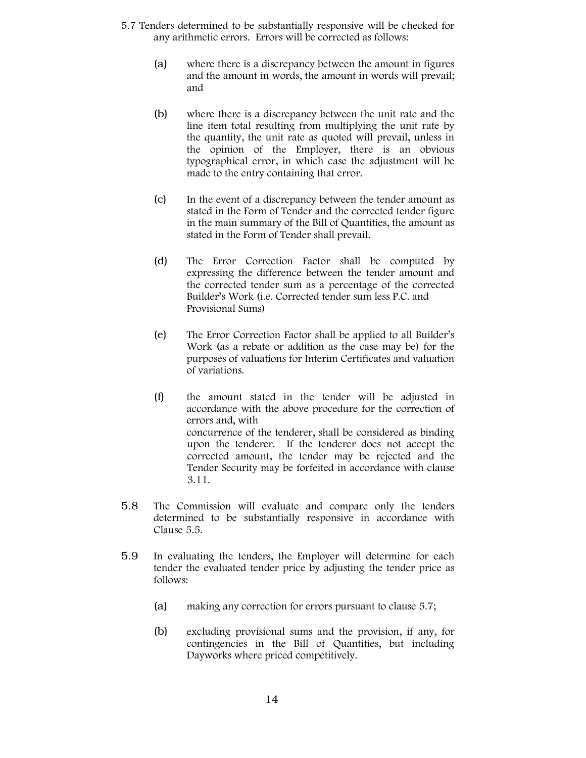5.7 Tenders determined to be substantially responsive will be checked for any arithmetic errors. Errors will be corrected as follows:

(a) where there is a discrepancy between the amount in figures and the amount in words, the amount in words will prevail; and

(b) where there is a discrepancy between the unit rate and the line item total resulting from multiplying the unit rate by the quantity, the unit rate as quoted will prevail, unless in the opinion of the Employer, there is an obvious typographical error, in which case the adjustment will be made to the entry containing that error.

(c) In the event of a discrepancy between the tender amount as stated in the Form of Tender and the corrected tender figure in the main summary of the Bill of Quantities, the amount as stated in the Form of Tender shall prevail.

(d) The Error Correction Factor shall be computed by expressing the difference between the tender amount and the corrected tender sum as a percentage of the corrected Builder's Work (i.e. Corrected tender sum less P.C. and Provisional Sums)

(e) The Error Correction Factor shall be applied to all Builder's Work (as a rebate or addition as the case may be) for the purposes of valuations for Interim Certificates and valuation of variations.

(f) the amount stated in the tender will be adjusted in accordance with the above procedure for the correction of errors and, with concurrence of the tenderer, shall be considered as binding upon the tenderer. If the tenderer does not accept the corrected amount, the tender may be rejected and the Tender Security may be forfeited in accordance with clause 3.11.

5.8 The Commission will evaluate and compare only the tenders determined to be substantially responsive in accordance with Clause 5.5.

5.9 In evaluating the tenders, the Employer will determine for each tender the evaluated tender price by adjusting the tender price as follows:

(a) making any correction for errors pursuant to clause 5.7;

(b) excluding provisional sums and the provision, if any, for contingencies in the Bill of Quantities, but including Dayworks where priced competitively.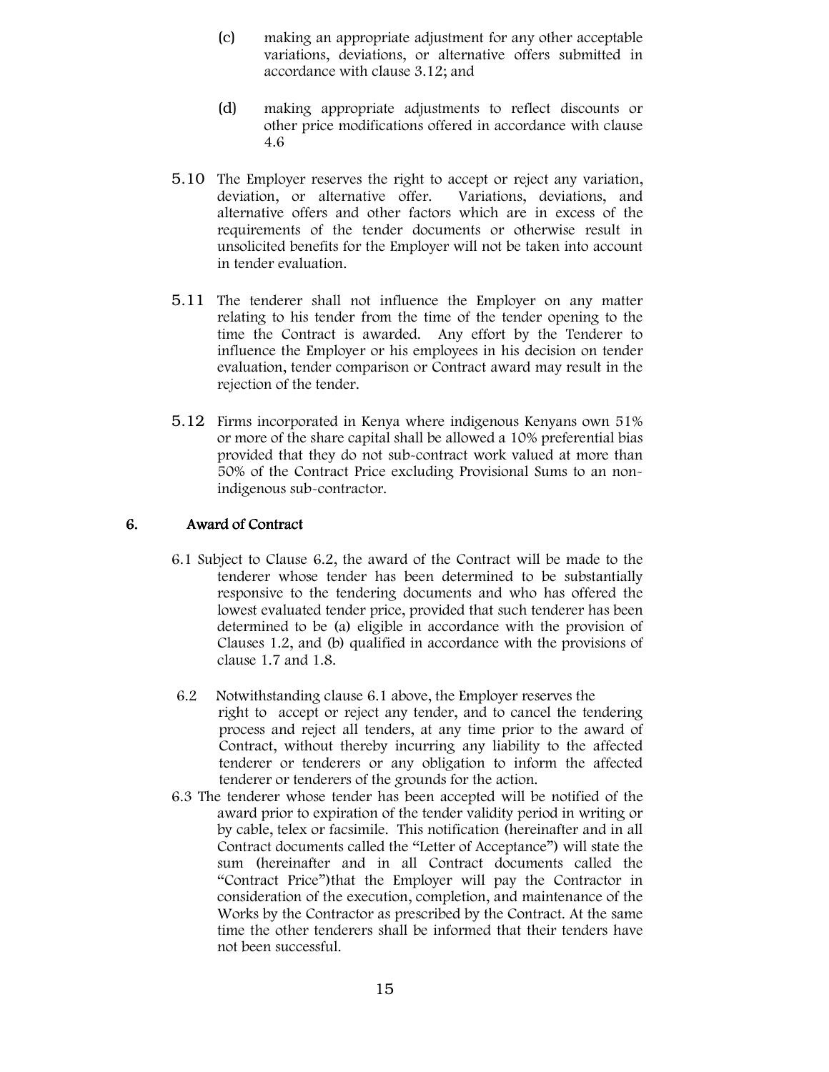(c) making an appropriate adjustment for any other acceptable variations, deviations, or alternative offers submitted in accordance with clause 3.12; and

(d) making appropriate adjustments to reflect discounts or other price modifications offered in accordance with clause 4.6

5.10 The Employer reserves the right to accept or reject any variation, deviation, or alternative offer. Variations, deviations, and alternative offers and other factors which are in excess of the requirements of the tender documents or otherwise result in unsolicited benefits for the Employer will not be taken into account in tender evaluation.

5.11 The tenderer shall not influence the Employer on any matter relating to his tender from the time of the tender opening to the time the Contract is awarded. Any effort by the Tenderer to influence the Employer or his employees in his decision on tender evaluation, tender comparison or Contract award may result in the rejection of the tender.

5.12 Firms incorporated in Kenya where indigenous Kenyans own 51% or more of the share capital shall be allowed a 10% preferential bias provided that they do not sub-contract work valued at more than 50% of the Contract Price excluding Provisional Sums to an non-indigenous sub-contractor.

## 6. Award of Contract

6.1 Subject to Clause 6.2, the award of the Contract will be made to the tenderer whose tender has been determined to be substantially responsive to the tendering documents and who has offered the lowest evaluated tender price, provided that such tenderer has been determined to be (a) eligible in accordance with the provision of Clauses 1.2, and (b) qualified in accordance with the provisions of clause 1.7 and 1.8.

6.2 Notwithstanding clause 6.1 above, the Employer reserves the right to accept or reject any tender, and to cancel the tendering process and reject all tenders, at any time prior to the award of Contract, without thereby incurring any liability to the affected tenderer or tenderers or any obligation to inform the affected tenderer or tenderers of the grounds for the action.

6.3 The tenderer whose tender has been accepted will be notified of the award prior to expiration of the tender validity period in writing or by cable, telex or facsimile. This notification (hereinafter and in all Contract documents called the "Letter of Acceptance") will state the sum (hereinafter and in all Contract documents called the "Contract Price")that the Employer will pay the Contractor in consideration of the execution, completion, and maintenance of the Works by the Contractor as prescribed by the Contract. At the same time the other tenderers shall be informed that their tenders have not been successful.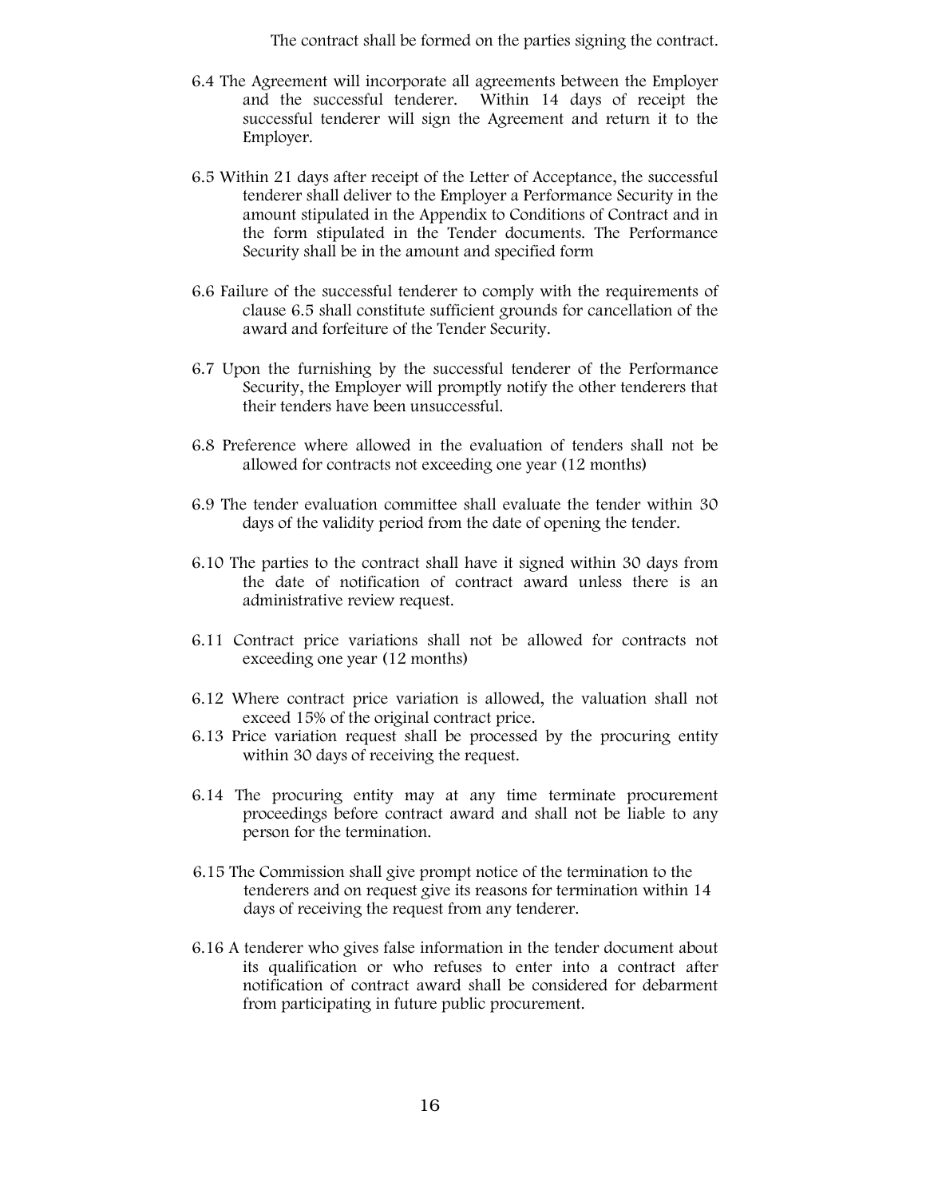The contract shall be formed on the parties signing the contract.

6.4 The Agreement will incorporate all agreements between the Employer and the successful tenderer. Within 14 days of receipt the successful tenderer will sign the Agreement and return it to the Employer.

6.5 Within 21 days after receipt of the Letter of Acceptance, the successful tenderer shall deliver to the Employer a Performance Security in the amount stipulated in the Appendix to Conditions of Contract and in the form stipulated in the Tender documents. The Performance Security shall be in the amount and specified form

6.6 Failure of the successful tenderer to comply with the requirements of clause 6.5 shall constitute sufficient grounds for cancellation of the award and forfeiture of the Tender Security.

6.7 Upon the furnishing by the successful tenderer of the Performance Security, the Employer will promptly notify the other tenderers that their tenders have been unsuccessful.

6.8 Preference where allowed in the evaluation of tenders shall not be allowed for contracts not exceeding one year (12 months)

6.9 The tender evaluation committee shall evaluate the tender within 30 days of the validity period from the date of opening the tender.

6.10 The parties to the contract shall have it signed within 30 days from the date of notification of contract award unless there is an administrative review request.

6.11 Contract price variations shall not be allowed for contracts not exceeding one year (12 months)

6.12 Where contract price variation is allowed, the valuation shall not exceed 15% of the original contract price.

6.13 Price variation request shall be processed by the procuring entity within 30 days of receiving the request.

6.14 The procuring entity may at any time terminate procurement proceedings before contract award and shall not be liable to any person for the termination.

6.15 The Commission shall give prompt notice of the termination to the tenderers and on request give its reasons for termination within 14 days of receiving the request from any tenderer.

6.16 A tenderer who gives false information in the tender document about its qualification or who refuses to enter into a contract after notification of contract award shall be considered for debarment from participating in future public procurement.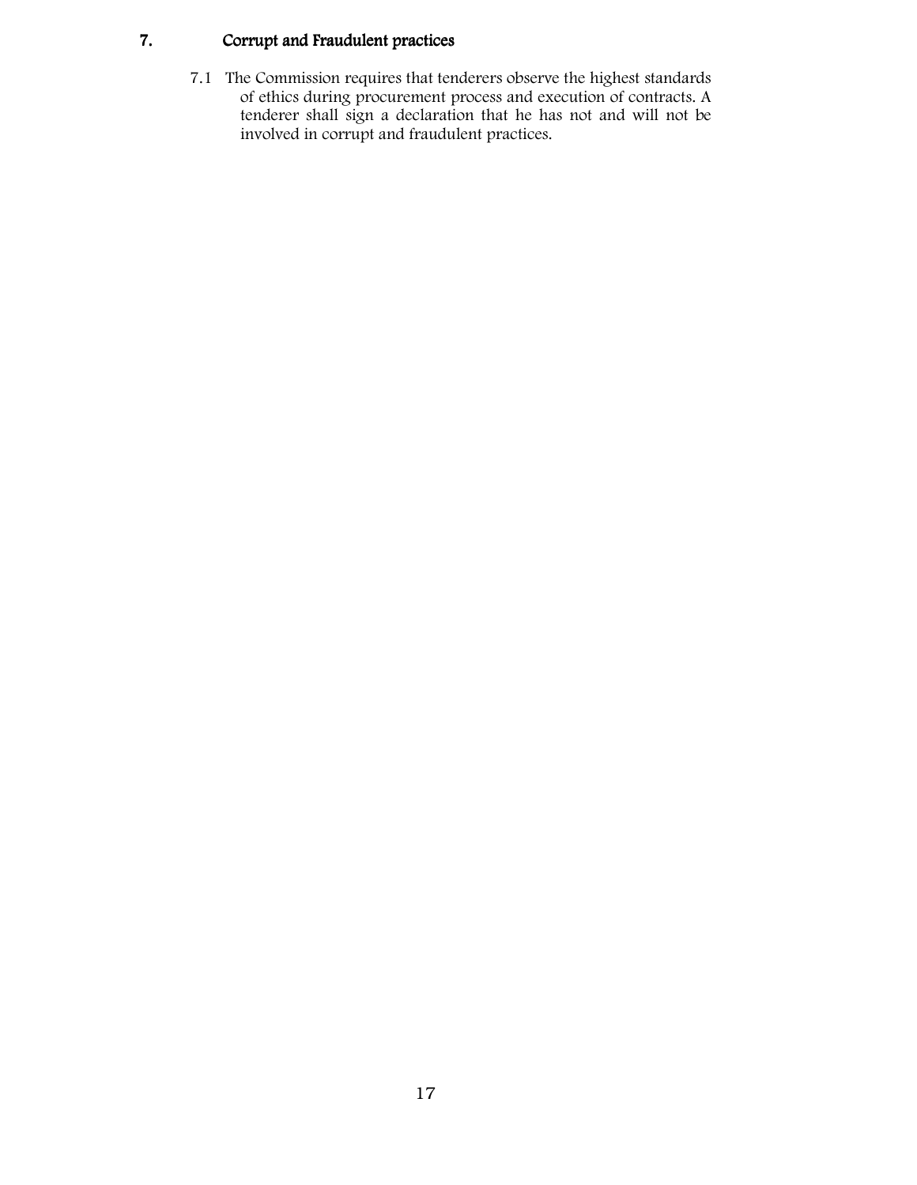## 7. Corrupt and Fraudulent practices

7.1 The Commission requires that tenderers observe the highest standards of ethics during procurement process and execution of contracts. A tenderer shall sign a declaration that he has not and will not be involved in corrupt and fraudulent practices.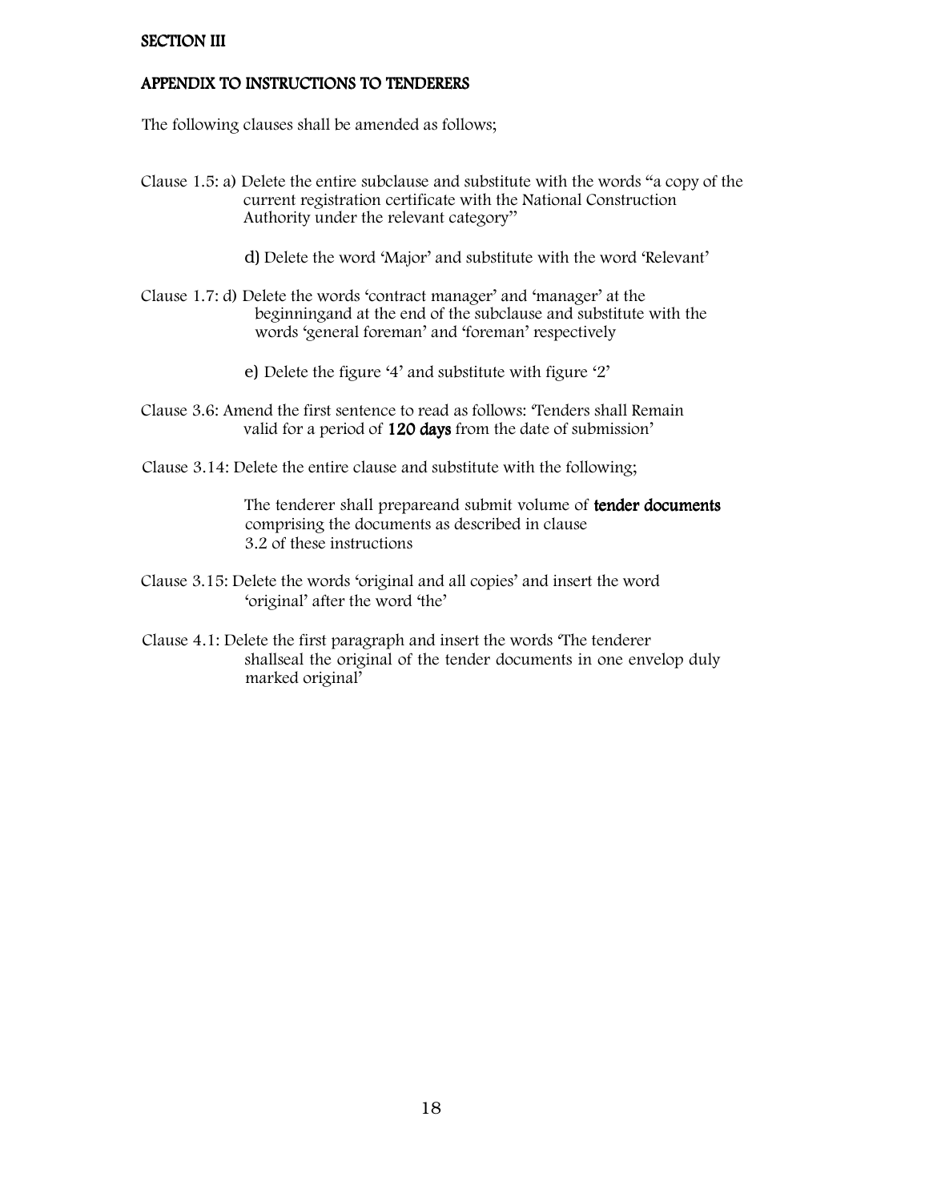## SECTION III

## APPENDIX TO INSTRUCTIONS TO TENDERERS

The following clauses shall be amended as follows;

Clause 1.5: a) Delete the entire subclause and substitute with the words "a copy of the current registration certificate with the National Construction Authority under the relevant category"

d) Delete the word 'Major' and substitute with the word 'Relevant'

Clause 1.7: d) Delete the words 'contract manager' and 'manager' at the beginningand at the end of the subclause and substitute with the words 'general foreman' and 'foreman' respectively

e) Delete the figure '4' and substitute with figure '2'

Clause 3.6: Amend the first sentence to read as follows: 'Tenders shall Remain valid for a period of **120 days** from the date of submission'

Clause 3.14: Delete the entire clause and substitute with the following;

The tenderer shall prepareand submit volume of **tender documents** comprising the documents as described in clause 3.2 of these instructions

Clause 3.15: Delete the words 'original and all copies' and insert the word 'original' after the word 'the'

Clause 4.1: Delete the first paragraph and insert the words 'The tenderer shallseal the original of the tender documents in one envelop duly marked original'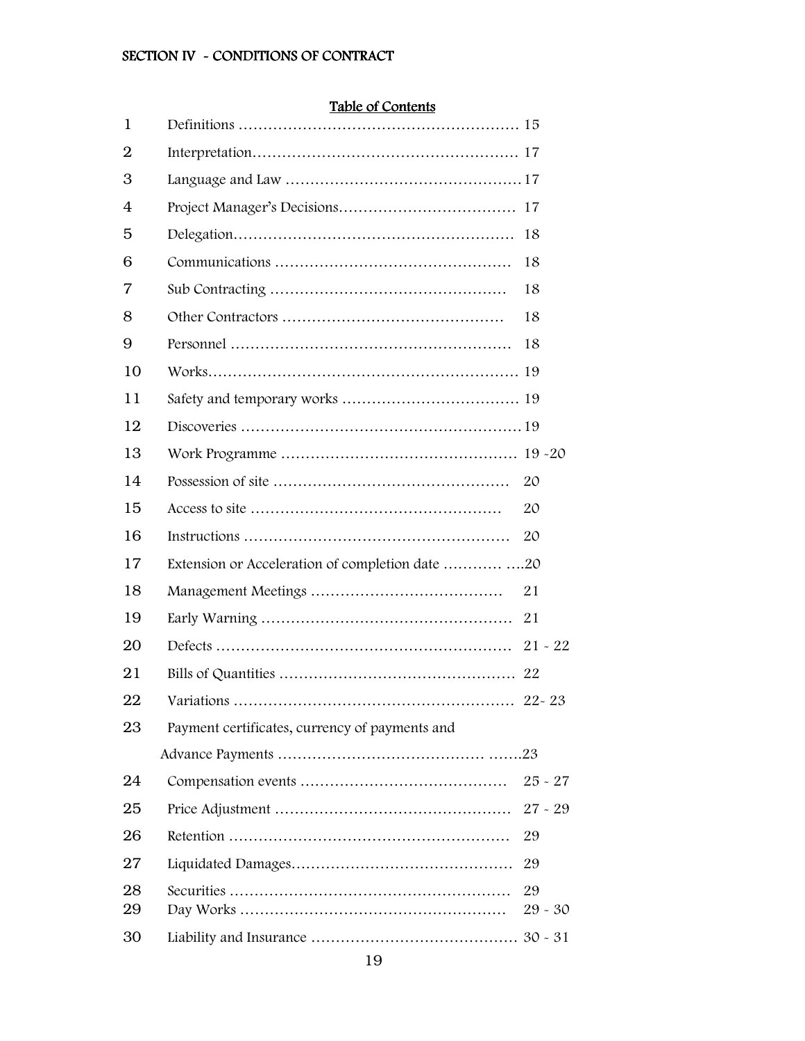## SECTION IV - CONDITIONS OF CONTRACT

### Table of Contents

| | | |
|---|---|---|
| 1 | Definitions | 15 |
| 2 | Interpretation | 17 |
| 3 | Language and Law | 17 |
| 4 | Project Manager's Decisions | 17 |
| 5 | Delegation | 18 |
| 6 | Communications | 18 |
| 7 | Sub Contracting | 18 |
| 8 | Other Contractors | 18 |
| 9 | Personnel | 18 |
| 10 | Works | 19 |
| 11 | Safety and temporary works | 19 |
| 12 | Discoveries | 19 |
| 13 | Work Programme | 19 -20 |
| 14 | Possession of site | 20 |
| 15 | Access to site | 20 |
| 16 | Instructions | 20 |
| 17 | Extension or Acceleration of completion date | 20 |
| 18 | Management Meetings | 21 |
| 19 | Early Warning | 21 |
| 20 | Defects | 21 - 22 |
| 21 | Bills of Quantities | 22 |
| 22 | Variations | 22- 23 |
| 23 | Payment certificates, currency of payments and Advance Payments | 23 |
| 24 | Compensation events | 25 - 27 |
| 25 | Price Adjustment | 27 - 29 |
| 26 | Retention | 29 |
| 27 | Liquidated Damages | 29 |
| 28 | Securities | 29 |
| 29 | Day Works | 29 - 30 |
| 30 | Liability and Insurance | 30 - 31 |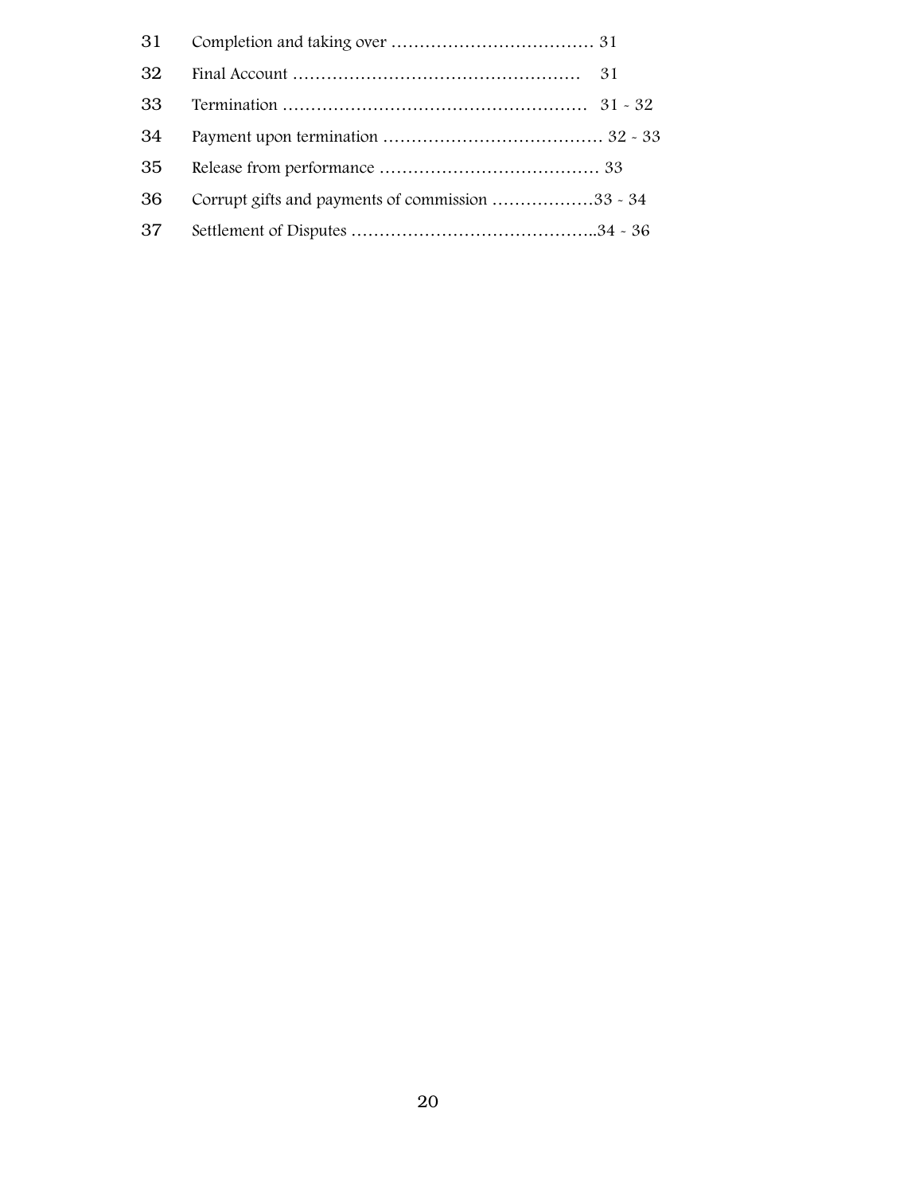| | | |
|---|---|---|
| 31 | Completion and taking over | 31 |
| 32 | Final Account | 31 |
| 33 | Termination | 31 - 32 |
| 34 | Payment upon termination | 32 - 33 |
| 35 | Release from performance | 33 |
| 36 | Corrupt gifts and payments of commission | 33 - 34 |
| 37 | Settlement of Disputes | 34 - 36 |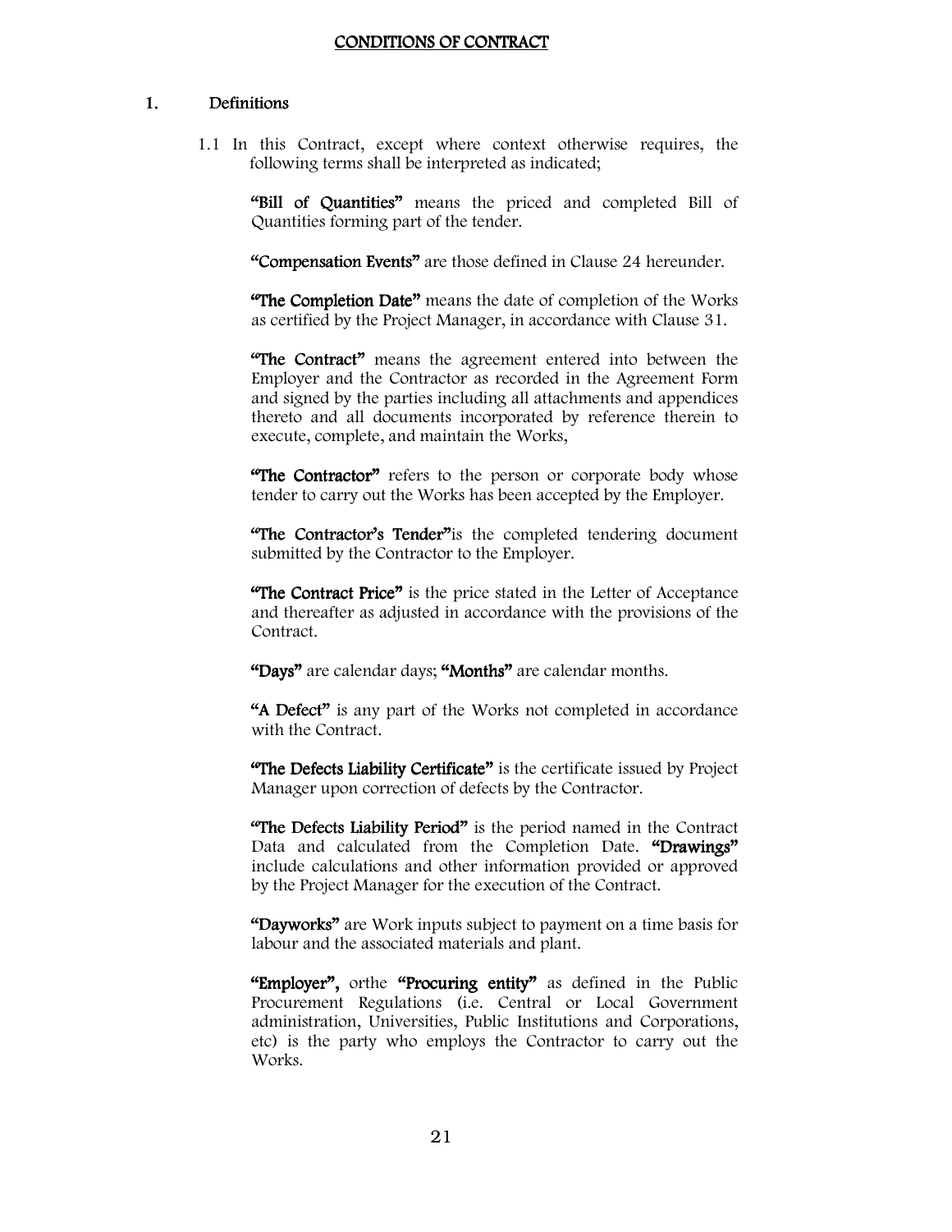# CONDITIONS OF CONTRACT

## 1. Definitions

1.1 In this Contract, except where context otherwise requires, the following terms shall be interpreted as indicated;

**"Bill of Quantities"** means the priced and completed Bill of Quantities forming part of the tender.

**"Compensation Events"** are those defined in Clause 24 hereunder.

**"The Completion Date"** means the date of completion of the Works as certified by the Project Manager, in accordance with Clause 31.

**"The Contract"** means the agreement entered into between the Employer and the Contractor as recorded in the Agreement Form and signed by the parties including all attachments and appendices thereto and all documents incorporated by reference therein to execute, complete, and maintain the Works,

**"The Contractor"** refers to the person or corporate body whose tender to carry out the Works has been accepted by the Employer.

**"The Contractor's Tender"**is the completed tendering document submitted by the Contractor to the Employer.

**"The Contract Price"** is the price stated in the Letter of Acceptance and thereafter as adjusted in accordance with the provisions of the Contract.

**"Days"** are calendar days; **"Months"** are calendar months.

**"A Defect"** is any part of the Works not completed in accordance with the Contract.

**"The Defects Liability Certificate"** is the certificate issued by Project Manager upon correction of defects by the Contractor.

**"The Defects Liability Period"** is the period named in the Contract Data and calculated from the Completion Date. **"Drawings"** include calculations and other information provided or approved by the Project Manager for the execution of the Contract.

**"Dayworks"** are Work inputs subject to payment on a time basis for labour and the associated materials and plant.

**"Employer",** orthe **"Procuring entity"** as defined in the Public Procurement Regulations (i.e. Central or Local Government administration, Universities, Public Institutions and Corporations, etc) is the party who employs the Contractor to carry out the Works.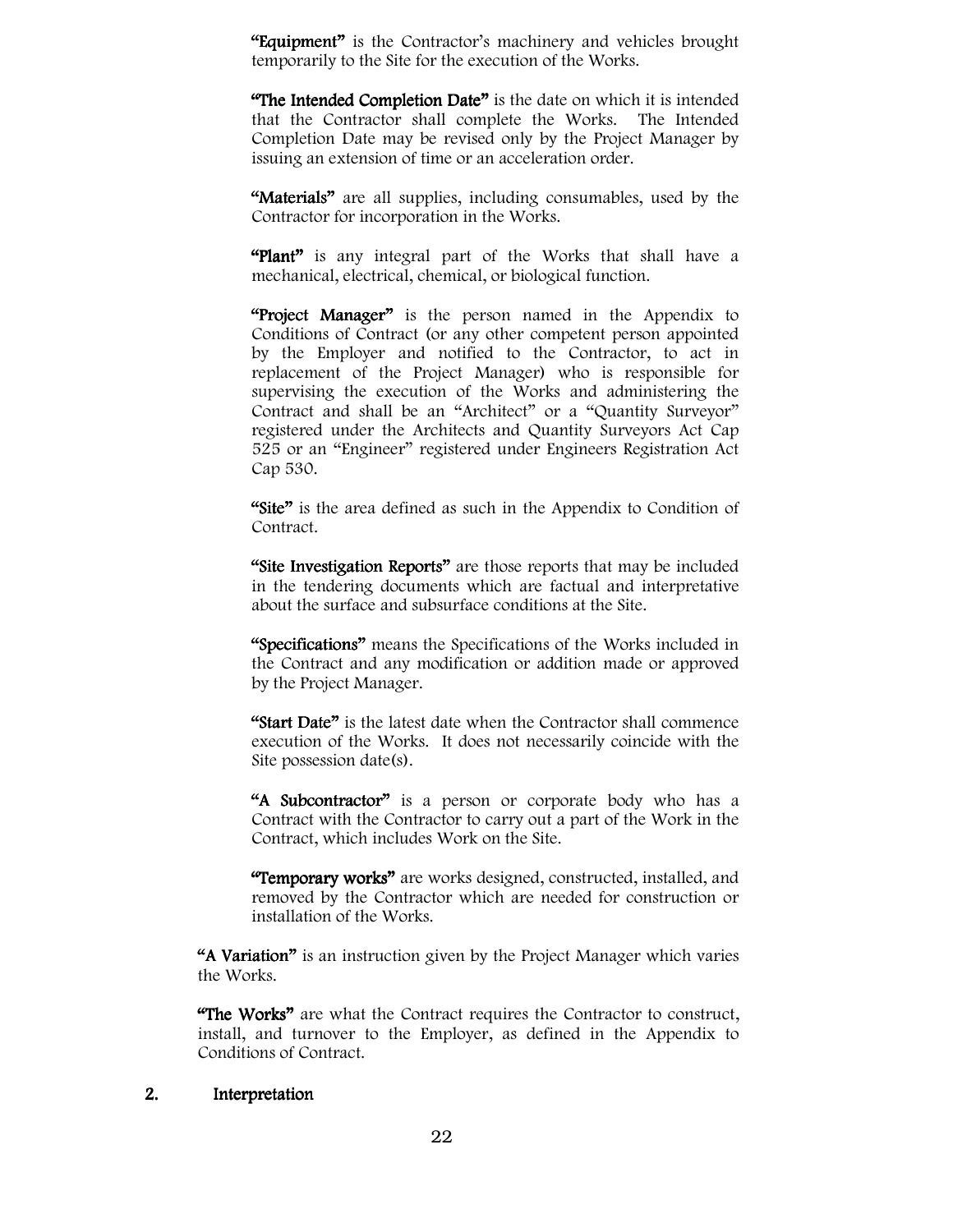**"Equipment"** is the Contractor's machinery and vehicles brought temporarily to the Site for the execution of the Works.

**"The Intended Completion Date"** is the date on which it is intended that the Contractor shall complete the Works. The Intended Completion Date may be revised only by the Project Manager by issuing an extension of time or an acceleration order.

**"Materials"** are all supplies, including consumables, used by the Contractor for incorporation in the Works.

**"Plant"** is any integral part of the Works that shall have a mechanical, electrical, chemical, or biological function.

**"Project Manager"** is the person named in the Appendix to Conditions of Contract (or any other competent person appointed by the Employer and notified to the Contractor, to act in replacement of the Project Manager) who is responsible for supervising the execution of the Works and administering the Contract and shall be an "Architect" or a "Quantity Surveyor" registered under the Architects and Quantity Surveyors Act Cap 525 or an "Engineer" registered under Engineers Registration Act Cap 530.

**"Site"** is the area defined as such in the Appendix to Condition of Contract.

**"Site Investigation Reports"** are those reports that may be included in the tendering documents which are factual and interpretative about the surface and subsurface conditions at the Site.

**"Specifications"** means the Specifications of the Works included in the Contract and any modification or addition made or approved by the Project Manager.

**"Start Date"** is the latest date when the Contractor shall commence execution of the Works. It does not necessarily coincide with the Site possession date(s).

**"A Subcontractor"** is a person or corporate body who has a Contract with the Contractor to carry out a part of the Work in the Contract, which includes Work on the Site.

**"Temporary works"** are works designed, constructed, installed, and removed by the Contractor which are needed for construction or installation of the Works.

**"A Variation"** is an instruction given by the Project Manager which varies the Works.

**"The Works"** are what the Contract requires the Contractor to construct, install, and turnover to the Employer, as defined in the Appendix to Conditions of Contract.

## 2. Interpretation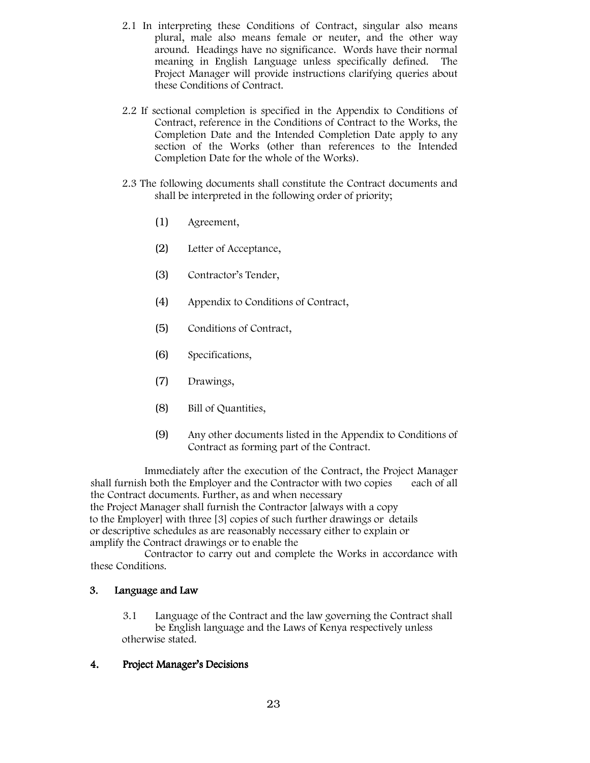2.1 In interpreting these Conditions of Contract, singular also means plural, male also means female or neuter, and the other way around. Headings have no significance. Words have their normal meaning in English Language unless specifically defined. The Project Manager will provide instructions clarifying queries about these Conditions of Contract.

2.2 If sectional completion is specified in the Appendix to Conditions of Contract, reference in the Conditions of Contract to the Works, the Completion Date and the Intended Completion Date apply to any section of the Works (other than references to the Intended Completion Date for the whole of the Works).

2.3 The following documents shall constitute the Contract documents and shall be interpreted in the following order of priority;

(1) Agreement,

(2) Letter of Acceptance,

(3) Contractor's Tender,

(4) Appendix to Conditions of Contract,

(5) Conditions of Contract,

(6) Specifications,

(7) Drawings,

(8) Bill of Quantities,

(9) Any other documents listed in the Appendix to Conditions of Contract as forming part of the Contract.

Immediately after the execution of the Contract, the Project Manager shall furnish both the Employer and the Contractor with two copies each of all the Contract documents. Further, as and when necessary the Project Manager shall furnish the Contractor [always with a copy to the Employer] with three [3] copies of such further drawings or details or descriptive schedules as are reasonably necessary either to explain or amplify the Contract drawings or to enable the Contractor to carry out and complete the Works in accordance with these Conditions.

## 3. Language and Law

3.1 Language of the Contract and the law governing the Contract shall be English language and the Laws of Kenya respectively unless otherwise stated.

## 4. Project Manager's Decisions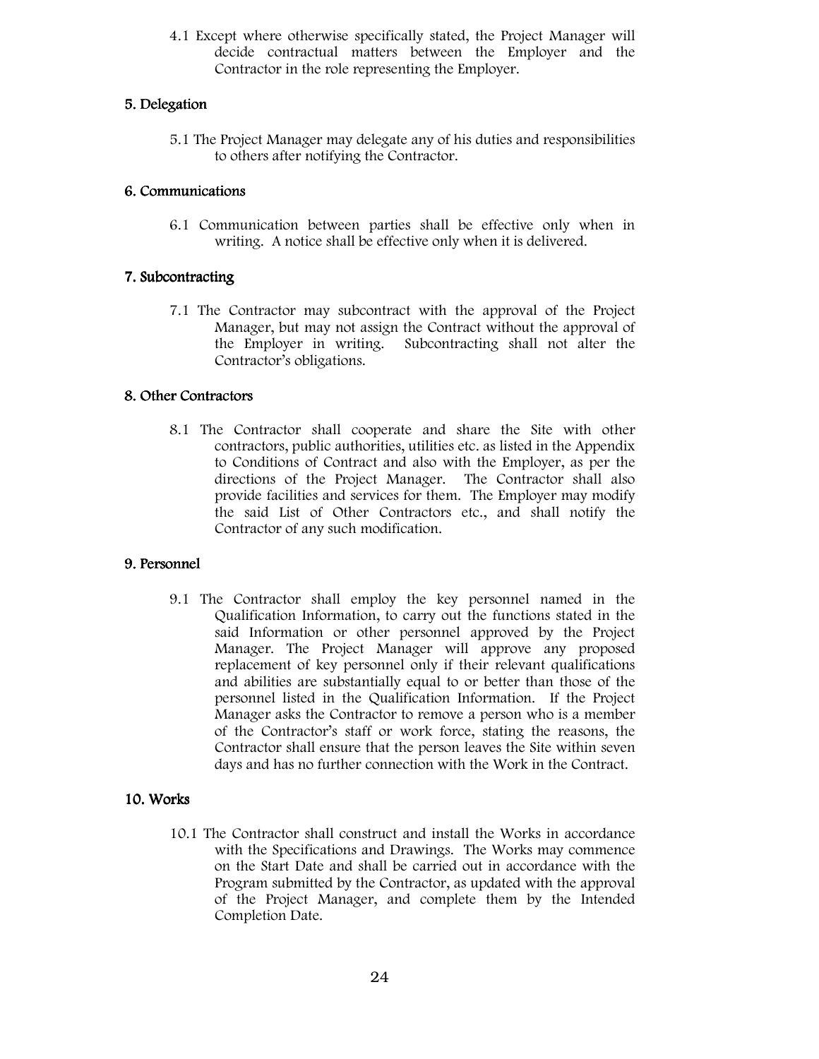4.1 Except where otherwise specifically stated, the Project Manager will decide contractual matters between the Employer and the Contractor in the role representing the Employer.

## 5. Delegation

5.1 The Project Manager may delegate any of his duties and responsibilities to others after notifying the Contractor.

## 6. Communications

6.1 Communication between parties shall be effective only when in writing. A notice shall be effective only when it is delivered.

## 7. Subcontracting

7.1 The Contractor may subcontract with the approval of the Project Manager, but may not assign the Contract without the approval of the Employer in writing. Subcontracting shall not alter the Contractor's obligations.

## 8. Other Contractors

8.1 The Contractor shall cooperate and share the Site with other contractors, public authorities, utilities etc. as listed in the Appendix to Conditions of Contract and also with the Employer, as per the directions of the Project Manager. The Contractor shall also provide facilities and services for them. The Employer may modify the said List of Other Contractors etc., and shall notify the Contractor of any such modification.

## 9. Personnel

9.1 The Contractor shall employ the key personnel named in the Qualification Information, to carry out the functions stated in the said Information or other personnel approved by the Project Manager. The Project Manager will approve any proposed replacement of key personnel only if their relevant qualifications and abilities are substantially equal to or better than those of the personnel listed in the Qualification Information. If the Project Manager asks the Contractor to remove a person who is a member of the Contractor's staff or work force, stating the reasons, the Contractor shall ensure that the person leaves the Site within seven days and has no further connection with the Work in the Contract.

## 10. Works

10.1 The Contractor shall construct and install the Works in accordance with the Specifications and Drawings. The Works may commence on the Start Date and shall be carried out in accordance with the Program submitted by the Contractor, as updated with the approval of the Project Manager, and complete them by the Intended Completion Date.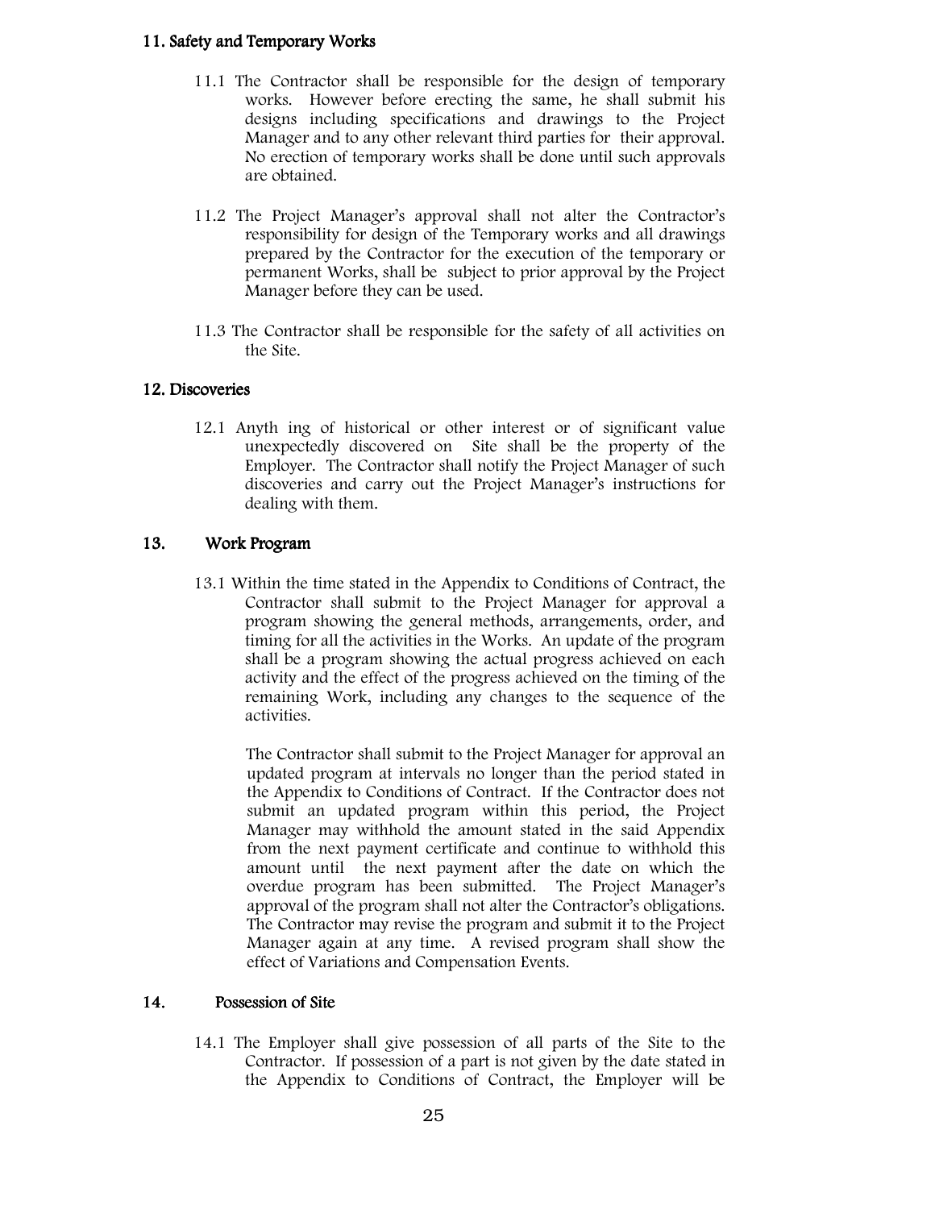## 11. Safety and Temporary Works

11.1 The Contractor shall be responsible for the design of temporary works. However before erecting the same, he shall submit his designs including specifications and drawings to the Project Manager and to any other relevant third parties for their approval. No erection of temporary works shall be done until such approvals are obtained.

11.2 The Project Manager's approval shall not alter the Contractor's responsibility for design of the Temporary works and all drawings prepared by the Contractor for the execution of the temporary or permanent Works, shall be subject to prior approval by the Project Manager before they can be used.

11.3 The Contractor shall be responsible for the safety of all activities on the Site.

## 12. Discoveries

12.1 Anyth ing of historical or other interest or of significant value unexpectedly discovered on Site shall be the property of the Employer. The Contractor shall notify the Project Manager of such discoveries and carry out the Project Manager's instructions for dealing with them.

## 13. Work Program

13.1 Within the time stated in the Appendix to Conditions of Contract, the Contractor shall submit to the Project Manager for approval a program showing the general methods, arrangements, order, and timing for all the activities in the Works. An update of the program shall be a program showing the actual progress achieved on each activity and the effect of the progress achieved on the timing of the remaining Work, including any changes to the sequence of the activities.

The Contractor shall submit to the Project Manager for approval an updated program at intervals no longer than the period stated in the Appendix to Conditions of Contract. If the Contractor does not submit an updated program within this period, the Project Manager may withhold the amount stated in the said Appendix from the next payment certificate and continue to withhold this amount until the next payment after the date on which the overdue program has been submitted. The Project Manager's approval of the program shall not alter the Contractor's obligations. The Contractor may revise the program and submit it to the Project Manager again at any time. A revised program shall show the effect of Variations and Compensation Events.

## 14. Possession of Site

14.1 The Employer shall give possession of all parts of the Site to the Contractor. If possession of a part is not given by the date stated in the Appendix to Conditions of Contract, the Employer will be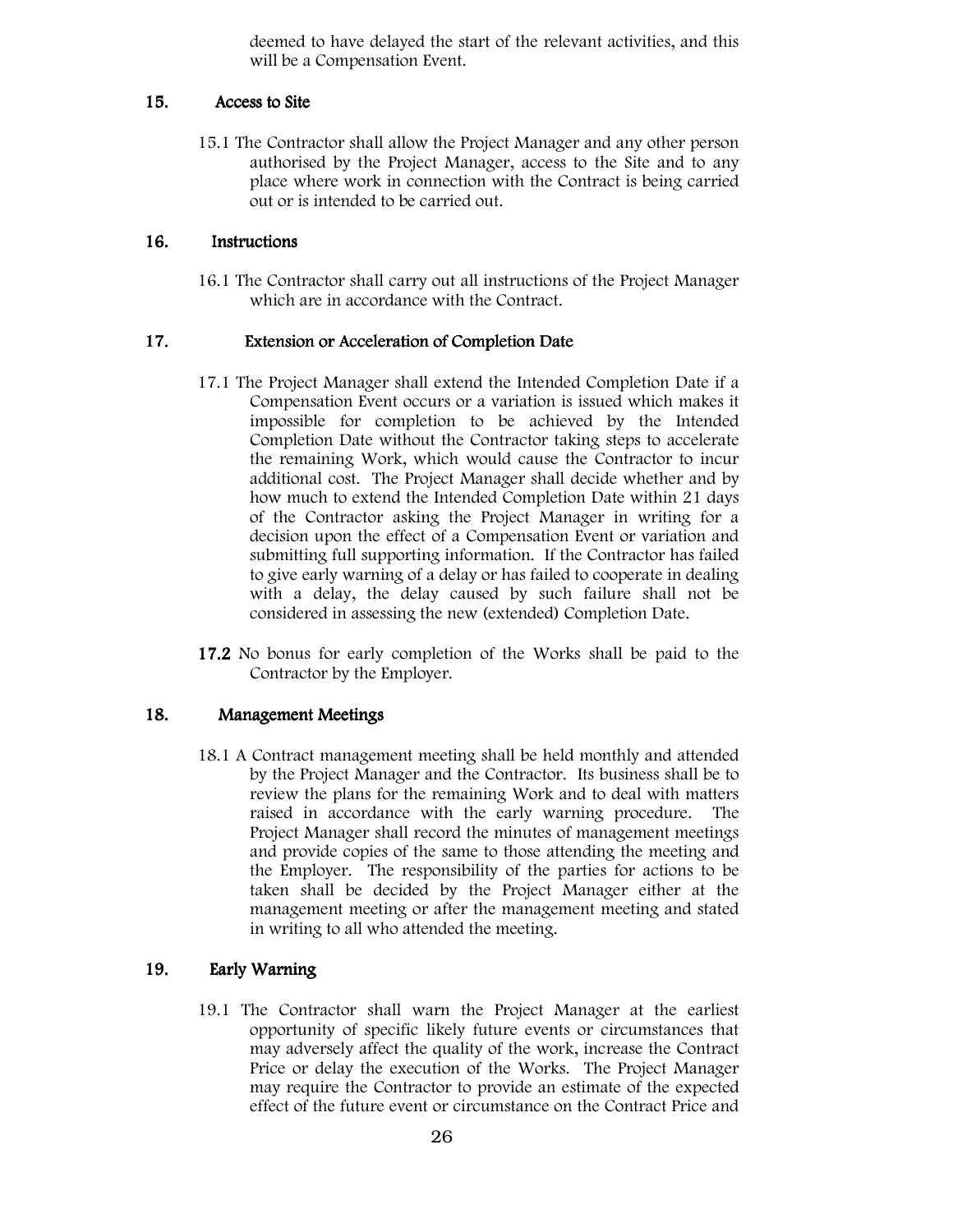deemed to have delayed the start of the relevant activities, and this will be a Compensation Event.

## 15. Access to Site

15.1 The Contractor shall allow the Project Manager and any other person authorised by the Project Manager, access to the Site and to any place where work in connection with the Contract is being carried out or is intended to be carried out.

## 16. Instructions

16.1 The Contractor shall carry out all instructions of the Project Manager which are in accordance with the Contract.

## 17. Extension or Acceleration of Completion Date

17.1 The Project Manager shall extend the Intended Completion Date if a Compensation Event occurs or a variation is issued which makes it impossible for completion to be achieved by the Intended Completion Date without the Contractor taking steps to accelerate the remaining Work, which would cause the Contractor to incur additional cost. The Project Manager shall decide whether and by how much to extend the Intended Completion Date within 21 days of the Contractor asking the Project Manager in writing for a decision upon the effect of a Compensation Event or variation and submitting full supporting information. If the Contractor has failed to give early warning of a delay or has failed to cooperate in dealing with a delay, the delay caused by such failure shall not be considered in assessing the new (extended) Completion Date.

**17.2** No bonus for early completion of the Works shall be paid to the Contractor by the Employer.

## 18. Management Meetings

18.1 A Contract management meeting shall be held monthly and attended by the Project Manager and the Contractor. Its business shall be to review the plans for the remaining Work and to deal with matters raised in accordance with the early warning procedure. The Project Manager shall record the minutes of management meetings and provide copies of the same to those attending the meeting and the Employer. The responsibility of the parties for actions to be taken shall be decided by the Project Manager either at the management meeting or after the management meeting and stated in writing to all who attended the meeting.

## 19. Early Warning

19.1 The Contractor shall warn the Project Manager at the earliest opportunity of specific likely future events or circumstances that may adversely affect the quality of the work, increase the Contract Price or delay the execution of the Works. The Project Manager may require the Contractor to provide an estimate of the expected effect of the future event or circumstance on the Contract Price and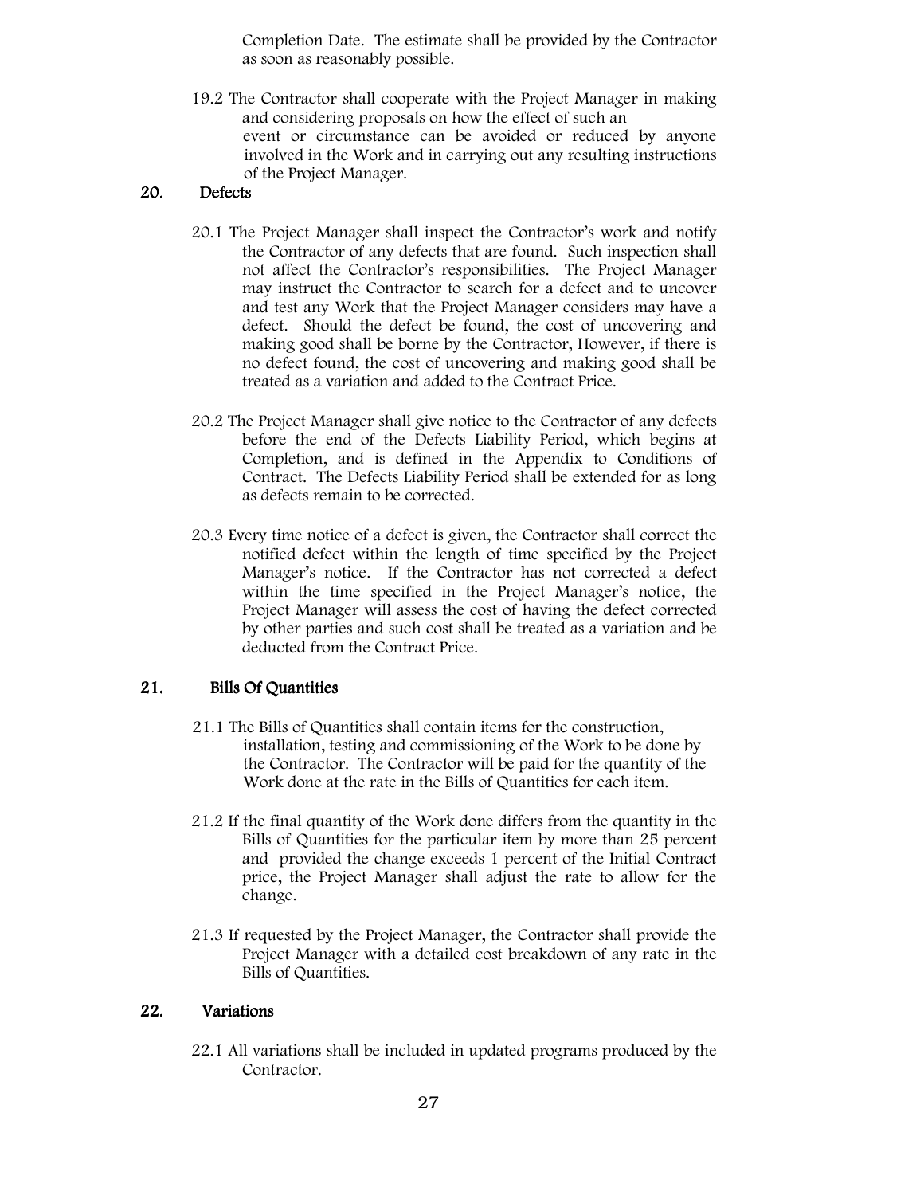Completion Date. The estimate shall be provided by the Contractor as soon as reasonably possible.

19.2 The Contractor shall cooperate with the Project Manager in making and considering proposals on how the effect of such an event or circumstance can be avoided or reduced by anyone involved in the Work and in carrying out any resulting instructions of the Project Manager.

## 20. Defects

20.1 The Project Manager shall inspect the Contractor's work and notify the Contractor of any defects that are found. Such inspection shall not affect the Contractor's responsibilities. The Project Manager may instruct the Contractor to search for a defect and to uncover and test any Work that the Project Manager considers may have a defect. Should the defect be found, the cost of uncovering and making good shall be borne by the Contractor, However, if there is no defect found, the cost of uncovering and making good shall be treated as a variation and added to the Contract Price.

20.2 The Project Manager shall give notice to the Contractor of any defects before the end of the Defects Liability Period, which begins at Completion, and is defined in the Appendix to Conditions of Contract. The Defects Liability Period shall be extended for as long as defects remain to be corrected.

20.3 Every time notice of a defect is given, the Contractor shall correct the notified defect within the length of time specified by the Project Manager's notice. If the Contractor has not corrected a defect within the time specified in the Project Manager's notice, the Project Manager will assess the cost of having the defect corrected by other parties and such cost shall be treated as a variation and be deducted from the Contract Price.

## 21. Bills Of Quantities

21.1 The Bills of Quantities shall contain items for the construction, installation, testing and commissioning of the Work to be done by the Contractor. The Contractor will be paid for the quantity of the Work done at the rate in the Bills of Quantities for each item.

21.2 If the final quantity of the Work done differs from the quantity in the Bills of Quantities for the particular item by more than 25 percent and provided the change exceeds 1 percent of the Initial Contract price, the Project Manager shall adjust the rate to allow for the change.

21.3 If requested by the Project Manager, the Contractor shall provide the Project Manager with a detailed cost breakdown of any rate in the Bills of Quantities.

## 22. Variations

22.1 All variations shall be included in updated programs produced by the Contractor.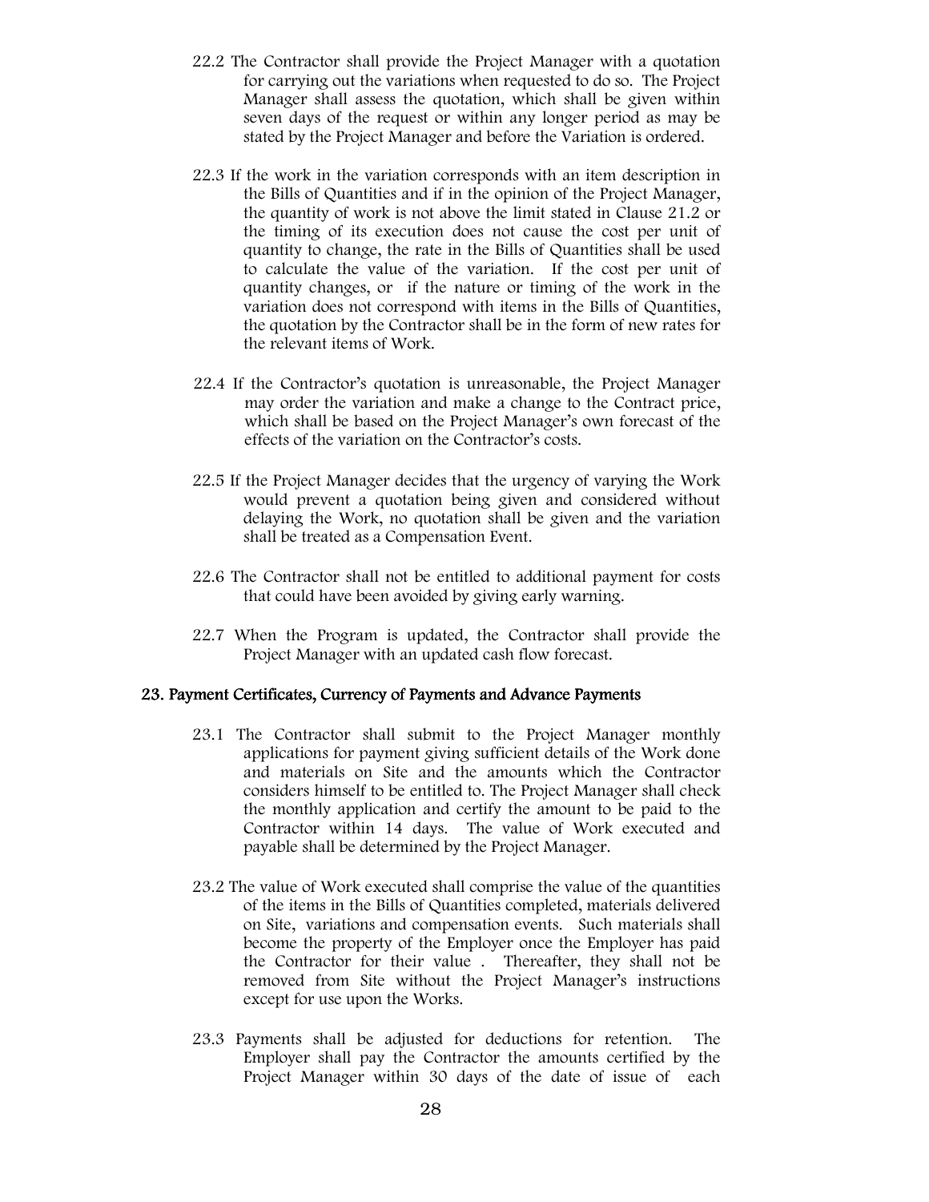22.2 The Contractor shall provide the Project Manager with a quotation for carrying out the variations when requested to do so. The Project Manager shall assess the quotation, which shall be given within seven days of the request or within any longer period as may be stated by the Project Manager and before the Variation is ordered.

22.3 If the work in the variation corresponds with an item description in the Bills of Quantities and if in the opinion of the Project Manager, the quantity of work is not above the limit stated in Clause 21.2 or the timing of its execution does not cause the cost per unit of quantity to change, the rate in the Bills of Quantities shall be used to calculate the value of the variation. If the cost per unit of quantity changes, or if the nature or timing of the work in the variation does not correspond with items in the Bills of Quantities, the quotation by the Contractor shall be in the form of new rates for the relevant items of Work.

22.4 If the Contractor's quotation is unreasonable, the Project Manager may order the variation and make a change to the Contract price, which shall be based on the Project Manager's own forecast of the effects of the variation on the Contractor's costs.

22.5 If the Project Manager decides that the urgency of varying the Work would prevent a quotation being given and considered without delaying the Work, no quotation shall be given and the variation shall be treated as a Compensation Event.

22.6 The Contractor shall not be entitled to additional payment for costs that could have been avoided by giving early warning.

22.7 When the Program is updated, the Contractor shall provide the Project Manager with an updated cash flow forecast.

## 23. Payment Certificates, Currency of Payments and Advance Payments

23.1 The Contractor shall submit to the Project Manager monthly applications for payment giving sufficient details of the Work done and materials on Site and the amounts which the Contractor considers himself to be entitled to. The Project Manager shall check the monthly application and certify the amount to be paid to the Contractor within 14 days. The value of Work executed and payable shall be determined by the Project Manager.

23.2 The value of Work executed shall comprise the value of the quantities of the items in the Bills of Quantities completed, materials delivered on Site, variations and compensation events. Such materials shall become the property of the Employer once the Employer has paid the Contractor for their value . Thereafter, they shall not be removed from Site without the Project Manager's instructions except for use upon the Works.

23.3 Payments shall be adjusted for deductions for retention. The Employer shall pay the Contractor the amounts certified by the Project Manager within 30 days of the date of issue of each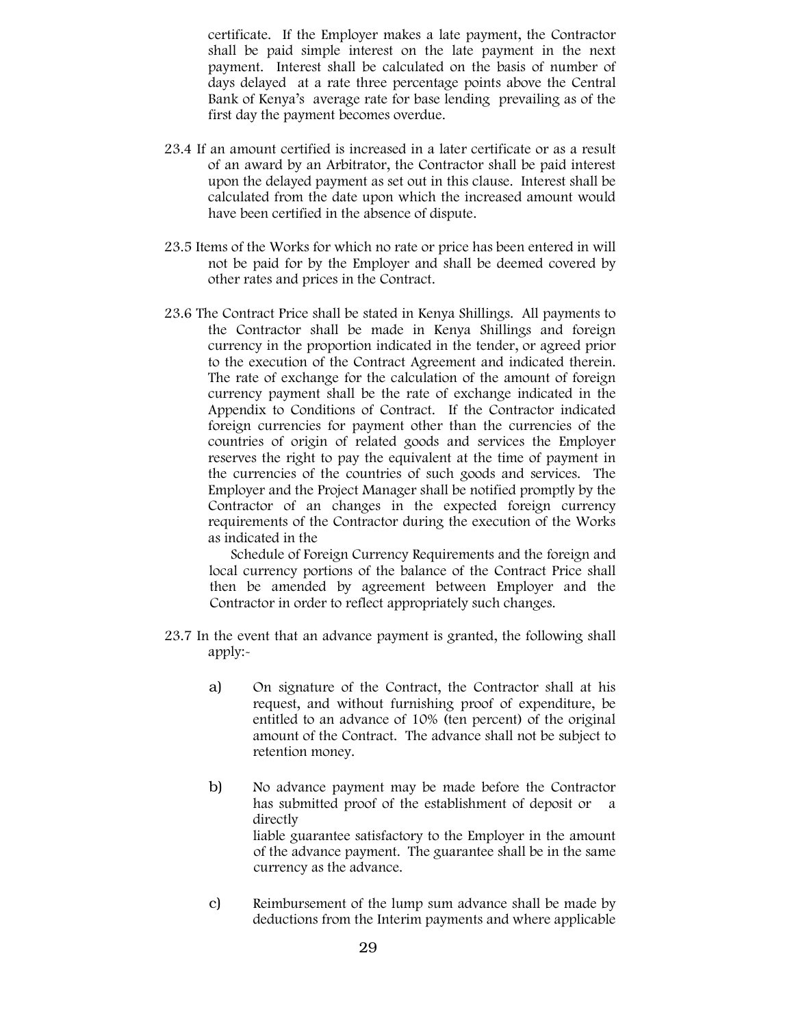certificate. If the Employer makes a late payment, the Contractor shall be paid simple interest on the late payment in the next payment. Interest shall be calculated on the basis of number of days delayed at a rate three percentage points above the Central Bank of Kenya's average rate for base lending prevailing as of the first day the payment becomes overdue.

23.4 If an amount certified is increased in a later certificate or as a result of an award by an Arbitrator, the Contractor shall be paid interest upon the delayed payment as set out in this clause. Interest shall be calculated from the date upon which the increased amount would have been certified in the absence of dispute.

23.5 Items of the Works for which no rate or price has been entered in will not be paid for by the Employer and shall be deemed covered by other rates and prices in the Contract.

23.6 The Contract Price shall be stated in Kenya Shillings. All payments to the Contractor shall be made in Kenya Shillings and foreign currency in the proportion indicated in the tender, or agreed prior to the execution of the Contract Agreement and indicated therein. The rate of exchange for the calculation of the amount of foreign currency payment shall be the rate of exchange indicated in the Appendix to Conditions of Contract. If the Contractor indicated foreign currencies for payment other than the currencies of the countries of origin of related goods and services the Employer reserves the right to pay the equivalent at the time of payment in the currencies of the countries of such goods and services. The Employer and the Project Manager shall be notified promptly by the Contractor of an changes in the expected foreign currency requirements of the Contractor during the execution of the Works as indicated in the Schedule of Foreign Currency Requirements and the foreign and local currency portions of the balance of the Contract Price shall then be amended by agreement between Employer and the Contractor in order to reflect appropriately such changes.

23.7 In the event that an advance payment is granted, the following shall apply:-

a) On signature of the Contract, the Contractor shall at his request, and without furnishing proof of expenditure, be entitled to an advance of 10% (ten percent) of the original amount of the Contract. The advance shall not be subject to retention money.

b) No advance payment may be made before the Contractor has submitted proof of the establishment of deposit or a directly liable guarantee satisfactory to the Employer in the amount of the advance payment. The guarantee shall be in the same currency as the advance.

c) Reimbursement of the lump sum advance shall be made by deductions from the Interim payments and where applicable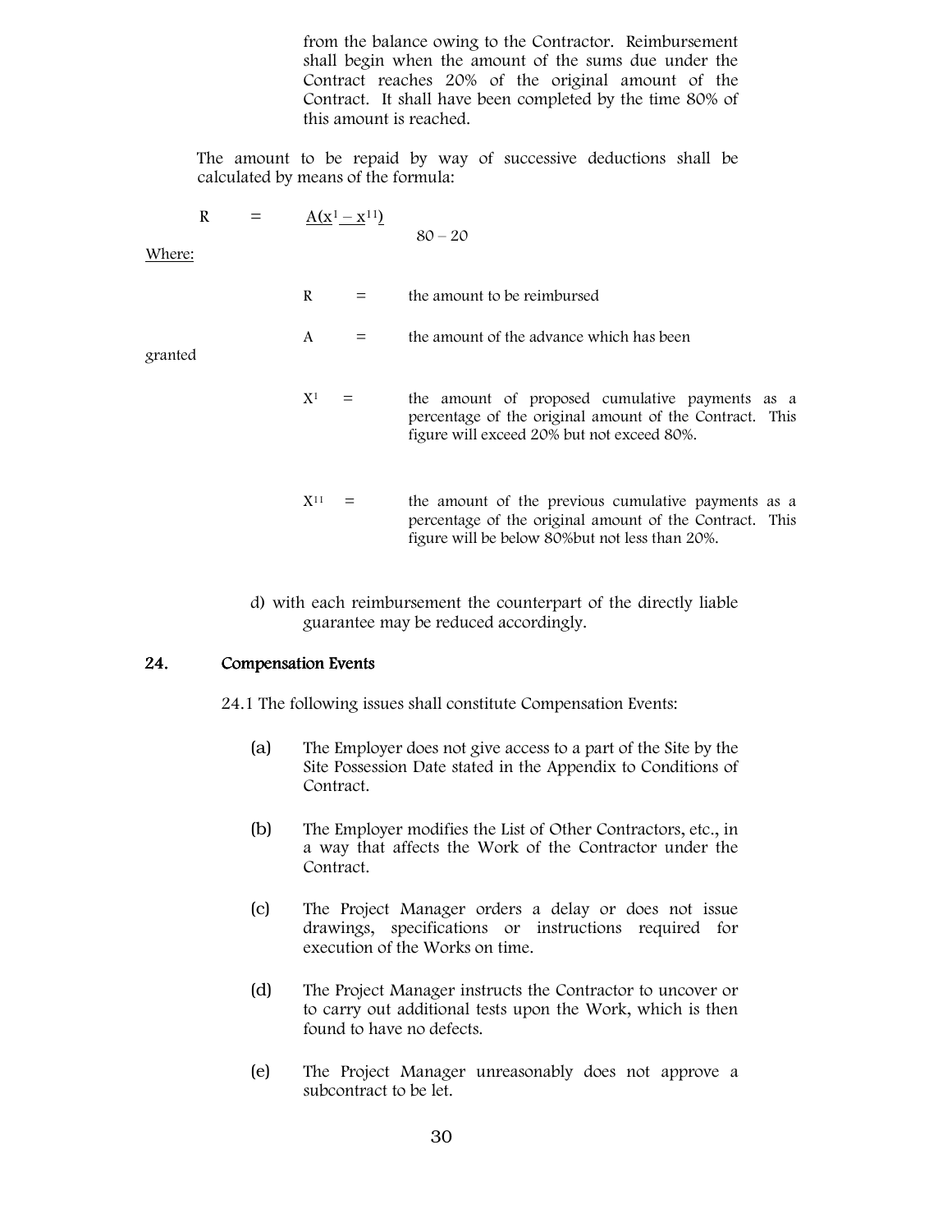from the balance owing to the Contractor. Reimbursement shall begin when the amount of the sums due under the Contract reaches 20% of the original amount of the Contract. It shall have been completed by the time 80% of this amount is reached.

The amount to be repaid by way of successive deductions shall be calculated by means of the formula:

$$R = \frac{A(x^{1} - x^{11})}{80 - 20}$$

Where:

R = the amount to be reimbursed

A = the amount of the advance which has been granted

$X^{1}$ = the amount of proposed cumulative payments as a percentage of the original amount of the Contract. This figure will exceed 20% but not exceed 80%.

$X^{11}$ = the amount of the previous cumulative payments as a percentage of the original amount of the Contract. This figure will be below 80%but not less than 20%.

d) with each reimbursement the counterpart of the directly liable guarantee may be reduced accordingly.

## 24. Compensation Events

24.1 The following issues shall constitute Compensation Events:

(a) The Employer does not give access to a part of the Site by the Site Possession Date stated in the Appendix to Conditions of Contract.

(b) The Employer modifies the List of Other Contractors, etc., in a way that affects the Work of the Contractor under the Contract.

(c) The Project Manager orders a delay or does not issue drawings, specifications or instructions required for execution of the Works on time.

(d) The Project Manager instructs the Contractor to uncover or to carry out additional tests upon the Work, which is then found to have no defects.

(e) The Project Manager unreasonably does not approve a subcontract to be let.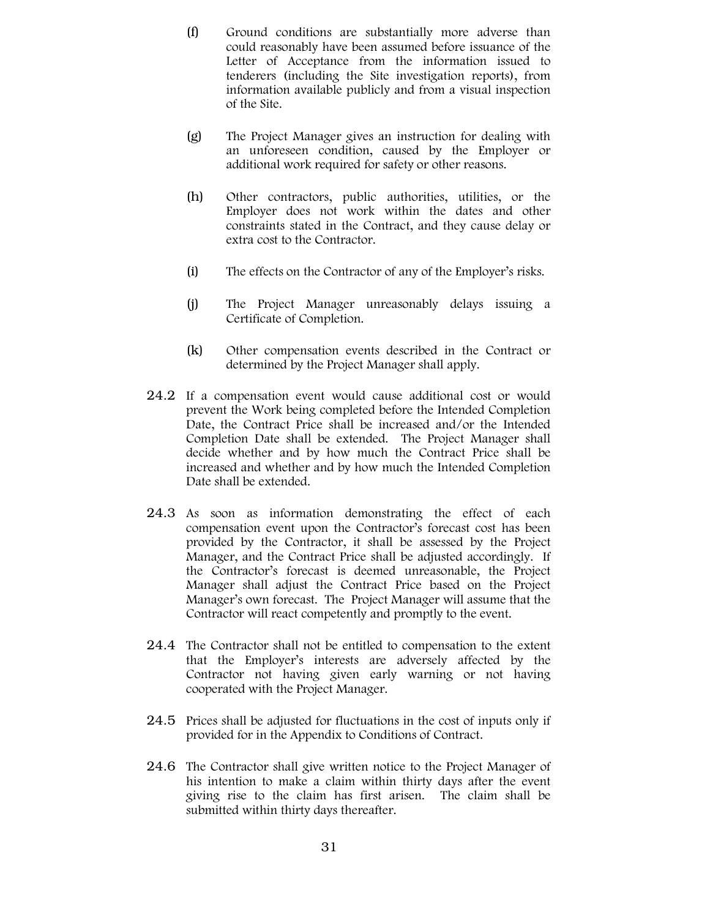(f) Ground conditions are substantially more adverse than could reasonably have been assumed before issuance of the Letter of Acceptance from the information issued to tenderers (including the Site investigation reports), from information available publicly and from a visual inspection of the Site.

(g) The Project Manager gives an instruction for dealing with an unforeseen condition, caused by the Employer or additional work required for safety or other reasons.

(h) Other contractors, public authorities, utilities, or the Employer does not work within the dates and other constraints stated in the Contract, and they cause delay or extra cost to the Contractor.

(i) The effects on the Contractor of any of the Employer's risks.

(j) The Project Manager unreasonably delays issuing a Certificate of Completion.

(k) Other compensation events described in the Contract or determined by the Project Manager shall apply.

24.2 If a compensation event would cause additional cost or would prevent the Work being completed before the Intended Completion Date, the Contract Price shall be increased and/or the Intended Completion Date shall be extended. The Project Manager shall decide whether and by how much the Contract Price shall be increased and whether and by how much the Intended Completion Date shall be extended.

24.3 As soon as information demonstrating the effect of each compensation event upon the Contractor's forecast cost has been provided by the Contractor, it shall be assessed by the Project Manager, and the Contract Price shall be adjusted accordingly. If the Contractor's forecast is deemed unreasonable, the Project Manager shall adjust the Contract Price based on the Project Manager's own forecast. The Project Manager will assume that the Contractor will react competently and promptly to the event.

24.4 The Contractor shall not be entitled to compensation to the extent that the Employer's interests are adversely affected by the Contractor not having given early warning or not having cooperated with the Project Manager.

24.5 Prices shall be adjusted for fluctuations in the cost of inputs only if provided for in the Appendix to Conditions of Contract.

24.6 The Contractor shall give written notice to the Project Manager of his intention to make a claim within thirty days after the event giving rise to the claim has first arisen. The claim shall be submitted within thirty days thereafter.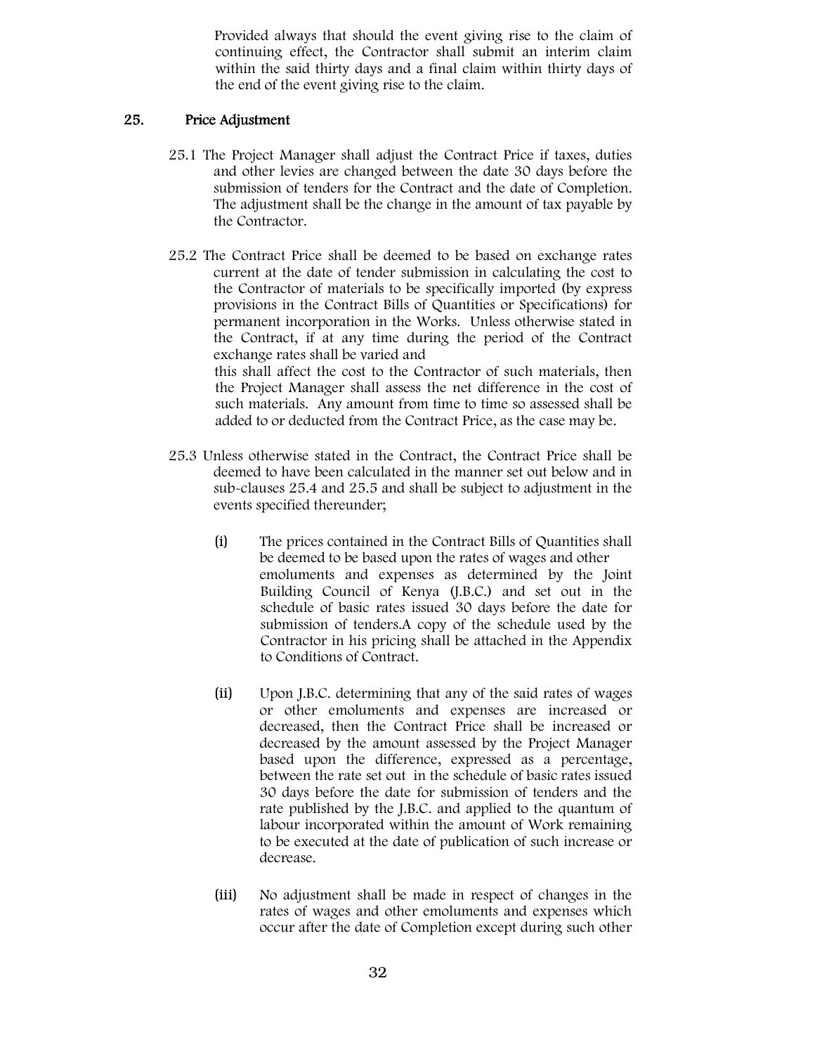Provided always that should the event giving rise to the claim of continuing effect, the Contractor shall submit an interim claim within the said thirty days and a final claim within thirty days of the end of the event giving rise to the claim.

## 25. Price Adjustment

25.1 The Project Manager shall adjust the Contract Price if taxes, duties and other levies are changed between the date 30 days before the submission of tenders for the Contract and the date of Completion. The adjustment shall be the change in the amount of tax payable by the Contractor.

25.2 The Contract Price shall be deemed to be based on exchange rates current at the date of tender submission in calculating the cost to the Contractor of materials to be specifically imported (by express provisions in the Contract Bills of Quantities or Specifications) for permanent incorporation in the Works. Unless otherwise stated in the Contract, if at any time during the period of the Contract exchange rates shall be varied and this shall affect the cost to the Contractor of such materials, then the Project Manager shall assess the net difference in the cost of such materials. Any amount from time to time so assessed shall be added to or deducted from the Contract Price, as the case may be.

25.3 Unless otherwise stated in the Contract, the Contract Price shall be deemed to have been calculated in the manner set out below and in sub-clauses 25.4 and 25.5 and shall be subject to adjustment in the events specified thereunder;

(i) The prices contained in the Contract Bills of Quantities shall be deemed to be based upon the rates of wages and other emoluments and expenses as determined by the Joint Building Council of Kenya (J.B.C.) and set out in the schedule of basic rates issued 30 days before the date for submission of tenders.A copy of the schedule used by the Contractor in his pricing shall be attached in the Appendix to Conditions of Contract.

(ii) Upon J.B.C. determining that any of the said rates of wages or other emoluments and expenses are increased or decreased, then the Contract Price shall be increased or decreased by the amount assessed by the Project Manager based upon the difference, expressed as a percentage, between the rate set out in the schedule of basic rates issued 30 days before the date for submission of tenders and the rate published by the J.B.C. and applied to the quantum of labour incorporated within the amount of Work remaining to be executed at the date of publication of such increase or decrease.

(iii) No adjustment shall be made in respect of changes in the rates of wages and other emoluments and expenses which occur after the date of Completion except during such other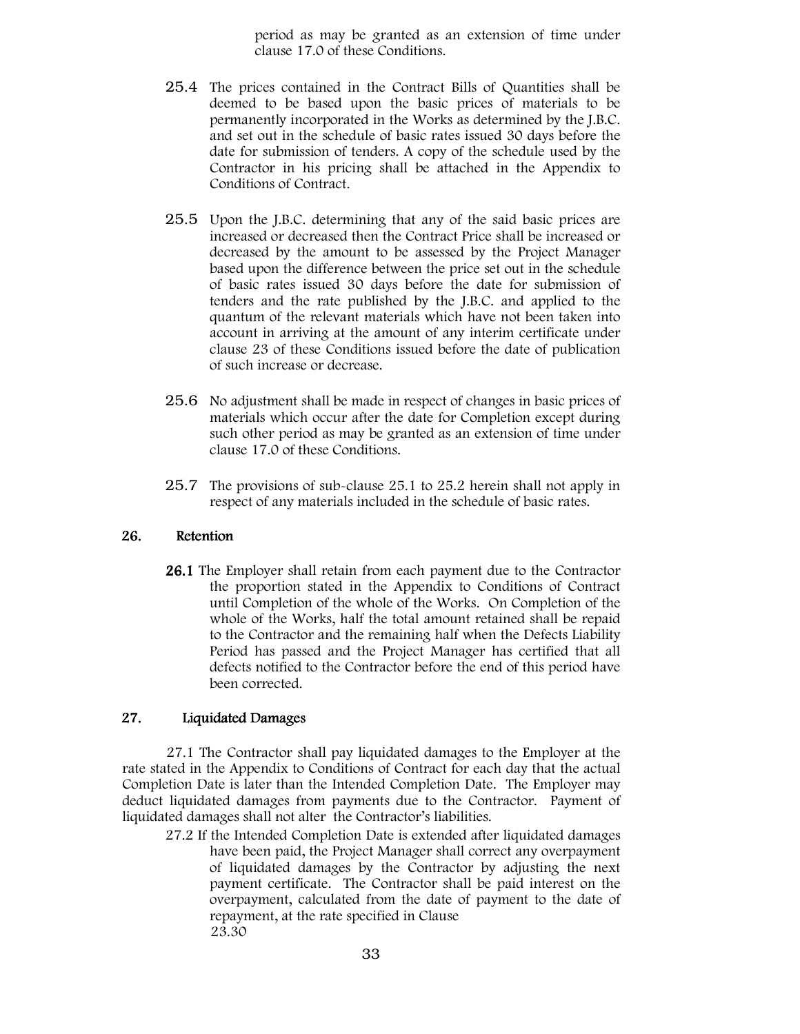period as may be granted as an extension of time under clause 17.0 of these Conditions.

25.4 The prices contained in the Contract Bills of Quantities shall be deemed to be based upon the basic prices of materials to be permanently incorporated in the Works as determined by the J.B.C. and set out in the schedule of basic rates issued 30 days before the date for submission of tenders. A copy of the schedule used by the Contractor in his pricing shall be attached in the Appendix to Conditions of Contract.

25.5 Upon the J.B.C. determining that any of the said basic prices are increased or decreased then the Contract Price shall be increased or decreased by the amount to be assessed by the Project Manager based upon the difference between the price set out in the schedule of basic rates issued 30 days before the date for submission of tenders and the rate published by the J.B.C. and applied to the quantum of the relevant materials which have not been taken into account in arriving at the amount of any interim certificate under clause 23 of these Conditions issued before the date of publication of such increase or decrease.

25.6 No adjustment shall be made in respect of changes in basic prices of materials which occur after the date for Completion except during such other period as may be granted as an extension of time under clause 17.0 of these Conditions.

25.7 The provisions of sub-clause 25.1 to 25.2 herein shall not apply in respect of any materials included in the schedule of basic rates.

## 26. Retention

**26.1** The Employer shall retain from each payment due to the Contractor the proportion stated in the Appendix to Conditions of Contract until Completion of the whole of the Works. On Completion of the whole of the Works, half the total amount retained shall be repaid to the Contractor and the remaining half when the Defects Liability Period has passed and the Project Manager has certified that all defects notified to the Contractor before the end of this period have been corrected.

## 27. Liquidated Damages

27.1 The Contractor shall pay liquidated damages to the Employer at the rate stated in the Appendix to Conditions of Contract for each day that the actual Completion Date is later than the Intended Completion Date. The Employer may deduct liquidated damages from payments due to the Contractor. Payment of liquidated damages shall not alter the Contractor's liabilities.

27.2 If the Intended Completion Date is extended after liquidated damages have been paid, the Project Manager shall correct any overpayment of liquidated damages by the Contractor by adjusting the next payment certificate. The Contractor shall be paid interest on the overpayment, calculated from the date of payment to the date of repayment, at the rate specified in Clause 23.30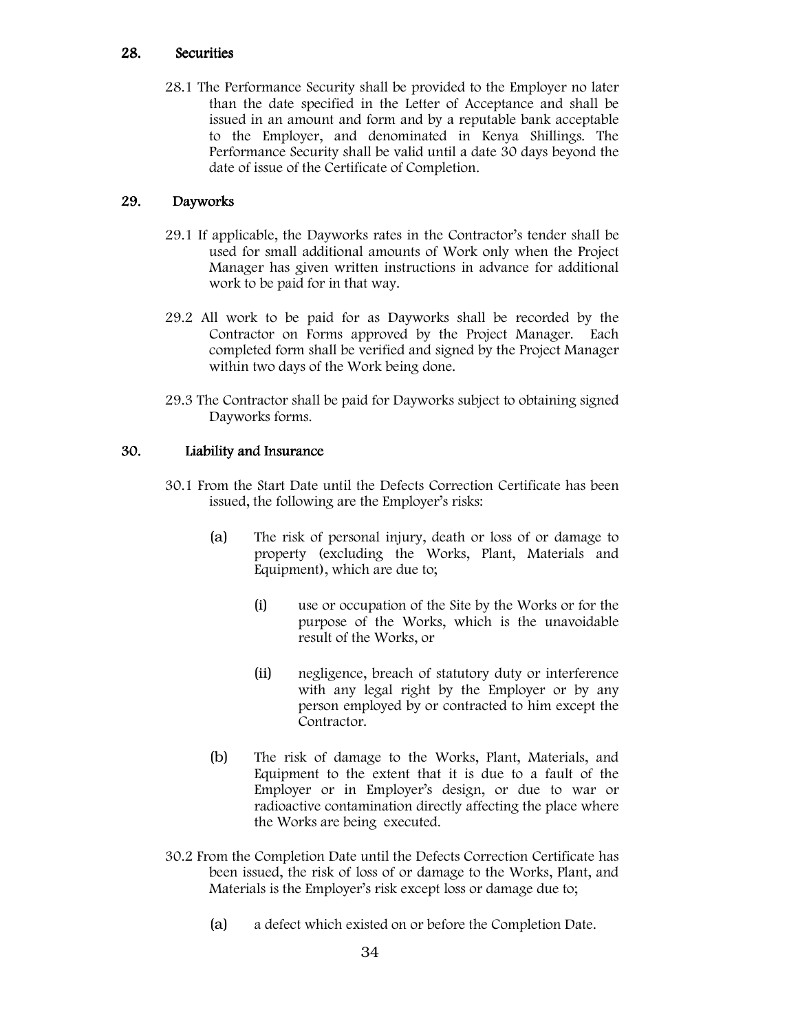## 28. Securities

28.1 The Performance Security shall be provided to the Employer no later than the date specified in the Letter of Acceptance and shall be issued in an amount and form and by a reputable bank acceptable to the Employer, and denominated in Kenya Shillings. The Performance Security shall be valid until a date 30 days beyond the date of issue of the Certificate of Completion.

## 29. Dayworks

29.1 If applicable, the Dayworks rates in the Contractor's tender shall be used for small additional amounts of Work only when the Project Manager has given written instructions in advance for additional work to be paid for in that way.

29.2 All work to be paid for as Dayworks shall be recorded by the Contractor on Forms approved by the Project Manager. Each completed form shall be verified and signed by the Project Manager within two days of the Work being done.

29.3 The Contractor shall be paid for Dayworks subject to obtaining signed Dayworks forms.

## 30. Liability and Insurance

30.1 From the Start Date until the Defects Correction Certificate has been issued, the following are the Employer's risks:

(a) The risk of personal injury, death or loss of or damage to property (excluding the Works, Plant, Materials and Equipment), which are due to;

(i) use or occupation of the Site by the Works or for the purpose of the Works, which is the unavoidable result of the Works, or

(ii) negligence, breach of statutory duty or interference with any legal right by the Employer or by any person employed by or contracted to him except the Contractor.

(b) The risk of damage to the Works, Plant, Materials, and Equipment to the extent that it is due to a fault of the Employer or in Employer's design, or due to war or radioactive contamination directly affecting the place where the Works are being executed.

30.2 From the Completion Date until the Defects Correction Certificate has been issued, the risk of loss of or damage to the Works, Plant, and Materials is the Employer's risk except loss or damage due to;

(a) a defect which existed on or before the Completion Date.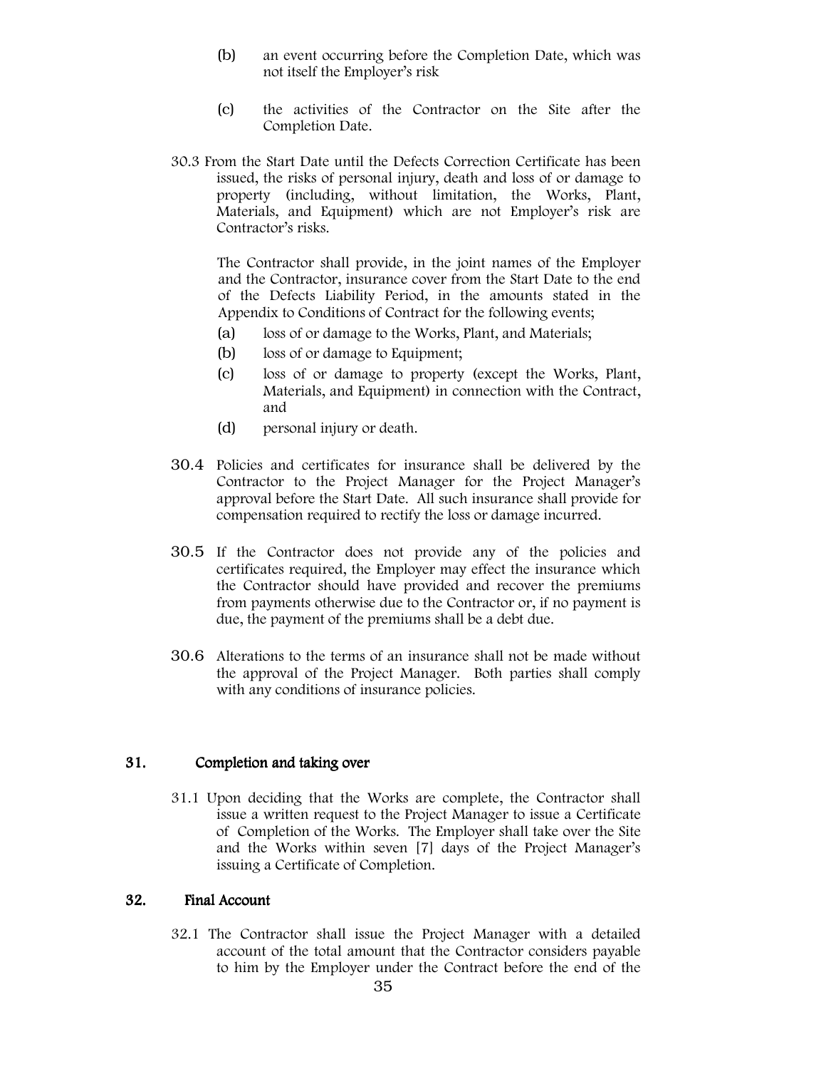(b) an event occurring before the Completion Date, which was not itself the Employer's risk

(c) the activities of the Contractor on the Site after the Completion Date.

30.3 From the Start Date until the Defects Correction Certificate has been issued, the risks of personal injury, death and loss of or damage to property (including, without limitation, the Works, Plant, Materials, and Equipment) which are not Employer's risk are Contractor's risks.

The Contractor shall provide, in the joint names of the Employer and the Contractor, insurance cover from the Start Date to the end of the Defects Liability Period, in the amounts stated in the Appendix to Conditions of Contract for the following events;

(a) loss of or damage to the Works, Plant, and Materials;

(b) loss of or damage to Equipment;

(c) loss of or damage to property (except the Works, Plant, Materials, and Equipment) in connection with the Contract, and

(d) personal injury or death.

30.4 Policies and certificates for insurance shall be delivered by the Contractor to the Project Manager for the Project Manager's approval before the Start Date. All such insurance shall provide for compensation required to rectify the loss or damage incurred.

30.5 If the Contractor does not provide any of the policies and certificates required, the Employer may effect the insurance which the Contractor should have provided and recover the premiums from payments otherwise due to the Contractor or, if no payment is due, the payment of the premiums shall be a debt due.

30.6 Alterations to the terms of an insurance shall not be made without the approval of the Project Manager. Both parties shall comply with any conditions of insurance policies.

## 31. Completion and taking over

31.1 Upon deciding that the Works are complete, the Contractor shall issue a written request to the Project Manager to issue a Certificate of Completion of the Works. The Employer shall take over the Site and the Works within seven [7] days of the Project Manager's issuing a Certificate of Completion.

## 32. Final Account

32.1 The Contractor shall issue the Project Manager with a detailed account of the total amount that the Contractor considers payable to him by the Employer under the Contract before the end of the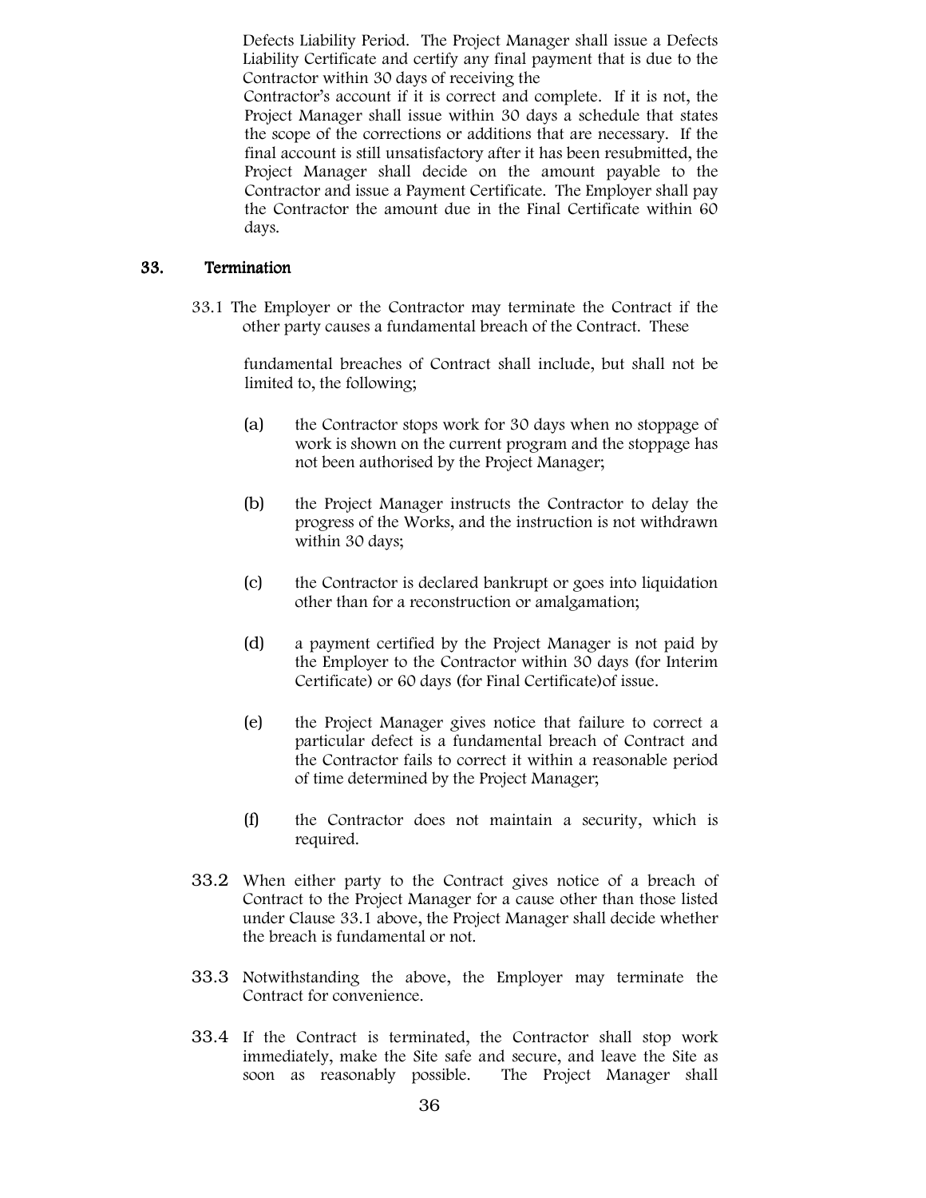Defects Liability Period. The Project Manager shall issue a Defects Liability Certificate and certify any final payment that is due to the Contractor within 30 days of receiving the Contractor's account if it is correct and complete. If it is not, the Project Manager shall issue within 30 days a schedule that states the scope of the corrections or additions that are necessary. If the final account is still unsatisfactory after it has been resubmitted, the Project Manager shall decide on the amount payable to the Contractor and issue a Payment Certificate. The Employer shall pay the Contractor the amount due in the Final Certificate within 60 days.

## 33. Termination

33.1 The Employer or the Contractor may terminate the Contract if the other party causes a fundamental breach of the Contract. These

fundamental breaches of Contract shall include, but shall not be limited to, the following;

(a) the Contractor stops work for 30 days when no stoppage of work is shown on the current program and the stoppage has not been authorised by the Project Manager;

(b) the Project Manager instructs the Contractor to delay the progress of the Works, and the instruction is not withdrawn within 30 days;

(c) the Contractor is declared bankrupt or goes into liquidation other than for a reconstruction or amalgamation;

(d) a payment certified by the Project Manager is not paid by the Employer to the Contractor within 30 days (for Interim Certificate) or 60 days (for Final Certificate)of issue.

(e) the Project Manager gives notice that failure to correct a particular defect is a fundamental breach of Contract and the Contractor fails to correct it within a reasonable period of time determined by the Project Manager;

(f) the Contractor does not maintain a security, which is required.

33.2 When either party to the Contract gives notice of a breach of Contract to the Project Manager for a cause other than those listed under Clause 33.1 above, the Project Manager shall decide whether the breach is fundamental or not.

33.3 Notwithstanding the above, the Employer may terminate the Contract for convenience.

33.4 If the Contract is terminated, the Contractor shall stop work immediately, make the Site safe and secure, and leave the Site as soon as reasonably possible. The Project Manager shall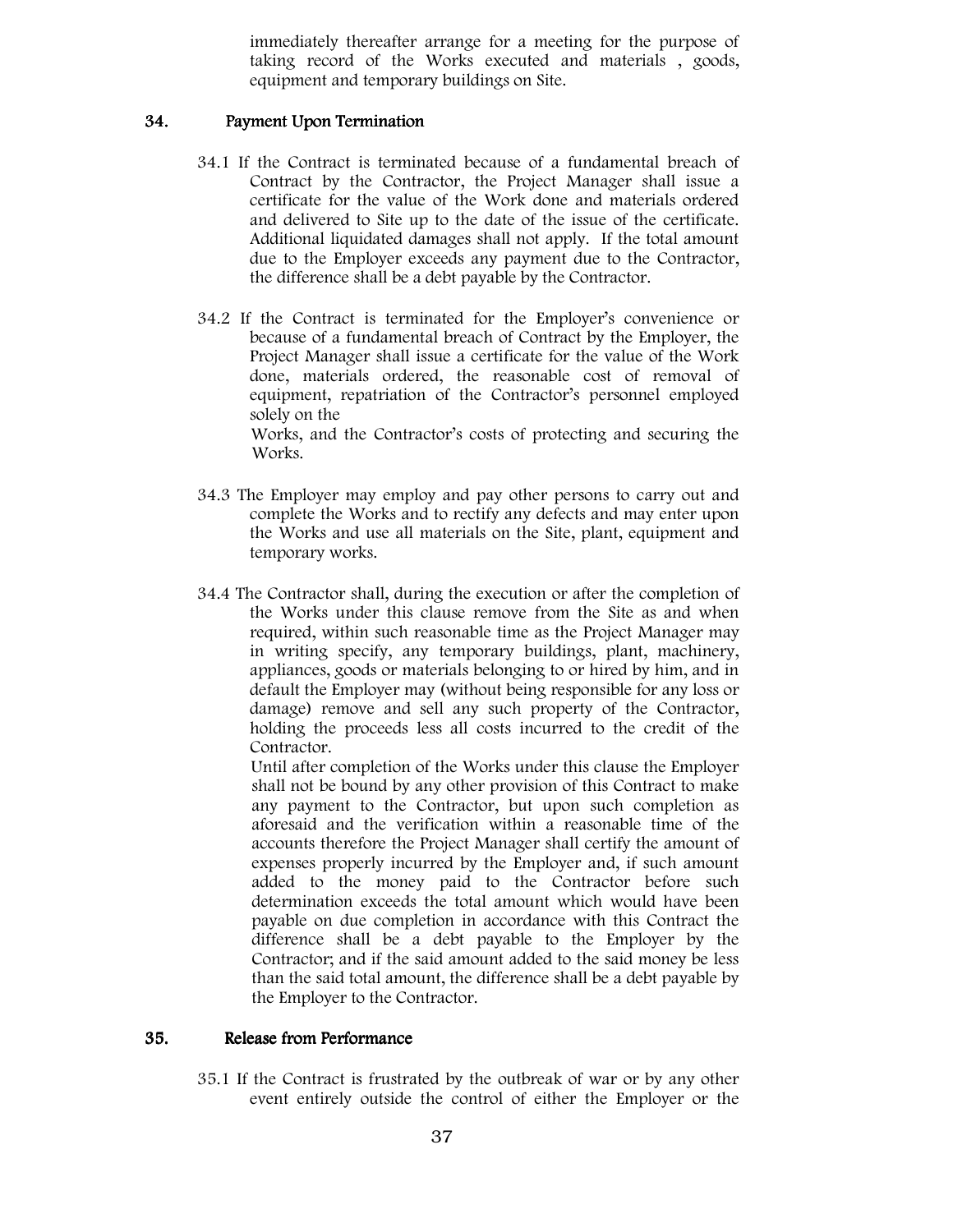immediately thereafter arrange for a meeting for the purpose of taking record of the Works executed and materials , goods, equipment and temporary buildings on Site.

## 34. Payment Upon Termination

34.1 If the Contract is terminated because of a fundamental breach of Contract by the Contractor, the Project Manager shall issue a certificate for the value of the Work done and materials ordered and delivered to Site up to the date of the issue of the certificate. Additional liquidated damages shall not apply. If the total amount due to the Employer exceeds any payment due to the Contractor, the difference shall be a debt payable by the Contractor.

34.2 If the Contract is terminated for the Employer's convenience or because of a fundamental breach of Contract by the Employer, the Project Manager shall issue a certificate for the value of the Work done, materials ordered, the reasonable cost of removal of equipment, repatriation of the Contractor's personnel employed solely on the Works, and the Contractor's costs of protecting and securing the Works.

34.3 The Employer may employ and pay other persons to carry out and complete the Works and to rectify any defects and may enter upon the Works and use all materials on the Site, plant, equipment and temporary works.

34.4 The Contractor shall, during the execution or after the completion of the Works under this clause remove from the Site as and when required, within such reasonable time as the Project Manager may in writing specify, any temporary buildings, plant, machinery, appliances, goods or materials belonging to or hired by him, and in default the Employer may (without being responsible for any loss or damage) remove and sell any such property of the Contractor, holding the proceeds less all costs incurred to the credit of the Contractor.

Until after completion of the Works under this clause the Employer shall not be bound by any other provision of this Contract to make any payment to the Contractor, but upon such completion as aforesaid and the verification within a reasonable time of the accounts therefore the Project Manager shall certify the amount of expenses properly incurred by the Employer and, if such amount added to the money paid to the Contractor before such determination exceeds the total amount which would have been payable on due completion in accordance with this Contract the difference shall be a debt payable to the Employer by the Contractor; and if the said amount added to the said money be less than the said total amount, the difference shall be a debt payable by the Employer to the Contractor.

## 35. Release from Performance

35.1 If the Contract is frustrated by the outbreak of war or by any other event entirely outside the control of either the Employer or the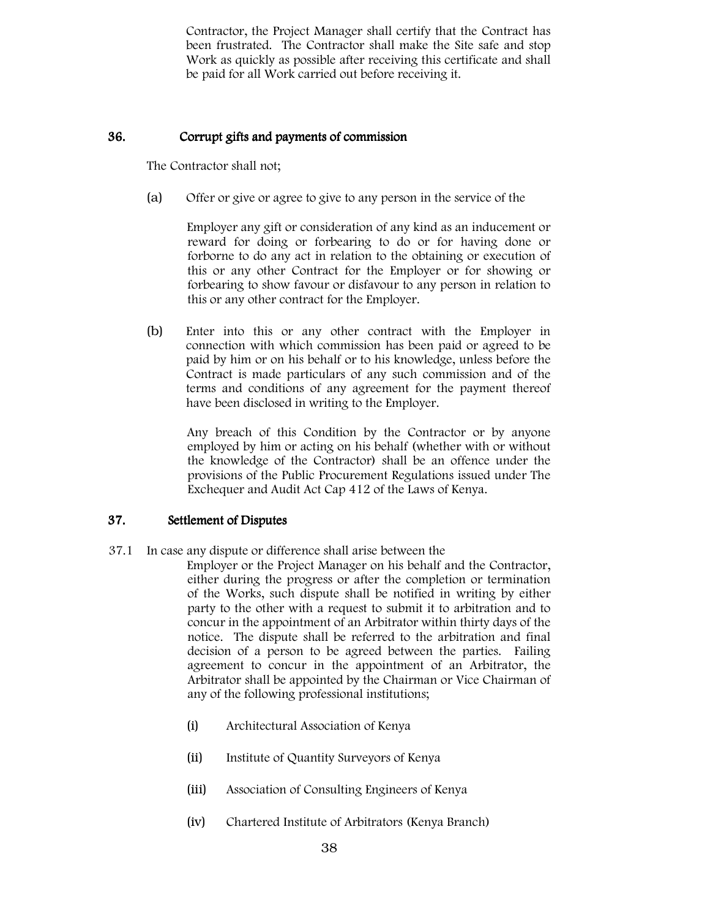Contractor, the Project Manager shall certify that the Contract has been frustrated. The Contractor shall make the Site safe and stop Work as quickly as possible after receiving this certificate and shall be paid for all Work carried out before receiving it.

## 36. Corrupt gifts and payments of commission

The Contractor shall not;

(a) Offer or give or agree to give to any person in the service of the

Employer any gift or consideration of any kind as an inducement or reward for doing or forbearing to do or for having done or forborne to do any act in relation to the obtaining or execution of this or any other Contract for the Employer or for showing or forbearing to show favour or disfavour to any person in relation to this or any other contract for the Employer.

(b) Enter into this or any other contract with the Employer in connection with which commission has been paid or agreed to be paid by him or on his behalf or to his knowledge, unless before the Contract is made particulars of any such commission and of the terms and conditions of any agreement for the payment thereof have been disclosed in writing to the Employer.

Any breach of this Condition by the Contractor or by anyone employed by him or acting on his behalf (whether with or without the knowledge of the Contractor) shall be an offence under the provisions of the Public Procurement Regulations issued under The Exchequer and Audit Act Cap 412 of the Laws of Kenya.

## 37. Settlement of Disputes

37.1 In case any dispute or difference shall arise between the Employer or the Project Manager on his behalf and the Contractor, either during the progress or after the completion or termination of the Works, such dispute shall be notified in writing by either party to the other with a request to submit it to arbitration and to concur in the appointment of an Arbitrator within thirty days of the notice. The dispute shall be referred to the arbitration and final decision of a person to be agreed between the parties. Failing agreement to concur in the appointment of an Arbitrator, the Arbitrator shall be appointed by the Chairman or Vice Chairman of any of the following professional institutions;

(i) Architectural Association of Kenya

(ii) Institute of Quantity Surveyors of Kenya

(iii) Association of Consulting Engineers of Kenya

(iv) Chartered Institute of Arbitrators (Kenya Branch)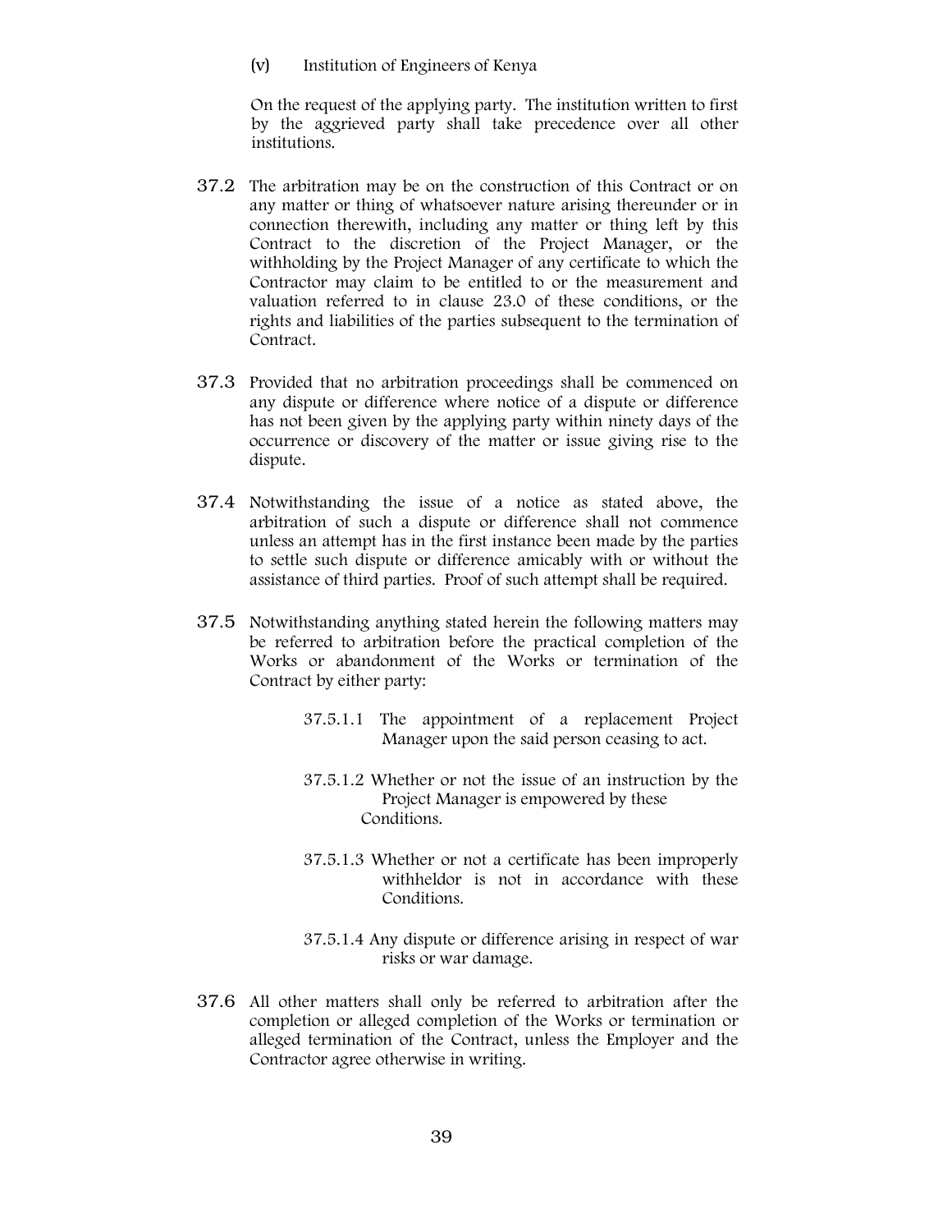(v) Institution of Engineers of Kenya

On the request of the applying party. The institution written to first by the aggrieved party shall take precedence over all other institutions.

37.2 The arbitration may be on the construction of this Contract or on any matter or thing of whatsoever nature arising thereunder or in connection therewith, including any matter or thing left by this Contract to the discretion of the Project Manager, or the withholding by the Project Manager of any certificate to which the Contractor may claim to be entitled to or the measurement and valuation referred to in clause 23.0 of these conditions, or the rights and liabilities of the parties subsequent to the termination of Contract.

37.3 Provided that no arbitration proceedings shall be commenced on any dispute or difference where notice of a dispute or difference has not been given by the applying party within ninety days of the occurrence or discovery of the matter or issue giving rise to the dispute.

37.4 Notwithstanding the issue of a notice as stated above, the arbitration of such a dispute or difference shall not commence unless an attempt has in the first instance been made by the parties to settle such dispute or difference amicably with or without the assistance of third parties. Proof of such attempt shall be required.

37.5 Notwithstanding anything stated herein the following matters may be referred to arbitration before the practical completion of the Works or abandonment of the Works or termination of the Contract by either party:

37.5.1.1 The appointment of a replacement Project Manager upon the said person ceasing to act.

37.5.1.2 Whether or not the issue of an instruction by the Project Manager is empowered by these Conditions.

37.5.1.3 Whether or not a certificate has been improperly withheldor is not in accordance with these Conditions.

37.5.1.4 Any dispute or difference arising in respect of war risks or war damage.

37.6 All other matters shall only be referred to arbitration after the completion or alleged completion of the Works or termination or alleged termination of the Contract, unless the Employer and the Contractor agree otherwise in writing.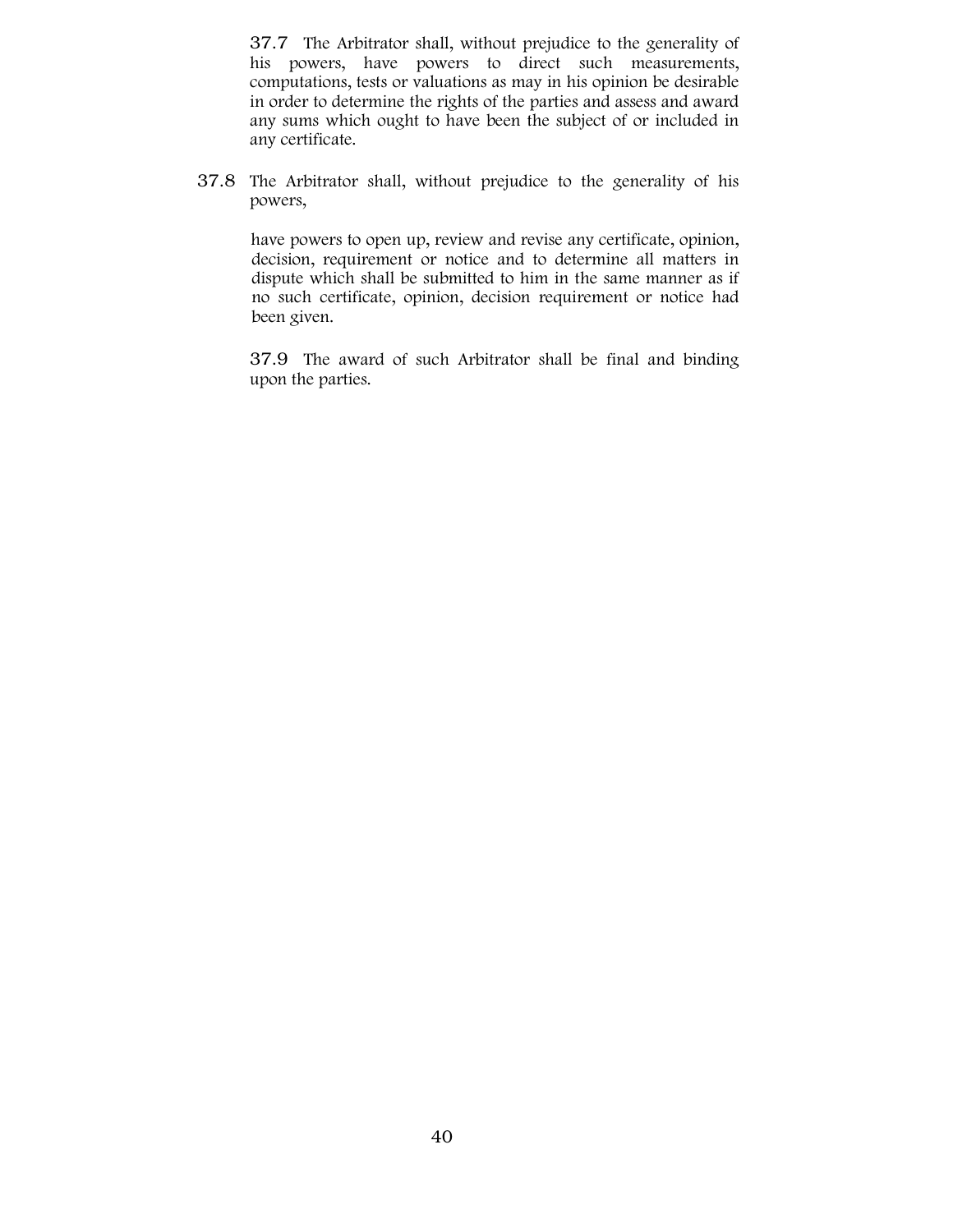37.7 The Arbitrator shall, without prejudice to the generality of his powers, have powers to direct such measurements, computations, tests or valuations as may in his opinion be desirable in order to determine the rights of the parties and assess and award any sums which ought to have been the subject of or included in any certificate.

37.8 The Arbitrator shall, without prejudice to the generality of his powers,

have powers to open up, review and revise any certificate, opinion, decision, requirement or notice and to determine all matters in dispute which shall be submitted to him in the same manner as if no such certificate, opinion, decision requirement or notice had been given.

37.9 The award of such Arbitrator shall be final and binding upon the parties.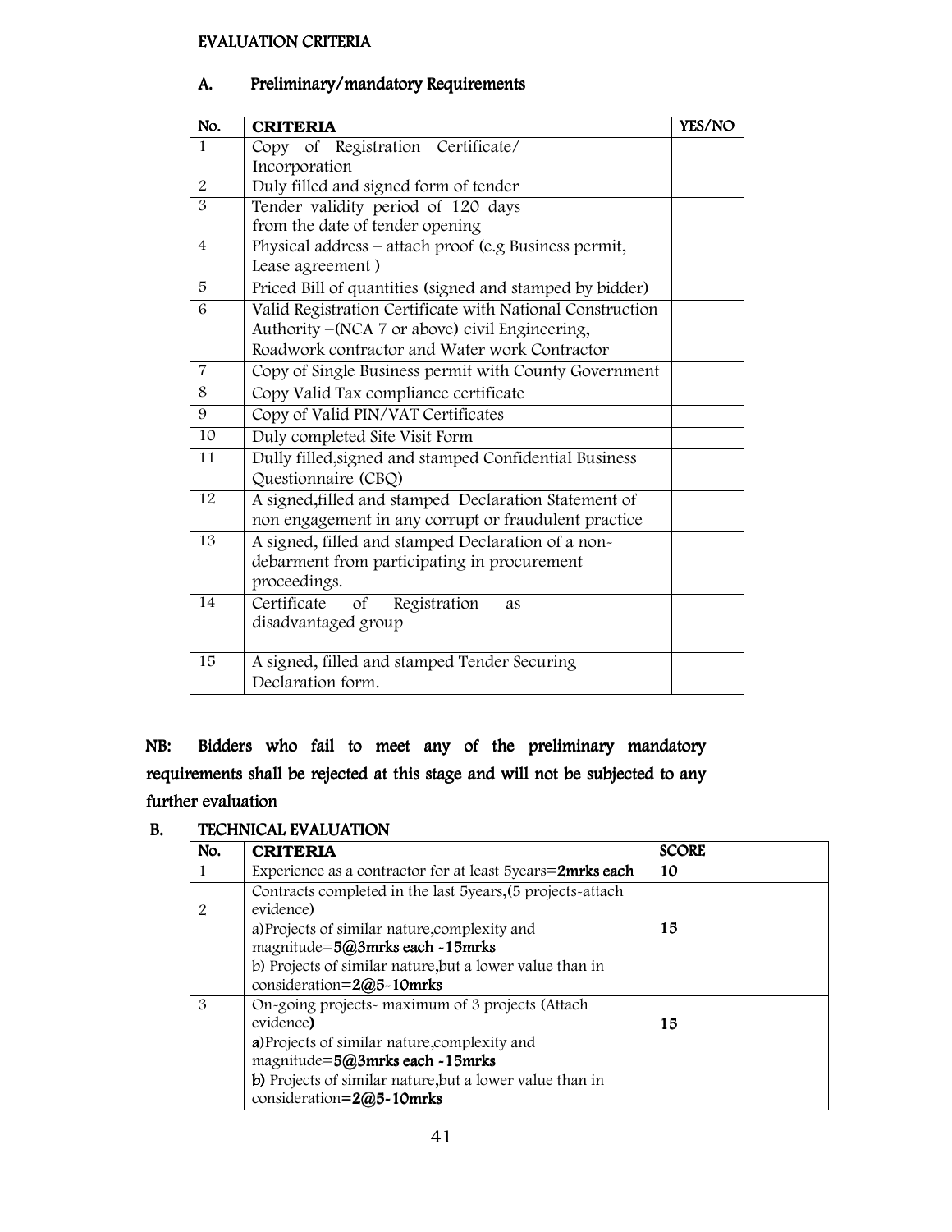EVALUATION CRITERIA

## A. Preliminary/mandatory Requirements

| No. | CRITERIA | YES/NO |
|---|---|---|
| 1 | Copy of Registration Certificate/ Incorporation | |
| 2 | Duly filled and signed form of tender | |
| 3 | Tender validity period of 120 days from the date of tender opening | |
| 4 | Physical address – attach proof (e.g Business permit, Lease agreement ) | |
| 5 | Priced Bill of quantities (signed and stamped by bidder) | |
| 6 | Valid Registration Certificate with National Construction Authority –(NCA 7 or above) civil Engineering, Roadwork contractor and Water work Contractor | |
| 7 | Copy of Single Business permit with County Government | |
| 8 | Copy Valid Tax compliance certificate | |
| 9 | Copy of Valid PIN/VAT Certificates | |
| 10 | Duly completed Site Visit Form | |
| 11 | Dully filled,signed and stamped Confidential Business Questionnaire (CBQ) | |
| 12 | A signed,filled and stamped Declaration Statement of non engagement in any corrupt or fraudulent practice | |
| 13 | A signed, filled and stamped Declaration of a non-debarment from participating in procurement proceedings. | |
| 14 | Certificate of Registration as disadvantaged group | |
| 15 | A signed, filled and stamped Tender Securing Declaration form. | |

**NB: Bidders who fail to meet any of the preliminary mandatory requirements shall be rejected at this stage and will not be subjected to any further evaluation**

## B. TECHNICAL EVALUATION

| No. | CRITERIA | SCORE |
|---|---|---|
| 1 | Experience as a contractor for at least 5years=**2mrks each** | **10** |
| 2 | Contracts completed in the last 5years,(5 projects-attach evidence)<br>a)Projects of similar nature,complexity and magnitude=**5@3mrks each -15mrks**<br>b) Projects of similar nature,but a lower value than in consideration**=2@5-10mrks** | **15** |
| 3 | On-going projects- maximum of 3 projects (Attach evidence**)**<br>**a)**Projects of similar nature,complexity and magnitude=**5@3mrks each -15mrks**<br>**b)** Projects of similar nature,but a lower value than in consideration**=2@5-10mrks** | **15** |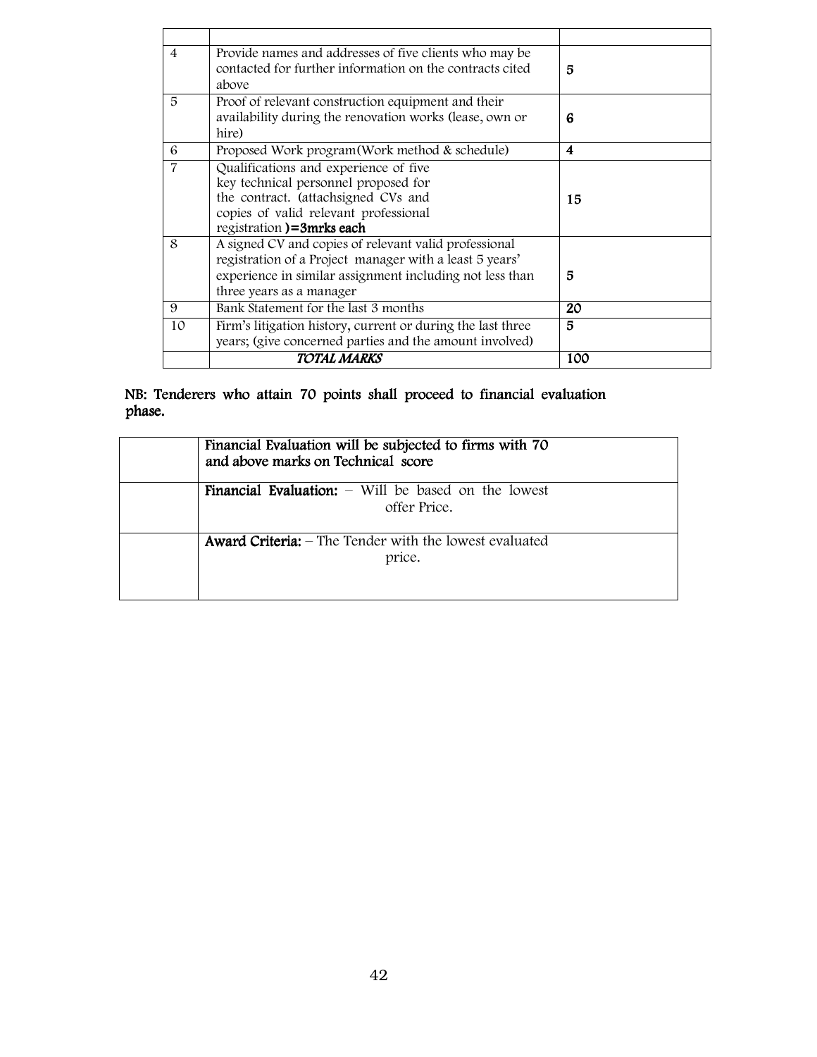| | | |
|---|---|---|
| 4 | Provide names and addresses of five clients who may be contacted for further information on the contracts cited above | **5** |
| 5 | Proof of relevant construction equipment and their availability during the renovation works (lease, own or hire) | **6** |
| 6 | Proposed Work program(Work method & schedule) | **4** |
| 7 | Qualifications and experience of five key technical personnel proposed for the contract. (attachsigned CVs and copies of valid relevant professional registration **)=3mrks each** | **15** |
| 8 | A signed CV and copies of relevant valid professional registration of a Project manager with a least 5 years' experience in similar assignment including not less than three years as a manager | **5** |
| 9 | Bank Statement for the last 3 months | **20** |
| 10 | Firm's litigation history, current or during the last three years; (give concerned parties and the amount involved) | **5** |
| | *TOTAL MARKS* | 100 |

**NB: Tenderers who attain 70 points shall proceed to financial evaluation phase.**

| | |
|---|---|
| | Financial Evaluation will be subjected to firms with 70 and above marks on Technical score |
| | **Financial Evaluation:** – Will be based on the lowest offer Price. |
| | **Award Criteria:** – The Tender with the lowest evaluated price. |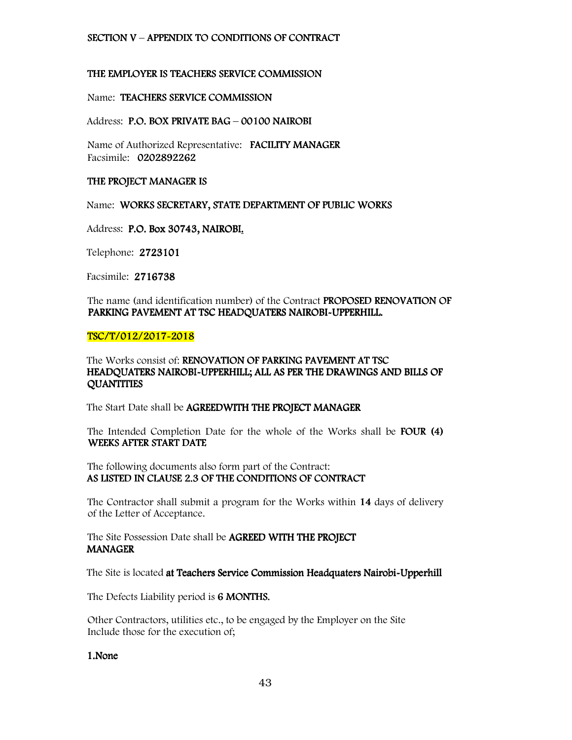## SECTION V – APPENDIX TO CONDITIONS OF CONTRACT

**THE EMPLOYER IS TEACHERS SERVICE COMMISSION**

Name: **TEACHERS SERVICE COMMISSION**

Address: **P.O. BOX PRIVATE BAG – 00100 NAIROBI**

Name of Authorized Representative: **FACILITY MANAGER**
Facsimile: **0202892262**

**THE PROJECT MANAGER IS**

Name: **WORKS SECRETARY, STATE DEPARTMENT OF PUBLIC WORKS**

Address: **P.O. Box 30743, NAIROBI.**

Telephone: **2723101**

Facsimile: **2716738**

The name (and identification number) of the Contract **PROPOSED RENOVATION OF PARKING PAVEMENT AT TSC HEADQUATERS NAIROBI-UPPERHILL.**

**TSC/T/012/2017-2018**

The Works consist of: **RENOVATION OF PARKING PAVEMENT AT TSC HEADQUATERS NAIROBI-UPPERHILL; ALL AS PER THE DRAWINGS AND BILLS OF QUANTITIES**

The Start Date shall be **AGREEDWITH THE PROJECT MANAGER**

The Intended Completion Date for the whole of the Works shall be **FOUR (4) WEEKS AFTER START DATE**

The following documents also form part of the Contract:
**AS LISTED IN CLAUSE 2.3 OF THE CONDITIONS OF CONTRACT**

The Contractor shall submit a program for the Works within **14** days of delivery of the Letter of Acceptance.

The Site Possession Date shall be **AGREED WITH THE PROJECT MANAGER**

The Site is located **at Teachers Service Commission Headquaters Nairobi-Upperhill**

The Defects Liability period is **6 MONTHS.**

Other Contractors, utilities etc., to be engaged by the Employer on the Site Include those for the execution of;

**1.None**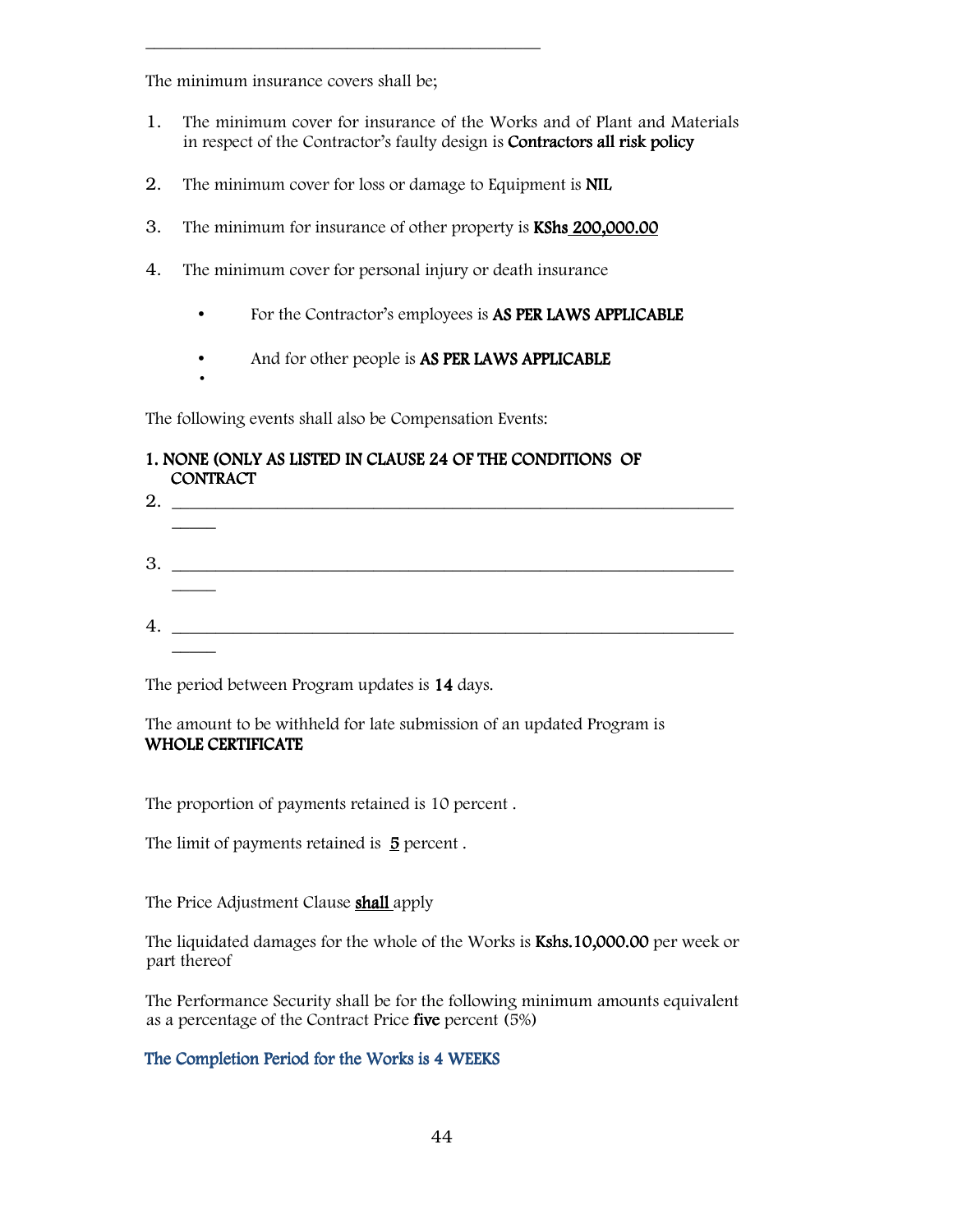\_\_\_\_\_\_\_\_\_\_\_\_\_\_\_\_\_\_\_\_\_\_\_\_\_\_\_\_\_\_\_\_\_\_\_\_\_\_\_\_\_\_

The minimum insurance covers shall be;

1. The minimum cover for insurance of the Works and of Plant and Materials in respect of the Contractor's faulty design is **Contractors all risk policy**

2. The minimum cover for loss or damage to Equipment is **NIL**

3. The minimum for insurance of other property is **KShs 200,000.00**

4. The minimum cover for personal injury or death insurance

   - For the Contractor's employees is **AS PER LAWS APPLICABLE**

   - And for other people is **AS PER LAWS APPLICABLE**

The following events shall also be Compensation Events:

**1. NONE (ONLY AS LISTED IN CLAUSE 24 OF THE CONDITIONS OF CONTRACT**

2. \_\_\_\_\_\_\_\_\_\_\_\_\_\_\_\_\_\_\_\_\_\_\_\_\_\_\_\_\_\_\_\_\_\_\_\_\_\_\_\_\_\_\_\_\_\_\_\_\_\_\_\_\_\_\_\_\_\_\_\_\_\_\_\_

3. \_\_\_\_\_\_\_\_\_\_\_\_\_\_\_\_\_\_\_\_\_\_\_\_\_\_\_\_\_\_\_\_\_\_\_\_\_\_\_\_\_\_\_\_\_\_\_\_\_\_\_\_\_\_\_\_\_\_\_\_\_\_\_\_

4. \_\_\_\_\_\_\_\_\_\_\_\_\_\_\_\_\_\_\_\_\_\_\_\_\_\_\_\_\_\_\_\_\_\_\_\_\_\_\_\_\_\_\_\_\_\_\_\_\_\_\_\_\_\_\_\_\_\_\_\_\_\_\_\_

The period between Program updates is **14** days.

The amount to be withheld for late submission of an updated Program is **WHOLE CERTIFICATE**

The proportion of payments retained is 10 percent .

The limit of payments retained is **5** percent .

The Price Adjustment Clause **shall** apply

The liquidated damages for the whole of the Works is **Kshs.10,000.00** per week or part thereof

The Performance Security shall be for the following minimum amounts equivalent as a percentage of the Contract Price **five** percent (5%)

**The Completion Period for the Works is 4 WEEKS**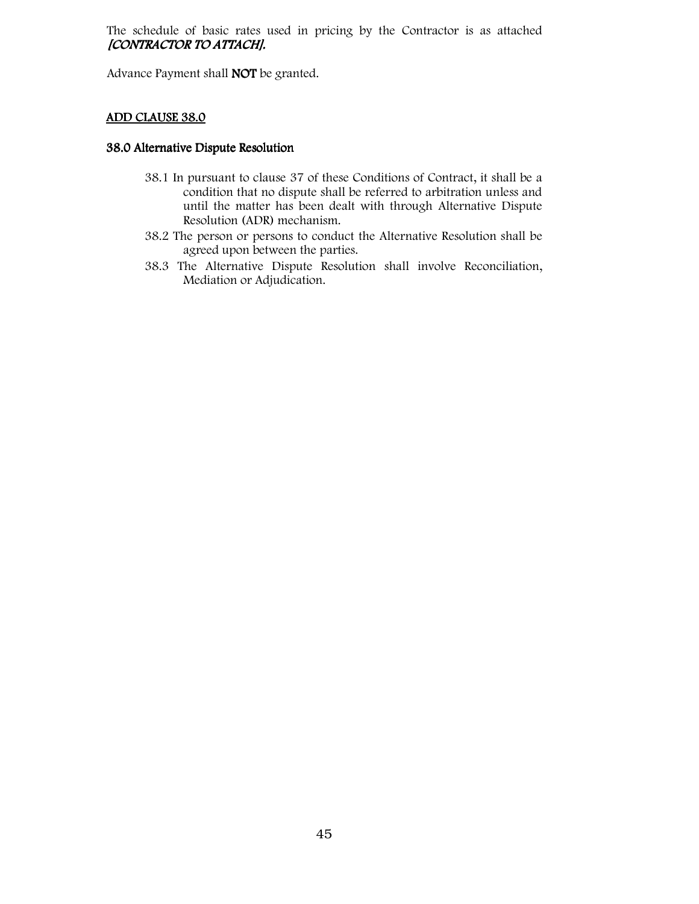The schedule of basic rates used in pricing by the Contractor is as attached ***[CONTRACTOR TO ATTACH].***

Advance Payment shall **NOT** be granted.

**ADD CLAUSE 38.0**

### 38.0 Alternative Dispute Resolution

38.1 In pursuant to clause 37 of these Conditions of Contract, it shall be a condition that no dispute shall be referred to arbitration unless and until the matter has been dealt with through Alternative Dispute Resolution (ADR) mechanism.

38.2 The person or persons to conduct the Alternative Resolution shall be agreed upon between the parties.

38.3 The Alternative Dispute Resolution shall involve Reconciliation, Mediation or Adjudication.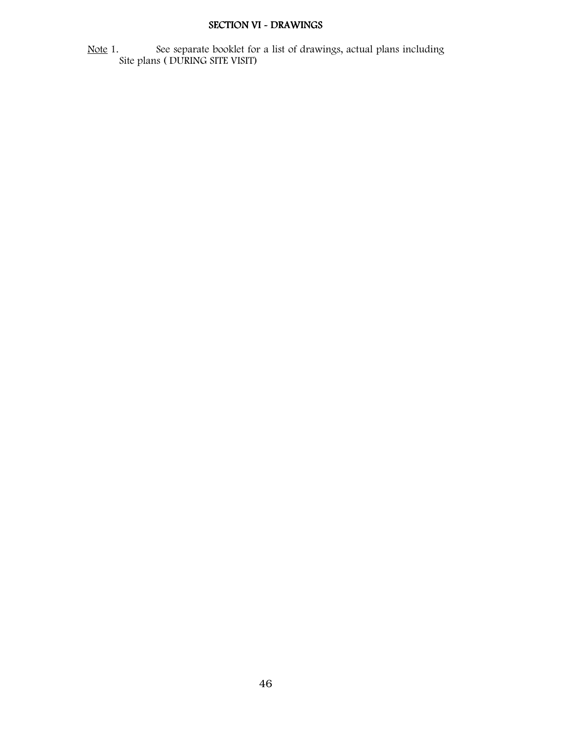# SECTION VI - DRAWINGS

Note 1. See separate booklet for a list of drawings, actual plans including Site plans ( DURING SITE VISIT)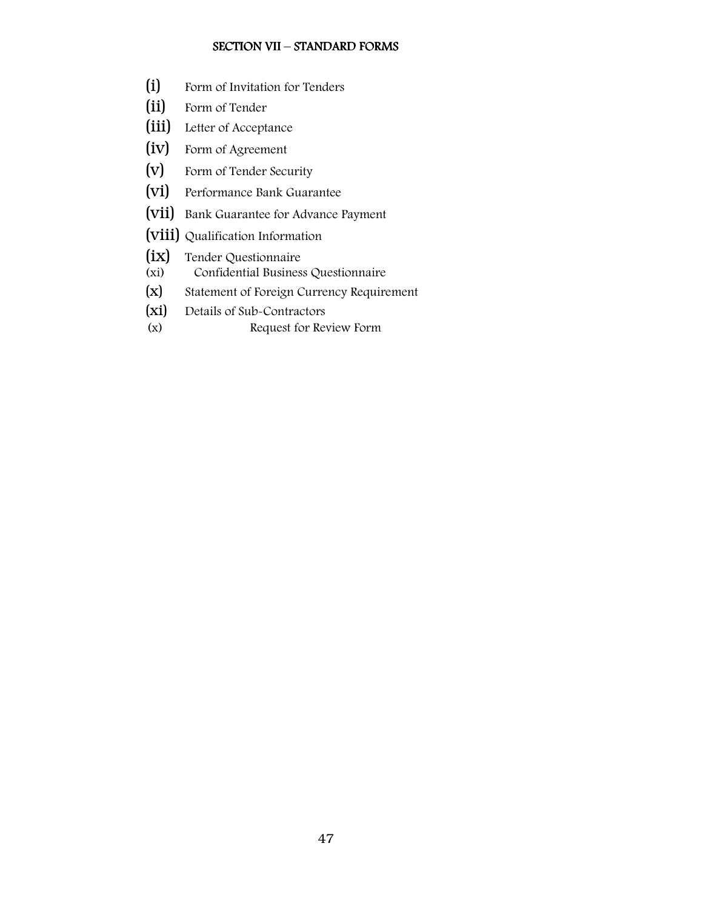## SECTION VII – STANDARD FORMS

(i) Form of Invitation for Tenders
(ii) Form of Tender
(iii) Letter of Acceptance
(iv) Form of Agreement
(v) Form of Tender Security
(vi) Performance Bank Guarantee
(vii) Bank Guarantee for Advance Payment
(viii) Qualification Information
(ix) Tender Questionnaire
(xi) Confidential Business Questionnaire
(x) Statement of Foreign Currency Requirement
(xi) Details of Sub-Contractors
(x) Request for Review Form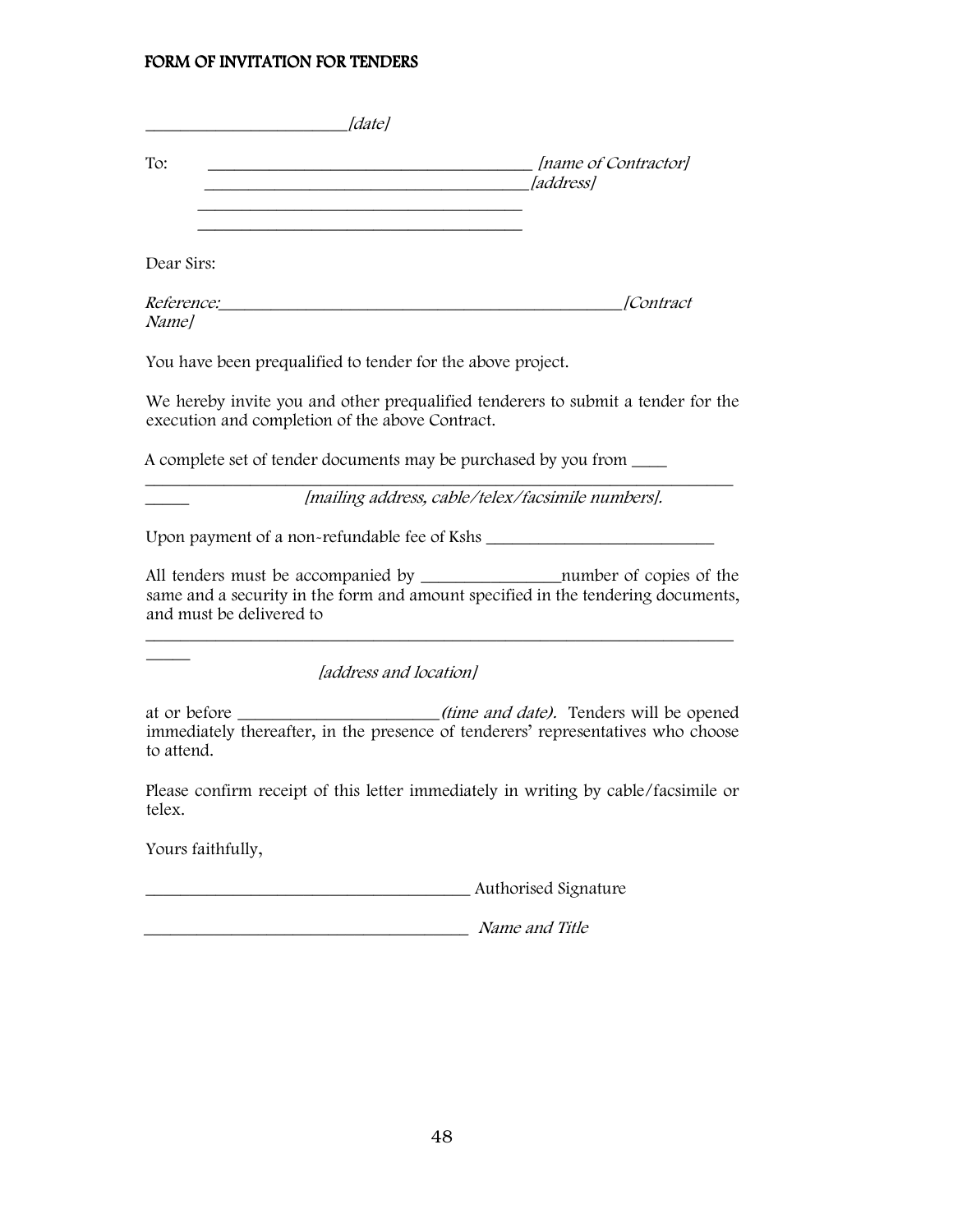## FORM OF INVITATION FOR TENDERS

_______________________*[date]*

To: _____________________________ *[name of Contractor]*
_____________________________*[address]*
_____________________________
_____________________________

Dear Sirs:

*Reference:*_______________________________________*[Contract Name]*

You have been prequalified to tender for the above project.

We hereby invite you and other prequalified tenderers to submit a tender for the execution and completion of the above Contract.

A complete set of tender documents may be purchased by you from ____
______________________________________________________________
_____ *[mailing address, cable/telex/facsimile numbers].*

Upon payment of a non-refundable fee of Kshs _________________________

All tenders must be accompanied by _______________number of copies of the same and a security in the form and amount specified in the tendering documents, and must be delivered to
______________________________________________________________
_____
*[address and location]*

at or before _____________________*(time and date).* Tenders will be opened immediately thereafter, in the presence of tenderers' representatives who choose to attend.

Please confirm receipt of this letter immediately in writing by cable/facsimile or telex.

Yours faithfully,

_________________________________ Authorised Signature

_________________________________ *Name and Title*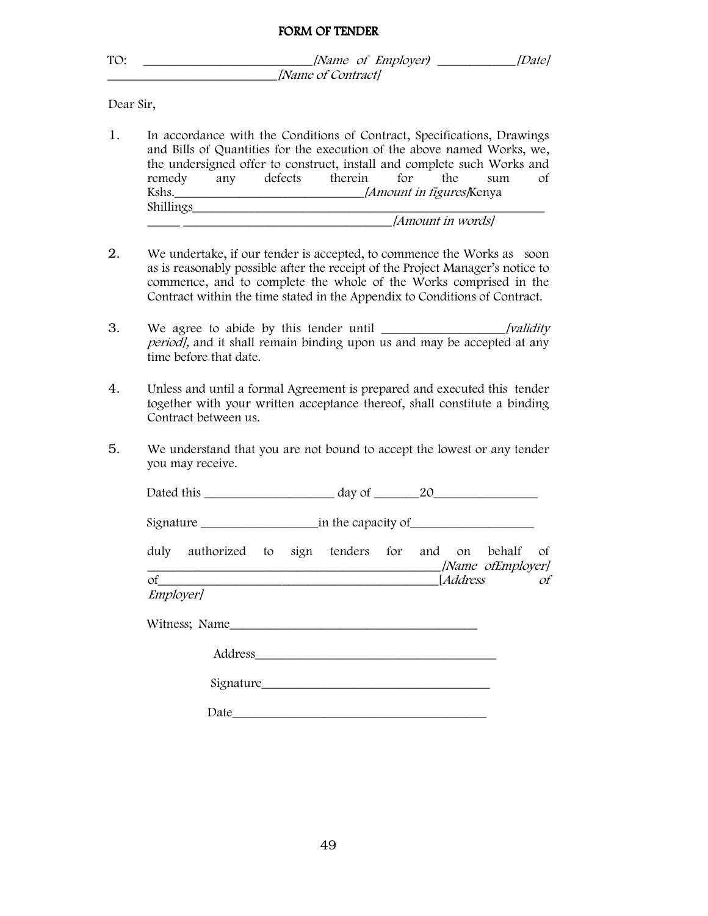# FORM OF TENDER

TO: ___________________________*[Name of Employer)* _____________*[Date]*
___________________________*[Name of Contract]*

Dear Sir,

1. In accordance with the Conditions of Contract, Specifications, Drawings and Bills of Quantities for the execution of the above named Works, we, the undersigned offer to construct, install and complete such Works and remedy any defects therein for the sum of Kshs.______________________________*[Amount in figures]*Kenya Shillings______________________________________________________________ _____ ________________________________*[Amount in words]*

2. We undertake, if our tender is accepted, to commence the Works as soon as is reasonably possible after the receipt of the Project Manager's notice to commence, and to complete the whole of the Works comprised in the Contract within the time stated in the Appendix to Conditions of Contract.

3. We agree to abide by this tender until ___________________*[validity period],* and it shall remain binding upon us and may be accepted at any time before that date.

4. Unless and until a formal Agreement is prepared and executed this tender together with your written acceptance thereof, shall constitute a binding Contract between us.

5. We understand that you are not bound to accept the lowest or any tender you may receive.

Dated this _____________________ day of _______20_________________

Signature __________________in the capacity of___________________

duly authorized to sign tenders for and on behalf of _______________________________________________*[Name ofEmployer]* of_____________________________________________[*Address of Employer]*

Witness; Name________________________________________

Address________________________________________

Signature_____________________________________

Date__________________________________________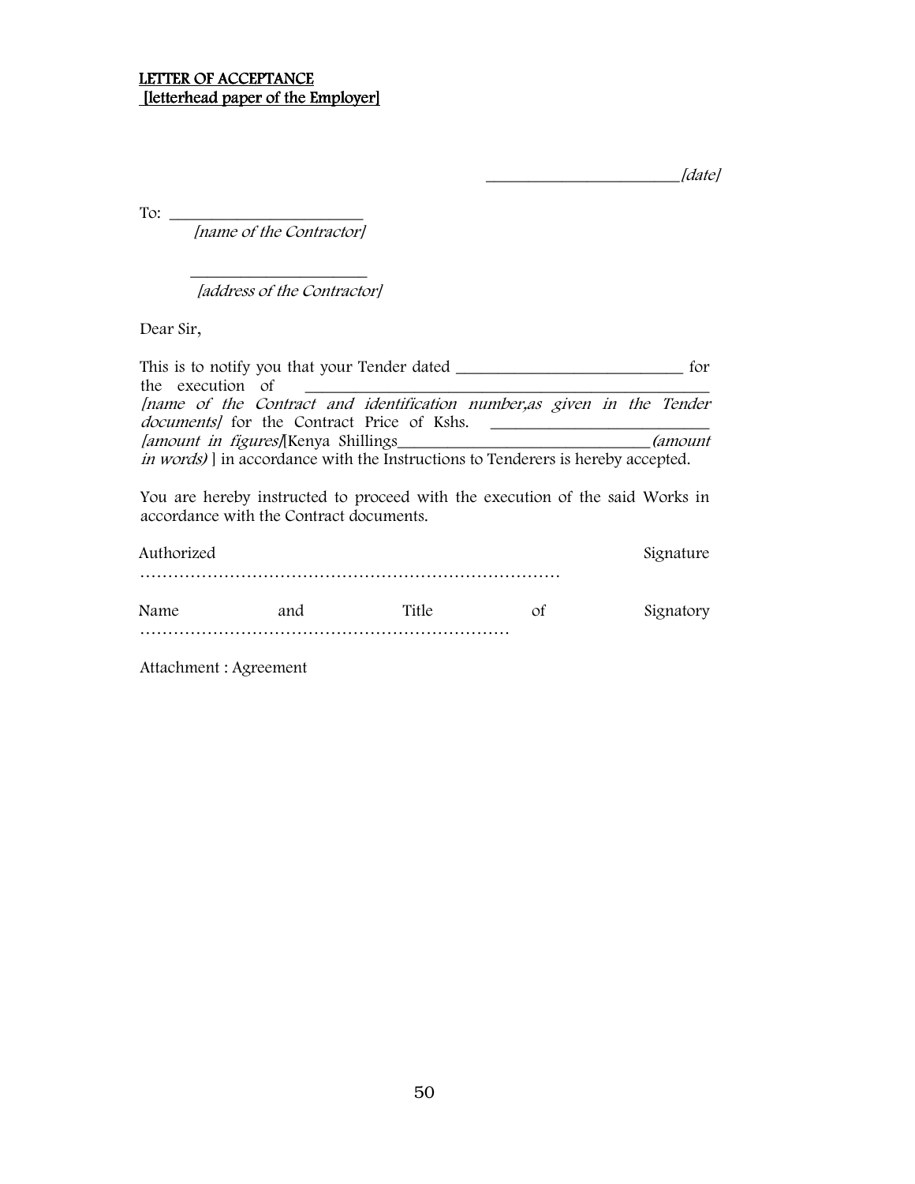**LETTER OF ACCEPTANCE**
**[letterhead paper of the Employer]**

_______________________*[date]*

To: _______________________
*[name of the Contractor]*

_____________________
*[address of the Contractor]*

Dear Sir,

This is to notify you that your Tender dated ___________________________ for the execution of _______________________________________________ *[name of the Contract and identification number,as given in the Tender documents]* for the Contract Price of Kshs. _________________________ *[amount in figures]*[Kenya Shillings_____________________________*(amount in words)* ] in accordance with the Instructions to Tenderers is hereby accepted.

You are hereby instructed to proceed with the execution of the said Works in accordance with the Contract documents.

Authorized Signature …………………………………………………………………

Name and Title of Signatory …………………………………………………………

Attachment : Agreement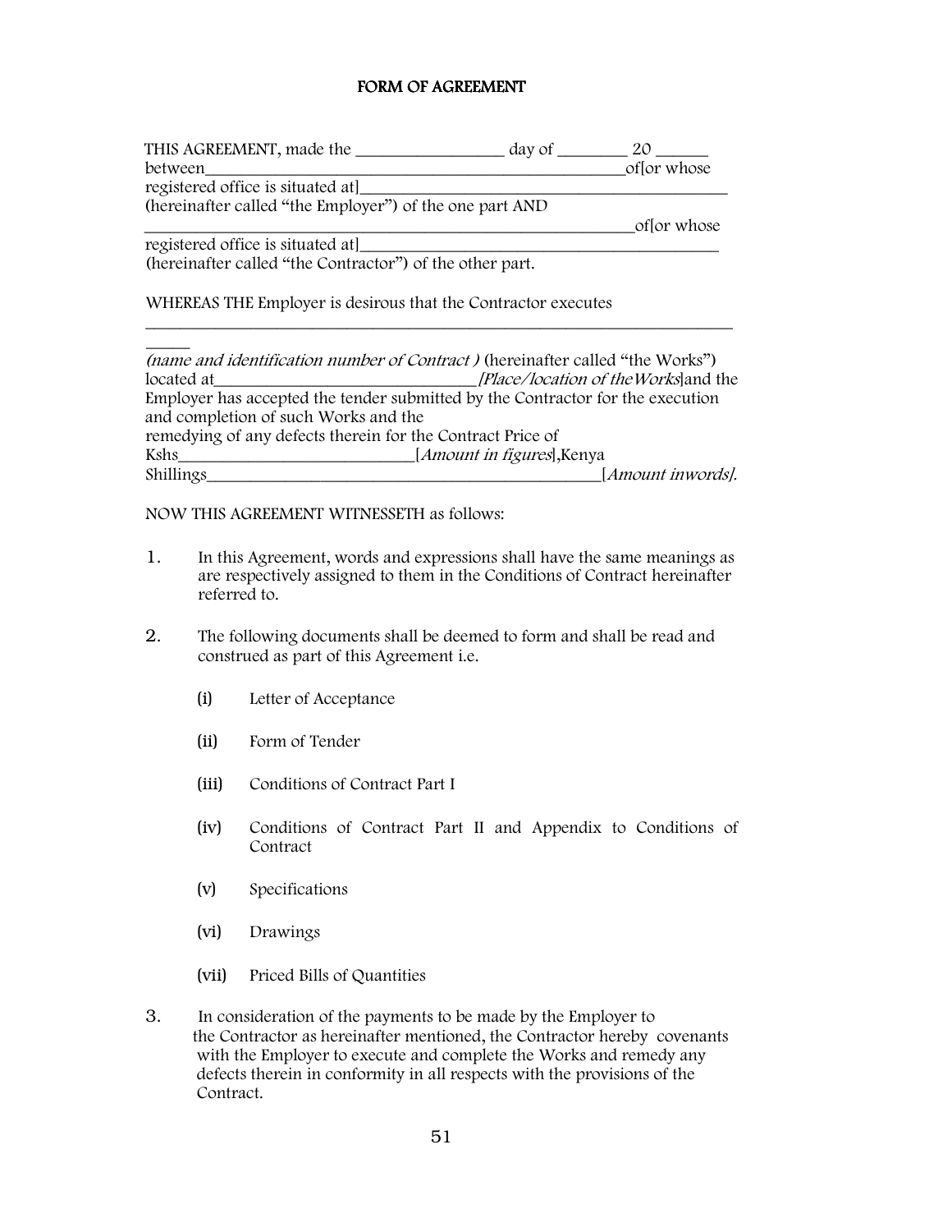# FORM OF AGREEMENT

THIS AGREEMENT, made the _________________ day of ________ 20 ______ between_____________________________________________of[or whose registered office is situated at]_____________________________________________ (hereinafter called "the Employer") of the one part AND _____________________________________________________________of[or whose registered office is situated at]_____________________________________________ (hereinafter called "the Contractor") of the other part.

WHEREAS THE Employer is desirous that the Contractor executes _____________________________________________________________________ _____

*(name and identification number of Contract )* (hereinafter called "the Works") located at______________________________*[Place/location of theWorks]*and the Employer has accepted the tender submitted by the Contractor for the execution and completion of such Works and the remedying of any defects therein for the Contract Price of Kshs___________________________*[Amount in figures]*,Kenya Shillings_______________________________________________*[Amount inwords].*

NOW THIS AGREEMENT WITNESSETH as follows:

1. In this Agreement, words and expressions shall have the same meanings as are respectively assigned to them in the Conditions of Contract hereinafter referred to.

2. The following documents shall be deemed to form and shall be read and construed as part of this Agreement i.e.

   (i) Letter of Acceptance

   (ii) Form of Tender

   (iii) Conditions of Contract Part I

   (iv) Conditions of Contract Part II and Appendix to Conditions of Contract

   (v) Specifications

   (vi) Drawings

   (vii) Priced Bills of Quantities

3. In consideration of the payments to be made by the Employer to the Contractor as hereinafter mentioned, the Contractor hereby covenants with the Employer to execute and complete the Works and remedy any defects therein in conformity in all respects with the provisions of the Contract.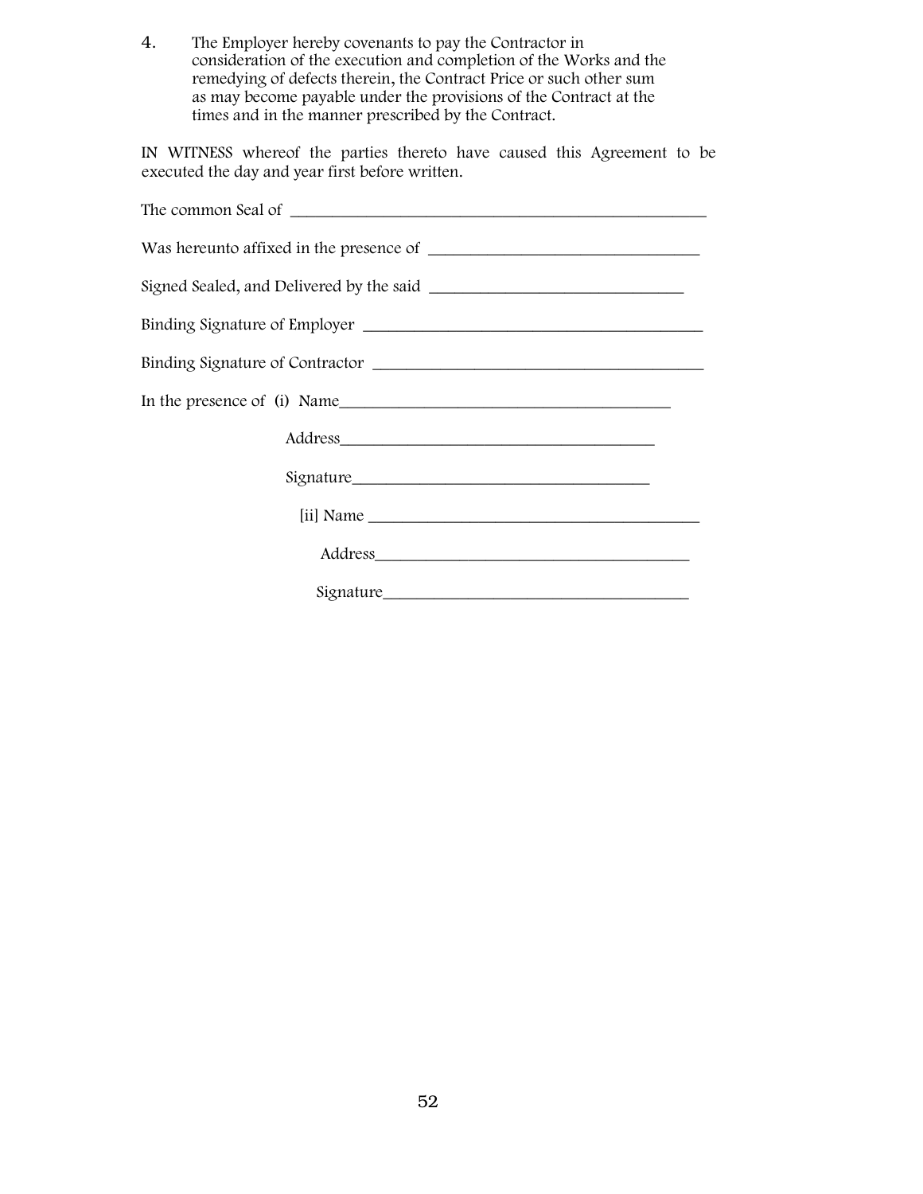4. The Employer hereby covenants to pay the Contractor in consideration of the execution and completion of the Works and the remedying of defects therein, the Contract Price or such other sum as may become payable under the provisions of the Contract at the times and in the manner prescribed by the Contract.

IN WITNESS whereof the parties thereto have caused this Agreement to be executed the day and year first before written.

The common Seal of ____________________________________________

Was hereunto affixed in the presence of ______________________________

Signed Sealed, and Delivered by the said _____________________________

Binding Signature of Employer ______________________________________

Binding Signature of Contractor _____________________________________

In the presence of (i) Name_____________________________________

Address_____________________________________

Signature___________________________________

[ii] Name ____________________________________

Address_____________________________________

Signature___________________________________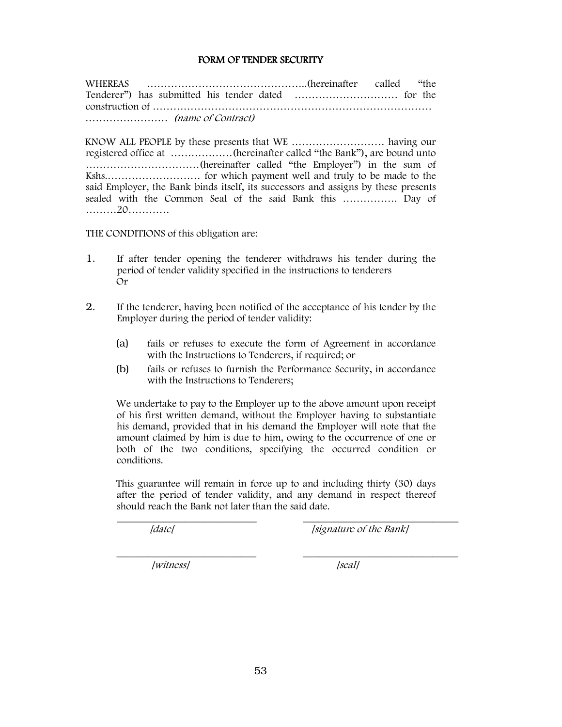## FORM OF TENDER SECURITY

WHEREAS …………………………………………..(hereinafter called "the Tenderer") has submitted his tender dated ………………………… for the construction of ……………………………………………………………………… …………………… *(name of Contract)*

KNOW ALL PEOPLE by these presents that WE ……………………… having our registered office at ………………(hereinafter called "the Bank"), are bound unto ……………………………(hereinafter called "the Employer") in the sum of Kshs.……………………… for which payment well and truly to be made to the said Employer, the Bank binds itself, its successors and assigns by these presents sealed with the Common Seal of the said Bank this ……………. Day of ………20…………

THE CONDITIONS of this obligation are:

1. If after tender opening the tenderer withdraws his tender during the period of tender validity specified in the instructions to tenderers
   Or

2. If the tenderer, having been notified of the acceptance of his tender by the Employer during the period of tender validity:

   (a) fails or refuses to execute the form of Agreement in accordance with the Instructions to Tenderers, if required; or

   (b) fails or refuses to furnish the Performance Security, in accordance with the Instructions to Tenderers;

   We undertake to pay to the Employer up to the above amount upon receipt of his first written demand, without the Employer having to substantiate his demand, provided that in his demand the Employer will note that the amount claimed by him is due to him, owing to the occurrence of one or both of the two conditions, specifying the occurred condition or conditions.

   This guarantee will remain in force up to and including thirty (30) days after the period of tender validity, and any demand in respect thereof should reach the Bank not later than the said date.

_____________________________ _____________________________
*[date[* *[signature of the Bank]*

_____________________________ _____________________________
*[witness]* *[seal]*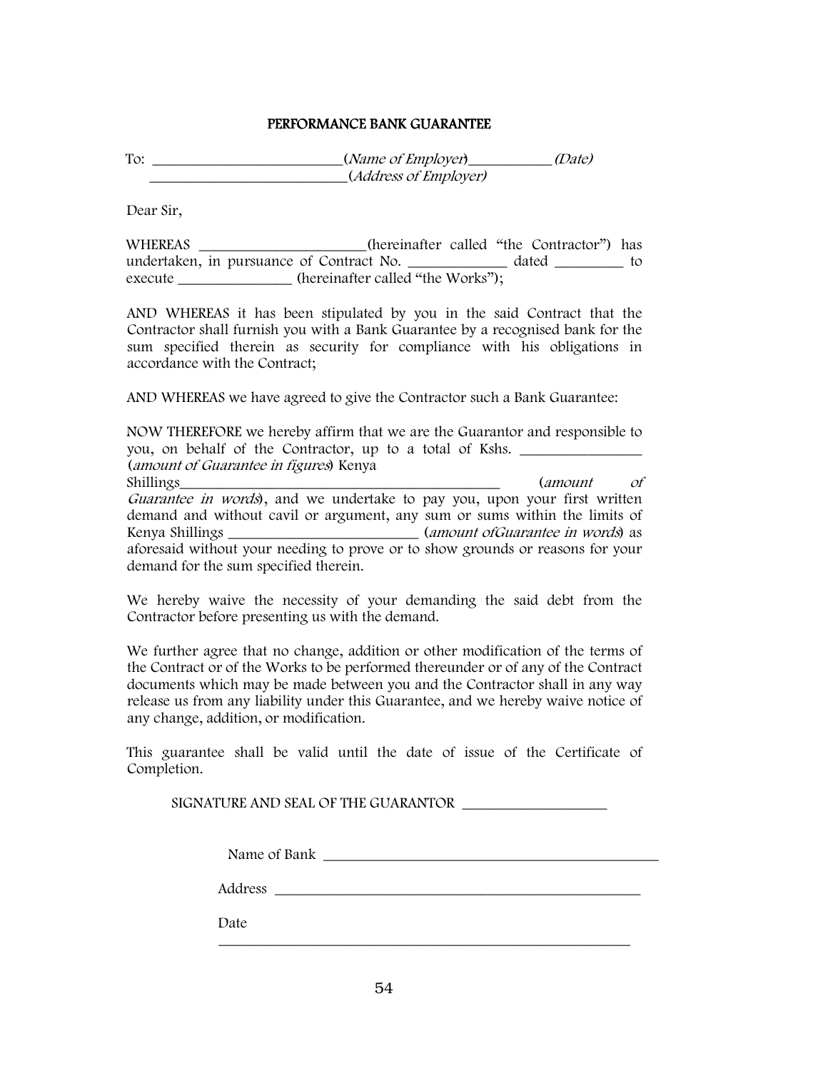## PERFORMANCE BANK GUARANTEE

To: _________________________(*Name of Employer*)___________ *(Date)*
___________________________(*Address of Employer)*

Dear Sir,

WHEREAS ______________________(hereinafter called "the Contractor") has undertaken, in pursuance of Contract No. _____________ dated _________ to execute _______________ (hereinafter called "the Works");

AND WHEREAS it has been stipulated by you in the said Contract that the Contractor shall furnish you with a Bank Guarantee by a recognised bank for the sum specified therein as security for compliance with his obligations in accordance with the Contract;

AND WHEREAS we have agreed to give the Contractor such a Bank Guarantee:

NOW THEREFORE we hereby affirm that we are the Guarantor and responsible to you, on behalf of the Contractor, up to a total of Kshs. ________________ (*amount of Guarantee in figures*) Kenya Shillings__________________________________________ (*amount of Guarantee in words*), and we undertake to pay you, upon your first written demand and without cavil or argument, any sum or sums within the limits of Kenya Shillings _________________________ (*amount ofGuarantee in words*) as aforesaid without your needing to prove or to show grounds or reasons for your demand for the sum specified therein.

We hereby waive the necessity of your demanding the said debt from the Contractor before presenting us with the demand.

We further agree that no change, addition or other modification of the terms of the Contract or of the Works to be performed thereunder or of any of the Contract documents which may be made between you and the Contractor shall in any way release us from any liability under this Guarantee, and we hereby waive notice of any change, addition, or modification.

This guarantee shall be valid until the date of issue of the Certificate of Completion.

SIGNATURE AND SEAL OF THE GUARANTOR ___________________

Name of Bank ____________________________________________

Address _________________________________________________

Date
_______________________________________________________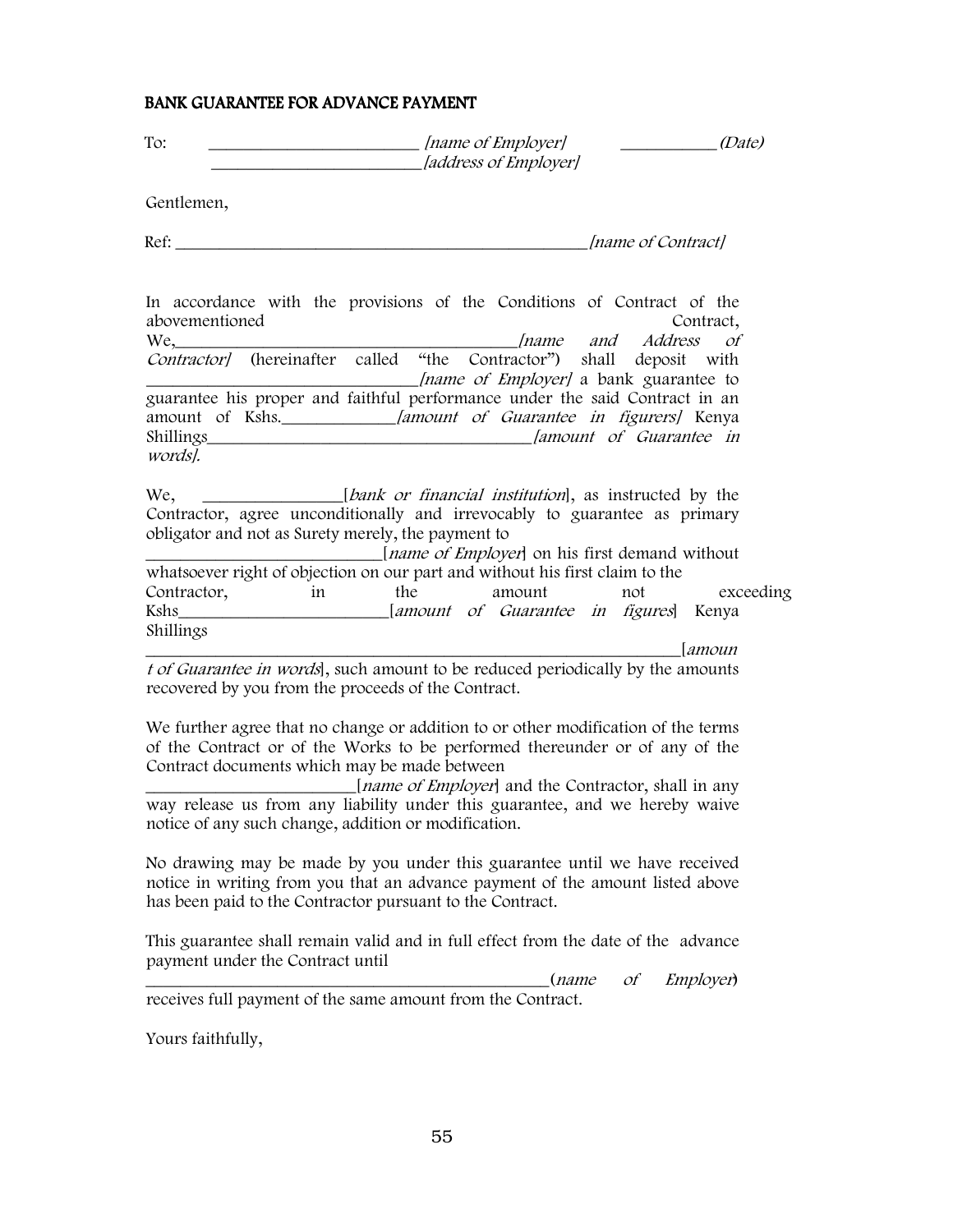**BANK GUARANTEE FOR ADVANCE PAYMENT**

To: _________________________ *[name of Employer]* ___________ *(Date)*
_________________________ *[address of Employer]*

Gentlemen,

Ref: __________________________________________________ *[name of Contract]*

In accordance with the provisions of the Conditions of Contract of the abovementioned Contract, We,________________________________________ *[name and Address of Contractor]* (hereinafter called "the Contractor") shall deposit with _______________________________ *[name of Employer]* a bank guarantee to guarantee his proper and faithful performance under the said Contract in an amount of Kshs._____________ *[amount of Guarantee in figurers]* Kenya Shillings_____________________________________ *[amount of Guarantee in words]*.

We, ________________ [*bank or financial institution*], as instructed by the Contractor, agree unconditionally and irrevocably to guarantee as primary obligator and not as Surety merely, the payment to ___________________________ [*name of Employer*] on his first demand without whatsoever right of objection on our part and without his first claim to the Contractor, in the amount not exceeding Kshs________________________ [*amount of Guarantee in figures*] Kenya Shillings _______________________________________________________________ [*amount of Guarantee in words*], such amount to be reduced periodically by the amounts recovered by you from the proceeds of the Contract.

We further agree that no change or addition to or other modification of the terms of the Contract or of the Works to be performed thereunder or of any of the Contract documents which may be made between ________________________ [*name of Employer*] and the Contractor, shall in any way release us from any liability under this guarantee, and we hereby waive notice of any such change, addition or modification.

No drawing may be made by you under this guarantee until we have received notice in writing from you that an advance payment of the amount listed above has been paid to the Contractor pursuant to the Contract.

This guarantee shall remain valid and in full effect from the date of the advance payment under the Contract until ________________________________________________ (*name of Employer*) receives full payment of the same amount from the Contract.

Yours faithfully,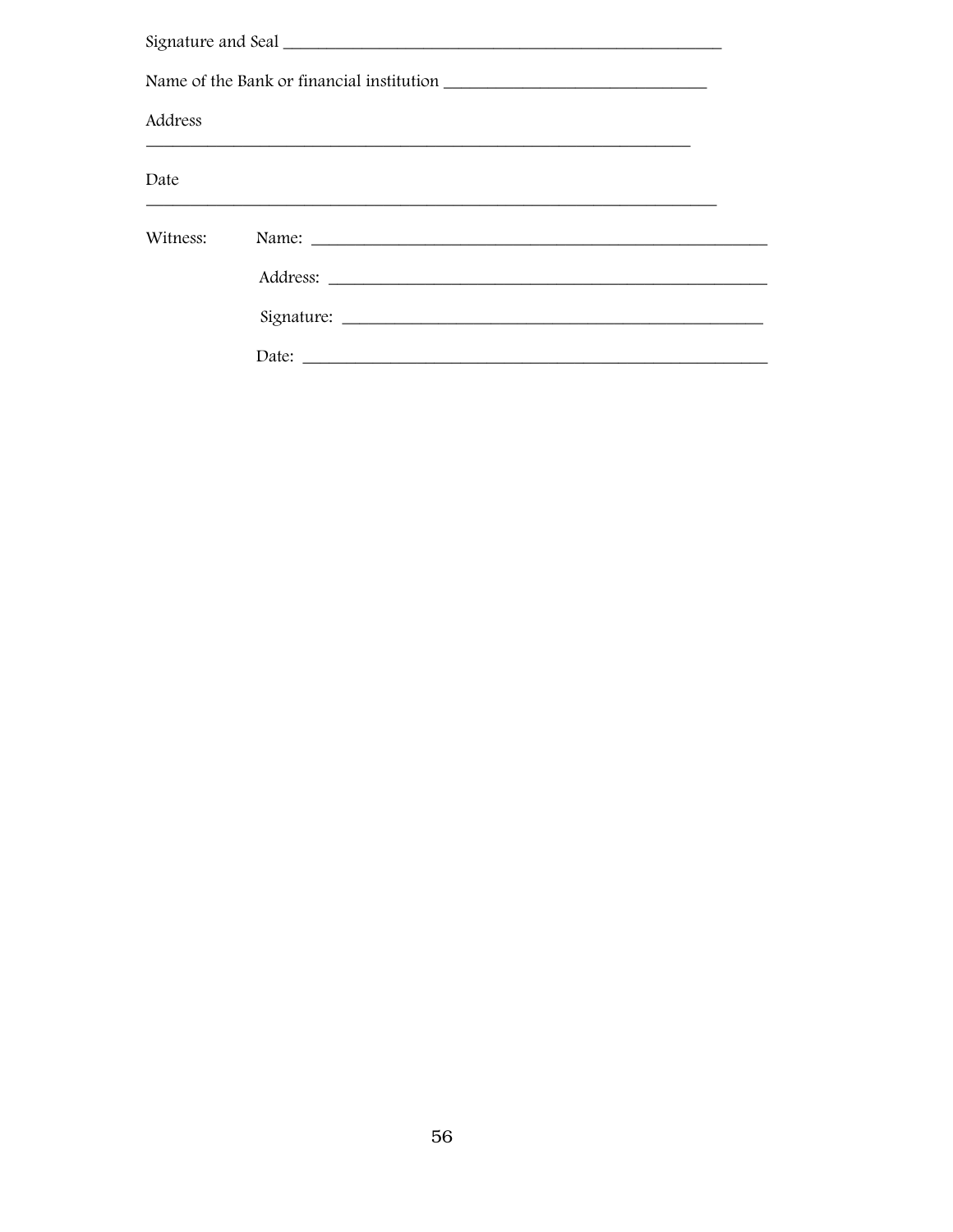Signature and Seal ___________________________________________________

Name of the Bank or financial institution _______________________________

Address

_____________________________________________________________________

Date

_____________________________________________________________________

Witness: Name: _____________________________________________________

Address: ___________________________________________________

Signature: _________________________________________________

Date: _____________________________________________________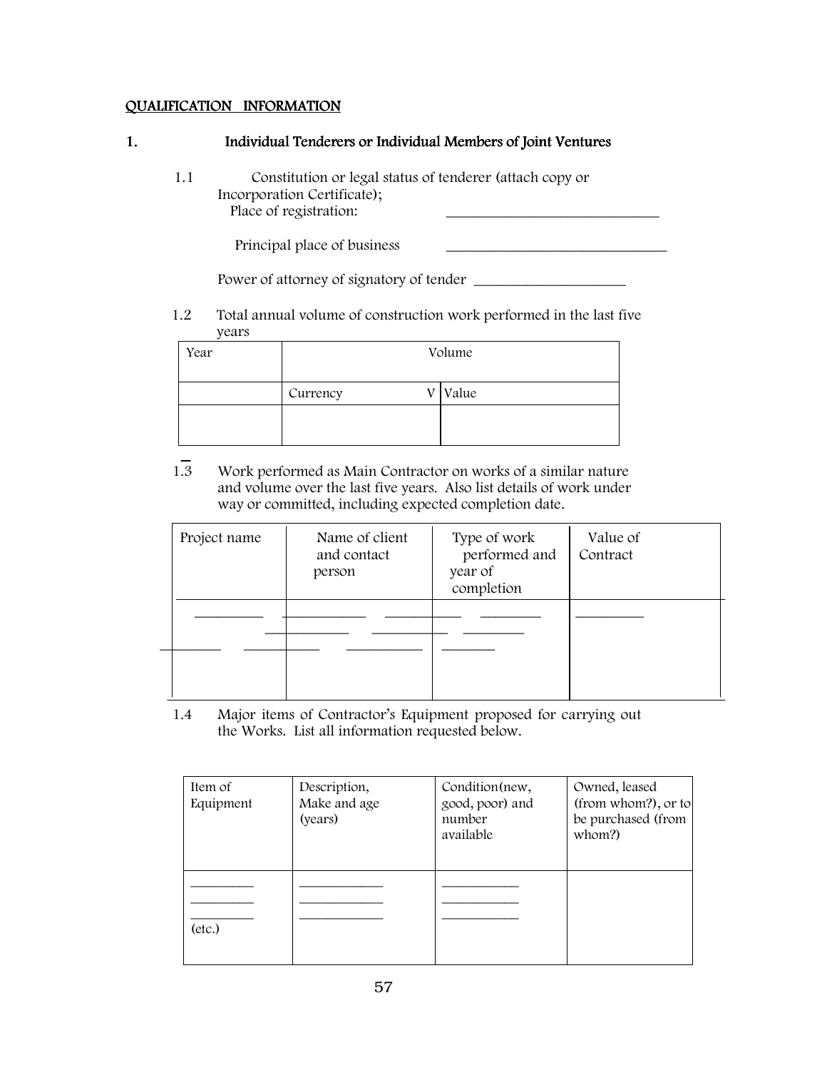## QUALIFICATION INFORMATION

### 1. Individual Tenderers or Individual Members of Joint Ventures

1.1 Constitution or legal status of tenderer (attach copy or Incorporation Certificate);

Place of registration: ______________________________

Principal place of business ______________________________

Power of attorney of signatory of tender ____________________

1.2 Total annual volume of construction work performed in the last five years

| Year | Volume | |
|---|---|---|
| | Currency V | Value |
| | | |

1.3 Work performed as Main Contractor on works of a similar nature and volume over the last five years. Also list details of work under way or committed, including expected completion date.

| Project name | Name of client and contact person | Type of work performed and year of completion | Value of Contract |
|---|---|---|---|
| _________ | ___________ | __________ ________ | _________ |
| | ___________ | __________ ________ | |
| ________ | __________ | __________ _______ | |

1.4 Major items of Contractor's Equipment proposed for carrying out the Works. List all information requested below.

| Item of Equipment | Description, Make and age (years) | Condition(new, good, poor) and number available | Owned, leased (from whom?), or to be purchased (from whom?) |
|---|---|---|---|
| ________<br>________<br>________<br>(etc.) | ___________<br>___________<br>___________ | __________<br>__________<br>__________ | |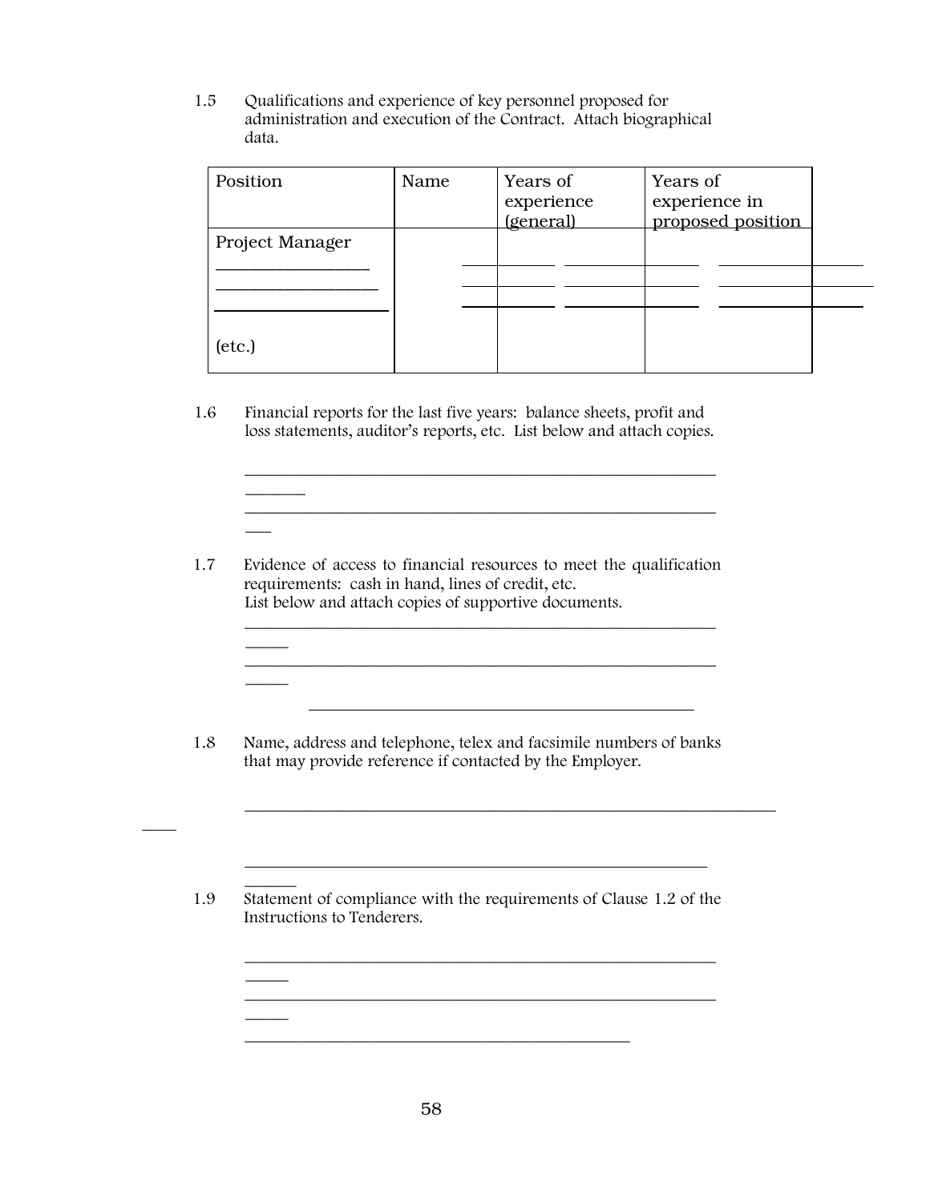1.5 Qualifications and experience of key personnel proposed for administration and execution of the Contract. Attach biographical data.

| Position | Name | Years of experience (general) | Years of experience in proposed position |
|---|---|---|---|
| Project Manager | | | |
| ________________ | ________ | ________ | ________ |
| ________________ | ________ | ________ | ________ |
| ________________ | ________ | ________ | ________ |
| (etc.) | | | |

1.6 Financial reports for the last five years: balance sheets, profit and loss statements, auditor's reports, etc. List below and attach copies.

_______________________________________________________________
_______________________________________________________________

1.7 Evidence of access to financial resources to meet the qualification requirements: cash in hand, lines of credit, etc.
List below and attach copies of supportive documents.

_______________________________________________________________
_______________________________________________________________
_______________________________________________________________

1.8 Name, address and telephone, telex and facsimile numbers of banks that may provide reference if contacted by the Employer.

_______________________________________________________________
_______________________________________________________________

1.9 Statement of compliance with the requirements of Clause 1.2 of the Instructions to Tenderers.

_______________________________________________________________
_______________________________________________________________
_______________________________________________________________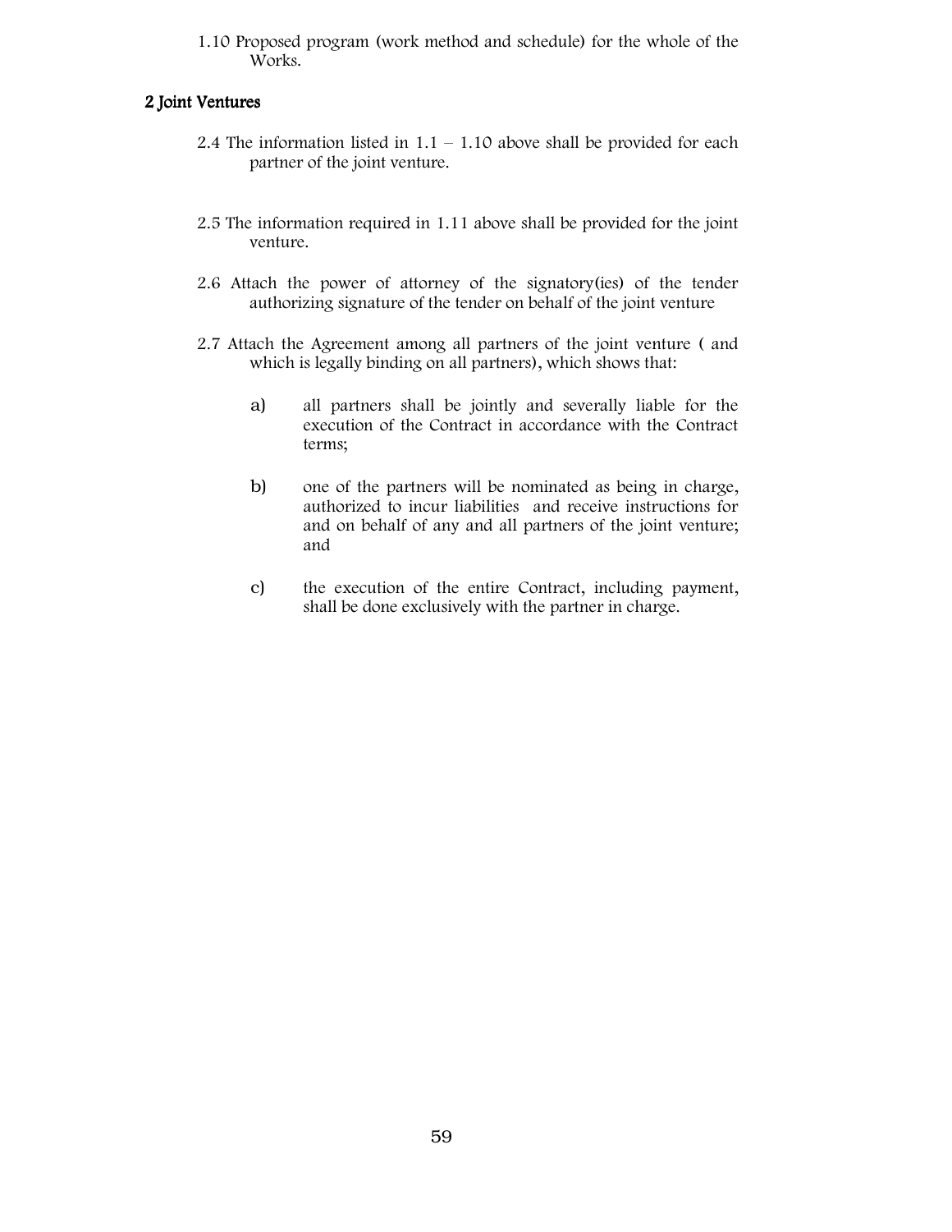1.10 Proposed program (work method and schedule) for the whole of the Works.

## 2 Joint Ventures

2.4 The information listed in 1.1 – 1.10 above shall be provided for each partner of the joint venture.

2.5 The information required in 1.11 above shall be provided for the joint venture.

2.6 Attach the power of attorney of the signatory(ies) of the tender authorizing signature of the tender on behalf of the joint venture

2.7 Attach the Agreement among all partners of the joint venture ( and which is legally binding on all partners), which shows that:

a) all partners shall be jointly and severally liable for the execution of the Contract in accordance with the Contract terms;

b) one of the partners will be nominated as being in charge, authorized to incur liabilities and receive instructions for and on behalf of any and all partners of the joint venture; and

c) the execution of the entire Contract, including payment, shall be done exclusively with the partner in charge.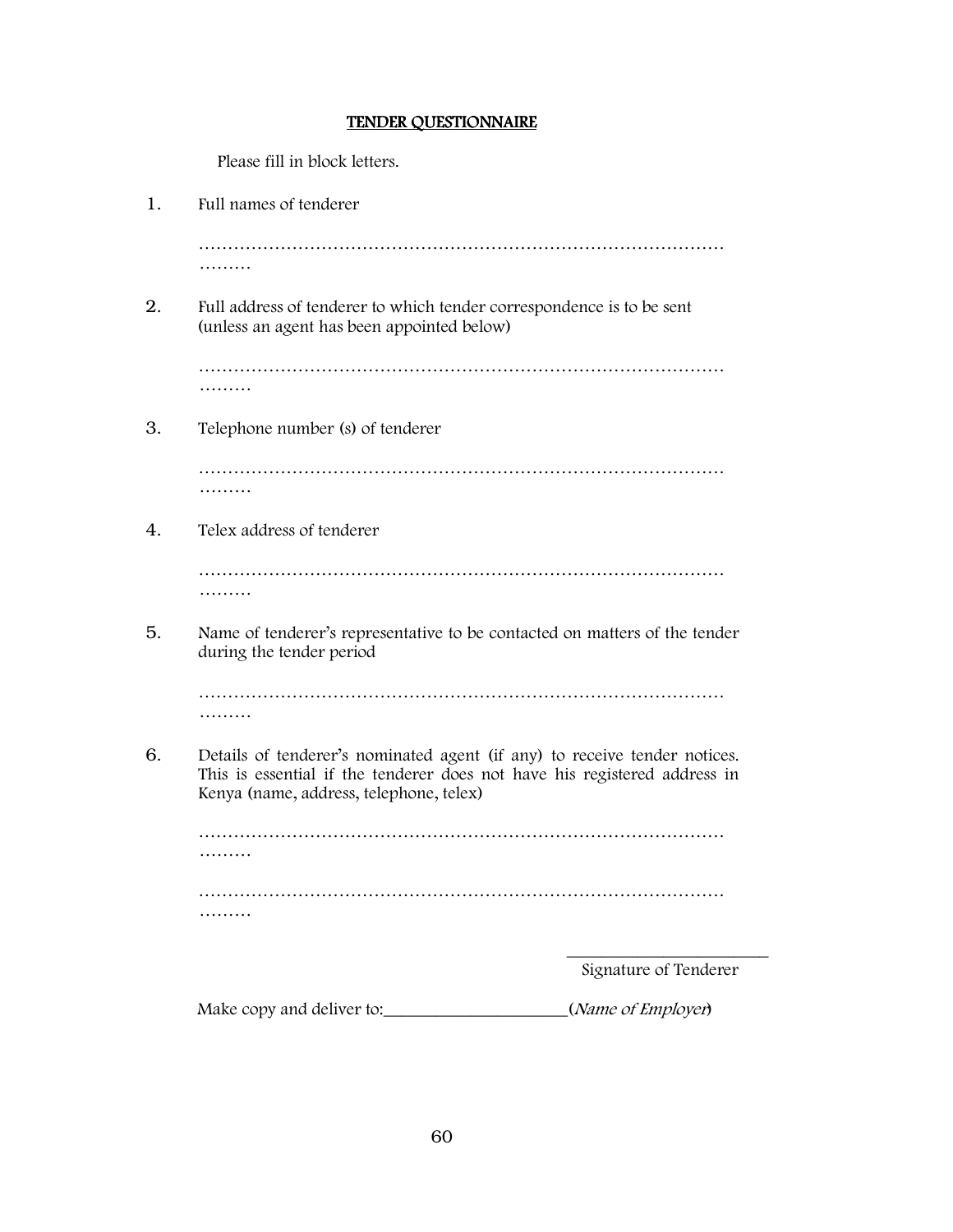# TENDER QUESTIONNAIRE

Please fill in block letters.

1. Full names of tenderer

   ……………………………………………………………………………………………………

2. Full address of tenderer to which tender correspondence is to be sent (unless an agent has been appointed below)

   ……………………………………………………………………………………………………

3. Telephone number (s) of tenderer

   ……………………………………………………………………………………………………

4. Telex address of tenderer

   ……………………………………………………………………………………………………

5. Name of tenderer's representative to be contacted on matters of the tender during the tender period

   ……………………………………………………………………………………………………

6. Details of tenderer's nominated agent (if any) to receive tender notices. This is essential if the tenderer does not have his registered address in Kenya (name, address, telephone, telex)

   ……………………………………………………………………………………………………

   ……………………………………………………………………………………………………

_________________________
Signature of Tenderer

Make copy and deliver to:_____________________(*Name of Employer*)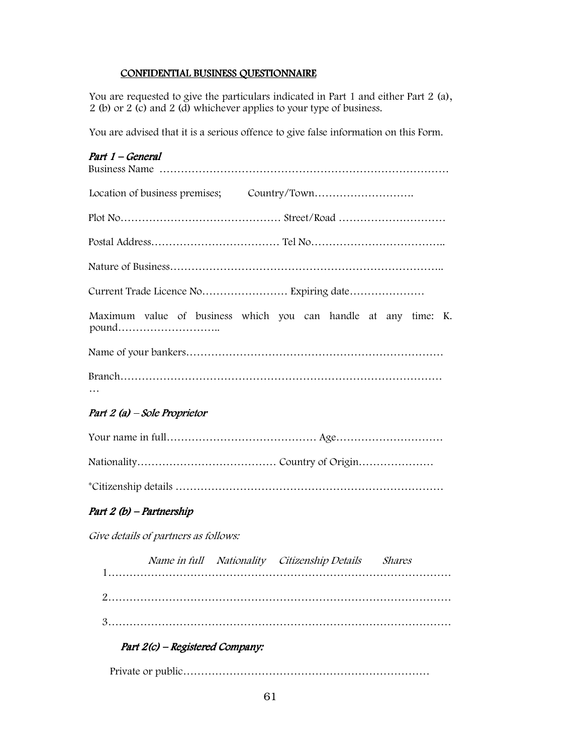## CONFIDENTIAL BUSINESS QUESTIONNAIRE

You are requested to give the particulars indicated in Part 1 and either Part 2 (a), 2 (b) or 2 (c) and 2 (d) whichever applies to your type of business.

You are advised that it is a serious offence to give false information on this Form.

### *Part 1 – General*

Business Name …………………………………………………………………………

Location of business premises; Country/Town……………………….

Plot No……………………………………… Street/Road …………………………

Postal Address……………………………… Tel No………………………………..

Nature of Business…………………………………………………………………..

Current Trade Licence No…………………… Expiring date…………………

Maximum value of business which you can handle at any time: K. pound………………………..

Name of your bankers………………………………………………………………

Branch…………………………………………………………………………………
…

### *Part 2 (a) – Sole Proprietor*

Your name in full…………………………………… Age…………………………

Nationality………………………………… Country of Origin…………………

*Citizenship details ………………………………………………………………

### *Part 2 (b) – Partnership*

*Give details of partners as follows:*

*Name in full Nationality Citizenship Details Shares*

1…………………………………………………………………………………………

2…………………………………………………………………………………………

3…………………………………………………………………………………………

### *Part 2(c) – Registered Company:*

Private or public……………………………………………………………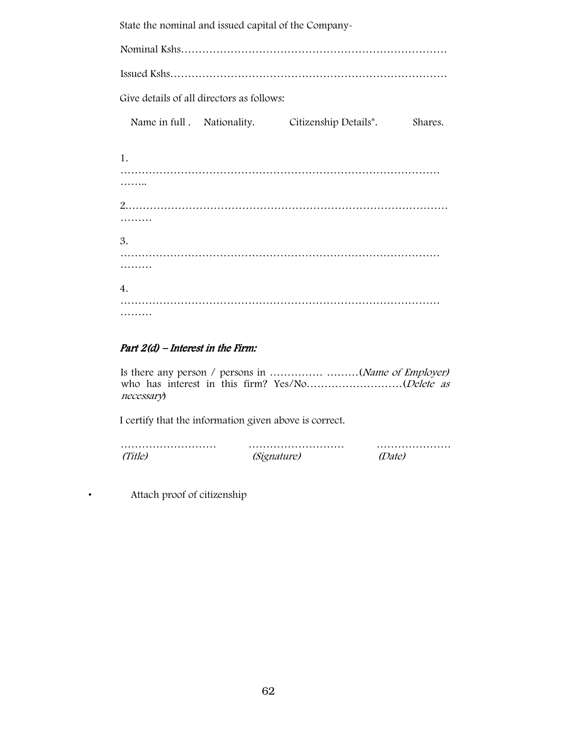State the nominal and issued capital of the Company-

Nominal Kshs…………………………………………………………………

Issued Kshs……………………………………………………………………

Give details of all directors as follows:

Name in full . Nationality. Citizenship Details*. Shares.

1. ………………………………………………………………………………………..

2.…………………………………………………………………………………………

3. …………………………………………………………………………………………

4. …………………………………………………………………………………………

### *Part 2(d) – Interest in the Firm:*

Is there any person / persons in …………… ………(*Name of Employer)* who has interest in this firm? Yes/No………………………(*Delete as necessary*)

I certify that the information given above is correct.

| ……………………… | ……………………… | ………………… |
|---|---|---|
| *(Title)* | *(Signature)* | *(Date)* |

- Attach proof of citizenship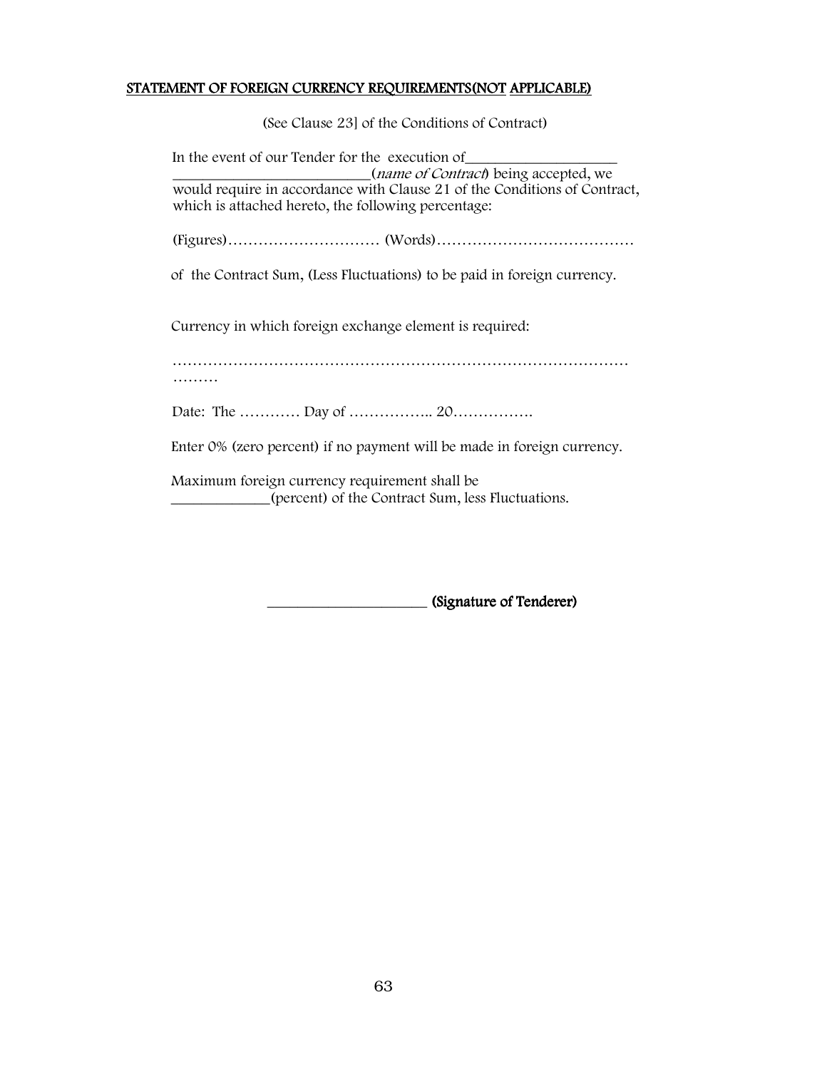## STATEMENT OF FOREIGN CURRENCY REQUIREMENTS(NOT APPLICABLE)

(See Clause 23] of the Conditions of Contract)

In the event of our Tender for the execution of____________________ ___________________________(*name of Contract*) being accepted, we would require in accordance with Clause 21 of the Conditions of Contract, which is attached hereto, the following percentage:

(Figures)………………………… (Words)…………………………………

of the Contract Sum, (Less Fluctuations) to be paid in foreign currency.

Currency in which foreign exchange element is required:

……………………………………………………………………………… ………

Date: The ………… Day of …………….. 20…………….

Enter 0% (zero percent) if no payment will be made in foreign currency.

Maximum foreign currency requirement shall be _____________(percent) of the Contract Sum, less Fluctuations.

______________________ **(Signature of Tenderer)**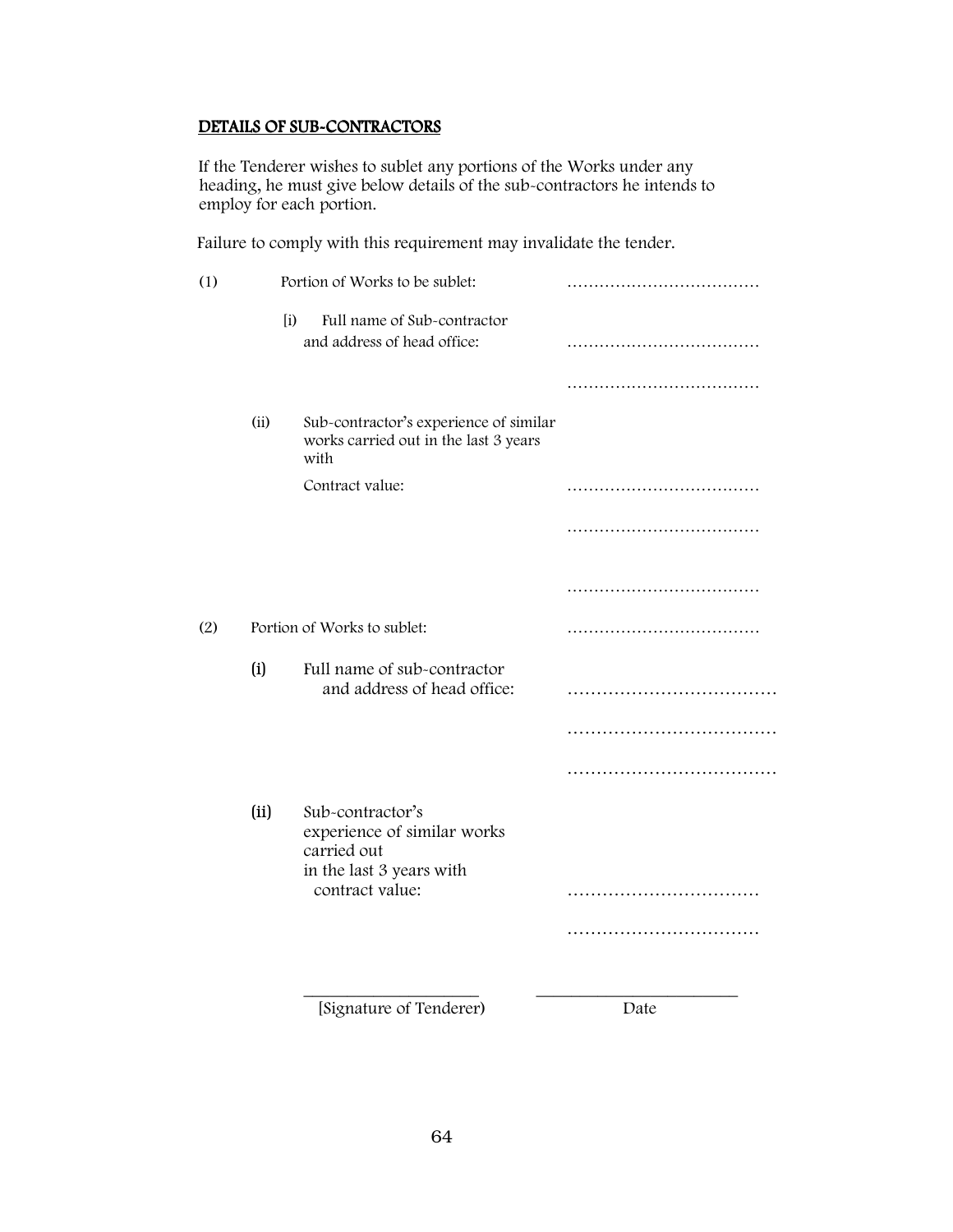## DETAILS OF SUB-CONTRACTORS

If the Tenderer wishes to sublet any portions of the Works under any heading, he must give below details of the sub-contractors he intends to employ for each portion.

Failure to comply with this requirement may invalidate the tender.

(1) Portion of Works to be sublet: ………………………………

[i] Full name of Sub-contractor and address of head office: ………………………………

………………………………

(ii) Sub-contractor's experience of similar works carried out in the last 3 years with

Contract value: ………………………………

………………………………

………………………………

(2) Portion of Works to sublet: ………………………………

(i) Full name of sub-contractor and address of head office: ………………………………

………………………………

………………………………

(ii) Sub-contractor's experience of similar works carried out in the last 3 years with contract value: ……………………………

……………………………

______________________ ______________________

[Signature of Tenderer) Date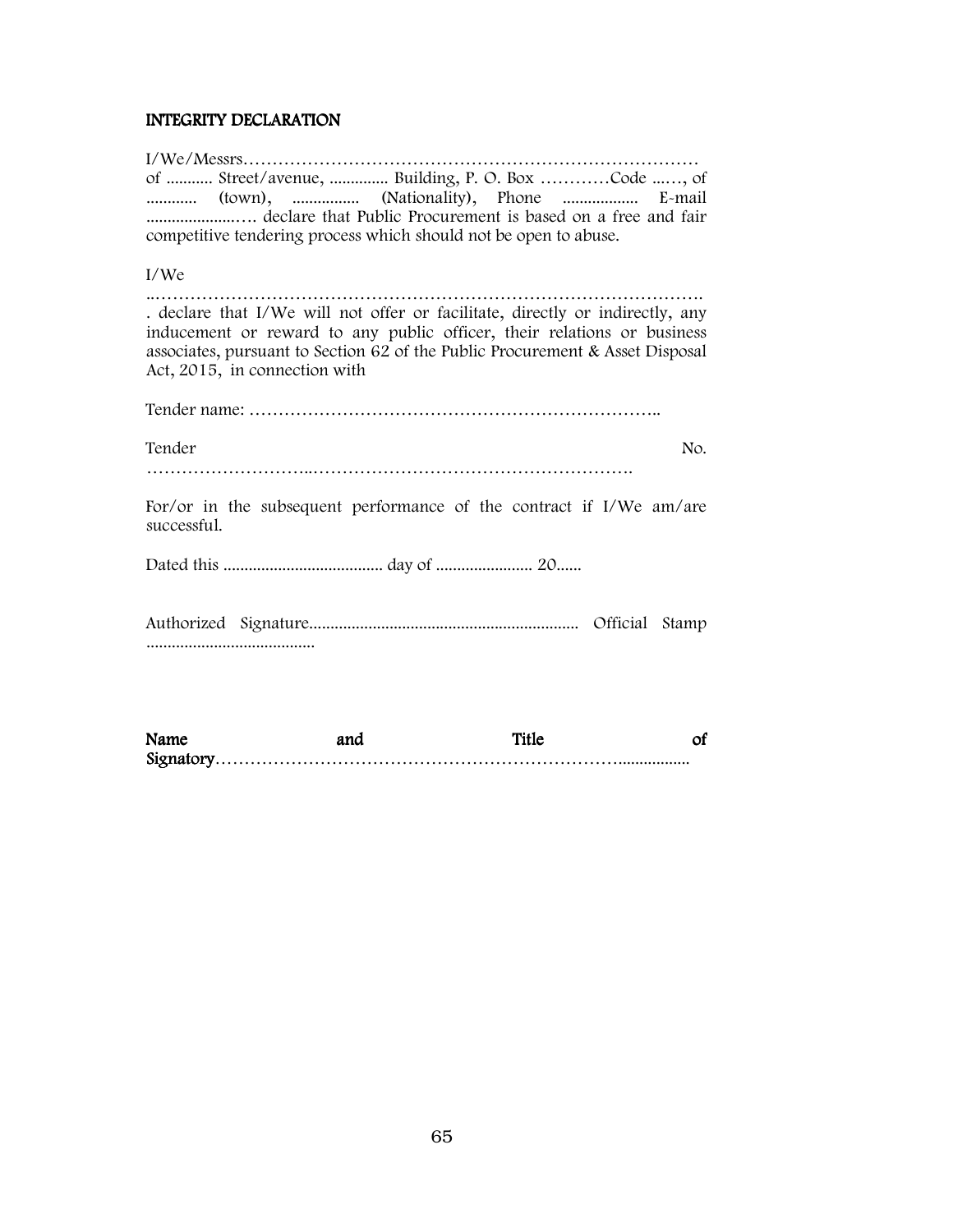### INTEGRITY DECLARATION

I/We/Messrs………………………………………………………………………
of ........... Street/avenue, .............. Building, P. O. Box …………Code ...…, of ............ (town), ................ (Nationality), Phone .................. E-mail ......................…. declare that Public Procurement is based on a free and fair competitive tendering process which should not be open to abuse.

I/We

..……………………………………………………………………………………. . declare that I/We will not offer or facilitate, directly or indirectly, any inducement or reward to any public officer, their relations or business associates, pursuant to Section 62 of the Public Procurement & Asset Disposal Act, 2015, in connection with

Tender name: ……………………………………………………………..

Tender No. ………………………..………………………………………………….

For/or in the subsequent performance of the contract if I/We am/are successful.

Dated this ...................................... day of ....................... 20......

Authorized Signature............................................................... Official Stamp ........................................

**Name and Title of Signatory**…………………………………………………………….................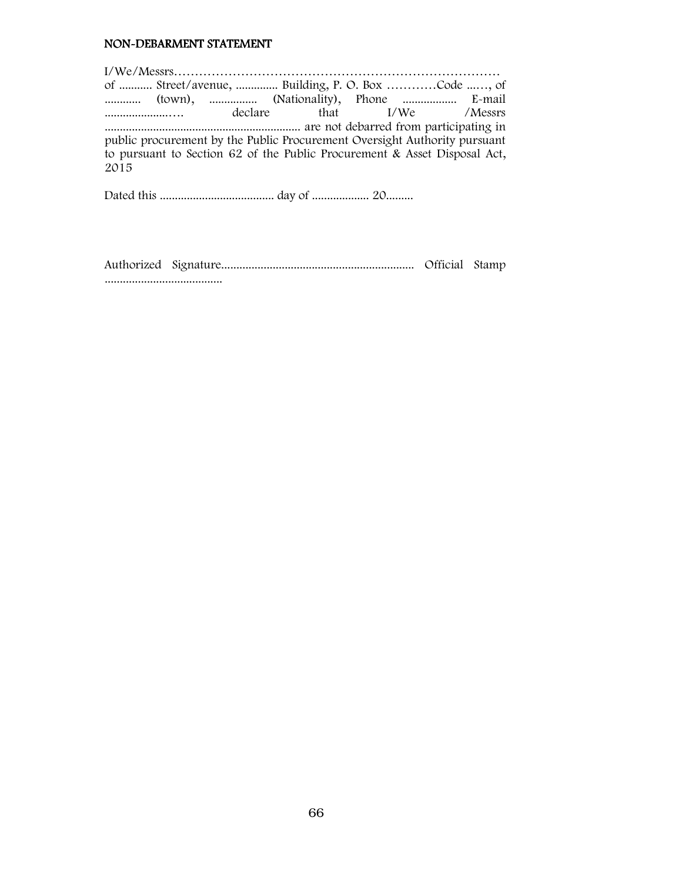## NON-DEBARMENT STATEMENT

I/We/Messrs……………………………………………………………………… of ........... Street/avenue, .............. Building, P. O. Box …………Code ...…, of ............ (town), ................ (Nationality), Phone .................. E-mail ......................…. declare that I/We /Messrs ................................................................ are not debarred from participating in public procurement by the Public Procurement Oversight Authority pursuant to pursuant to Section 62 of the Public Procurement & Asset Disposal Act, 2015

Dated this ...................................... day of ................... 20.........

Authorized Signature............................................................... Official Stamp ......................................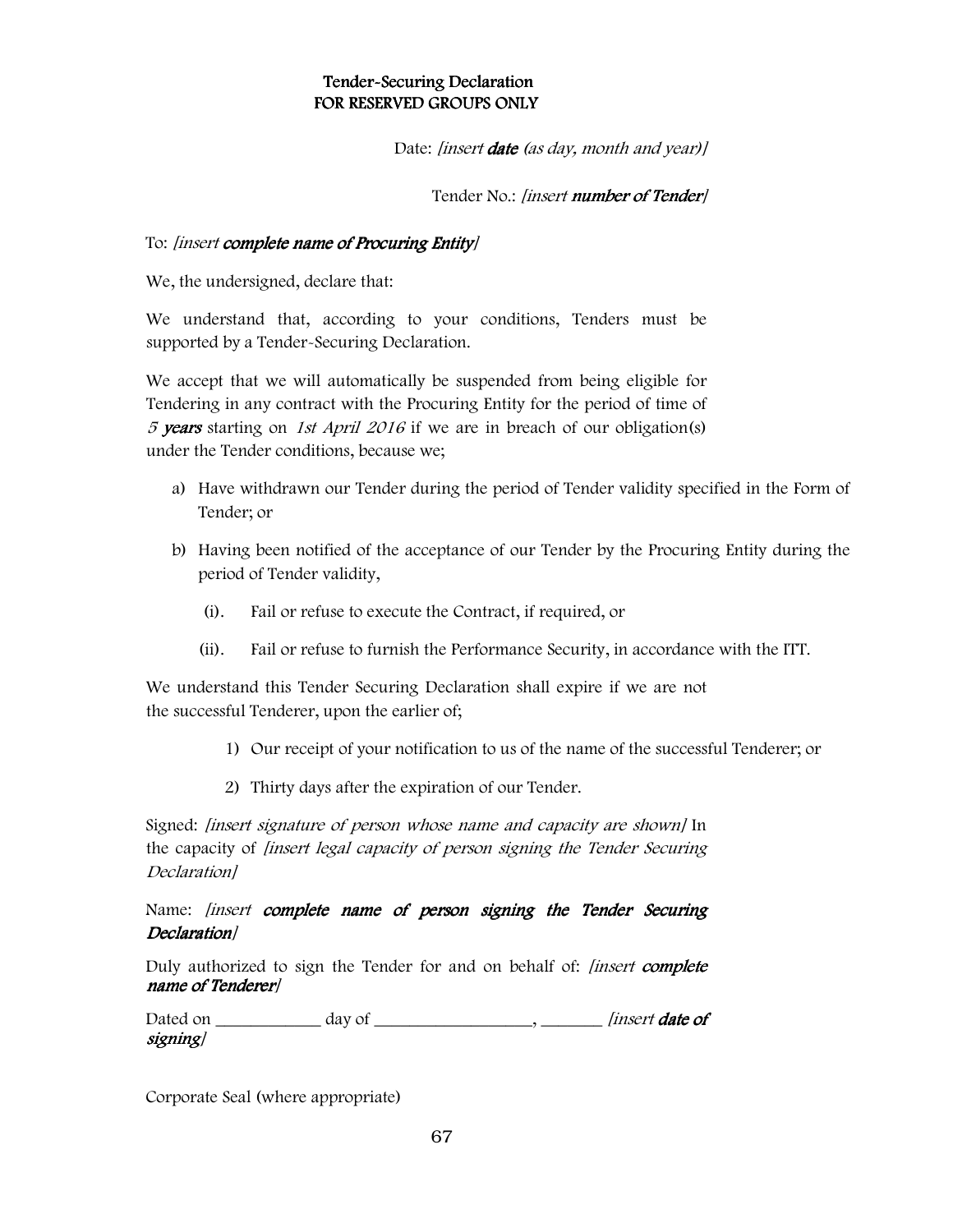## Tender-Securing Declaration
## FOR RESERVED GROUPS ONLY

Date: *[insert **date** (as day, month and year)]*

Tender No.: *[insert **number of Tender**]*

To: *[insert **complete name of Procuring Entity**]*

We, the undersigned, declare that:

We understand that, according to your conditions, Tenders must be supported by a Tender-Securing Declaration.

We accept that we will automatically be suspended from being eligible for Tendering in any contract with the Procuring Entity for the period of time of *5 **years*** starting on *1st April 2016* if we are in breach of our obligation(s) under the Tender conditions, because we;

a) Have withdrawn our Tender during the period of Tender validity specified in the Form of Tender; or

b) Having been notified of the acceptance of our Tender by the Procuring Entity during the period of Tender validity,

   (i). Fail or refuse to execute the Contract, if required, or

   (ii). Fail or refuse to furnish the Performance Security, in accordance with the ITT.

We understand this Tender Securing Declaration shall expire if we are not the successful Tenderer, upon the earlier of;

1) Our receipt of your notification to us of the name of the successful Tenderer; or

2) Thirty days after the expiration of our Tender.

Signed: *[insert signature of person whose name and capacity are shown]* In the capacity of *[insert legal capacity of person signing the Tender Securing Declaration]*

Name: *[insert **complete name of person signing the Tender Securing Declaration**]*

Duly authorized to sign the Tender for and on behalf of: *[insert **complete name of Tenderer**]*

Dated on ____________ day of __________________, _______ *[insert **date of signing**]*

Corporate Seal (where appropriate)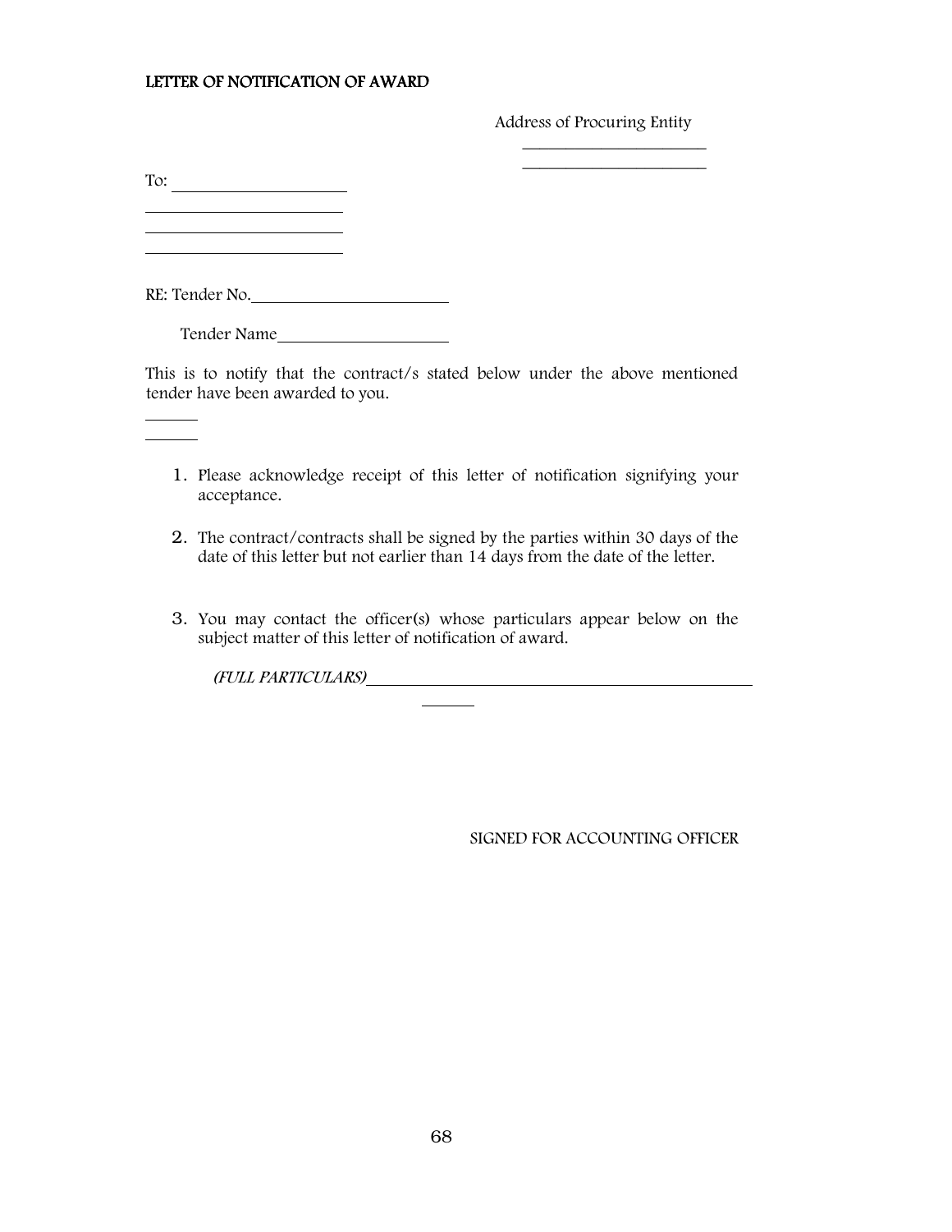## LETTER OF NOTIFICATION OF AWARD

Address of Procuring Entity

\_\_\_\_\_\_\_\_\_\_\_\_\_\_\_\_\_\_\_\_\_\_\_\_

\_\_\_\_\_\_\_\_\_\_\_\_\_\_\_\_\_\_\_\_\_\_\_\_

To: \_\_\_\_\_\_\_\_\_\_\_\_\_\_\_\_\_\_\_\_

\_\_\_\_\_\_\_\_\_\_\_\_\_\_\_\_\_\_\_\_\_\_\_\_

\_\_\_\_\_\_\_\_\_\_\_\_\_\_\_\_\_\_\_\_\_\_\_\_

\_\_\_\_\_\_\_\_\_\_\_\_\_\_\_\_\_\_\_\_\_\_\_\_

RE: Tender No.\_\_\_\_\_\_\_\_\_\_\_\_\_\_\_\_\_\_\_\_\_\_\_\_

Tender Name\_\_\_\_\_\_\_\_\_\_\_\_\_\_\_\_\_\_\_\_

This is to notify that the contract/s stated below under the above mentioned tender have been awarded to you.

\_\_\_\_\_\_

\_\_\_\_\_\_

1. Please acknowledge receipt of this letter of notification signifying your acceptance.

2. The contract/contracts shall be signed by the parties within 30 days of the date of this letter but not earlier than 14 days from the date of the letter.

3. You may contact the officer(s) whose particulars appear below on the subject matter of this letter of notification of award.

   *(FULL PARTICULARS)*\_\_\_\_\_\_\_\_\_\_\_\_\_\_\_\_\_\_\_\_\_\_\_\_\_\_\_\_\_\_\_\_\_\_\_\_\_\_\_\_\_\_\_\_\_\_

SIGNED FOR ACCOUNTING OFFICER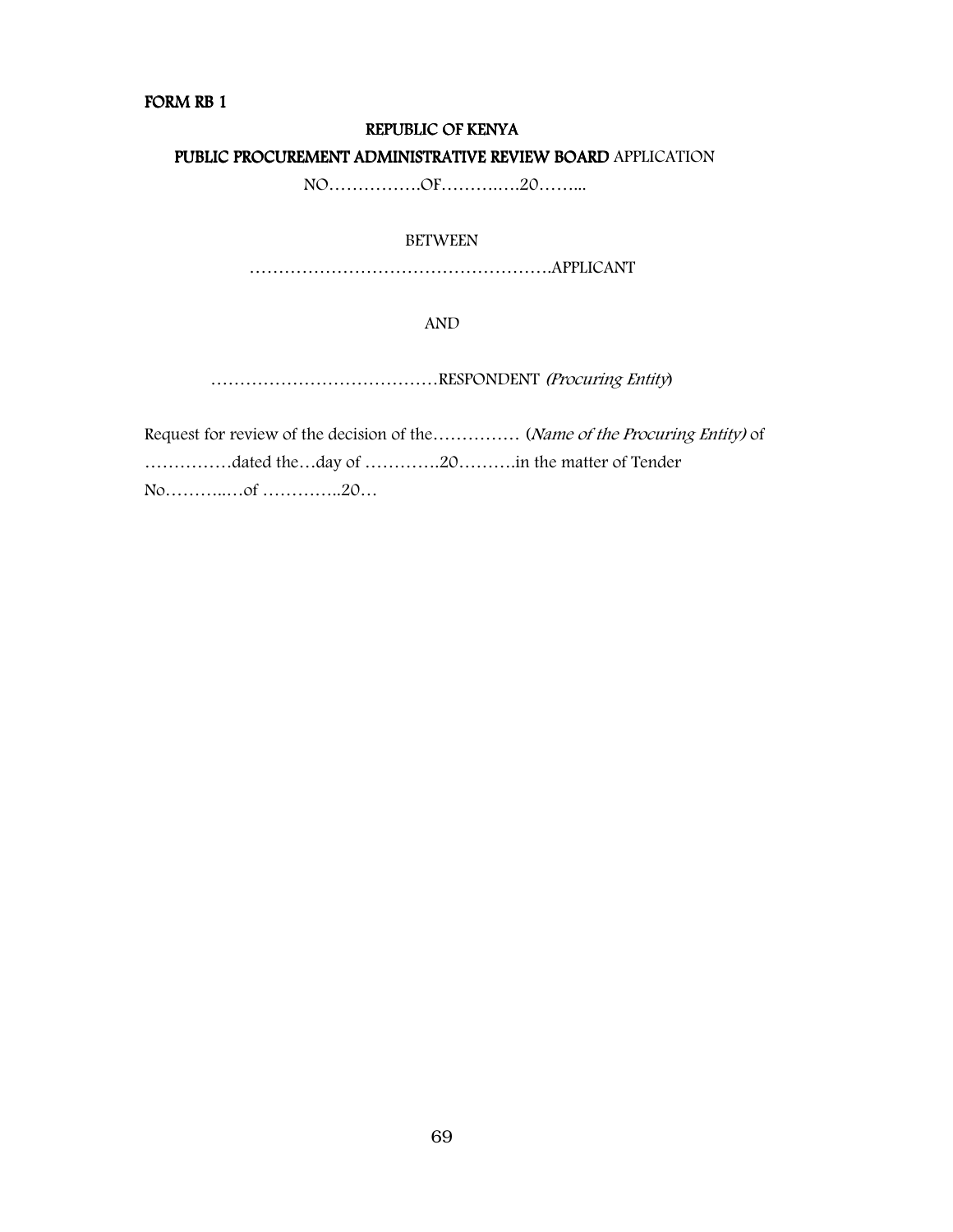**FORM RB 1**

**REPUBLIC OF KENYA**

**PUBLIC PROCUREMENT ADMINISTRATIVE REVIEW BOARD** APPLICATION

NO…………….OF……….….20……...

BETWEEN

…………………………………………….APPLICANT

AND

…………………………………RESPONDENT *(Procuring Entity*)

Request for review of the decision of the…………… (*Name of the Procuring Entity)* of ……………dated the…day of ………….20……….in the matter of Tender No………..…of …………..20…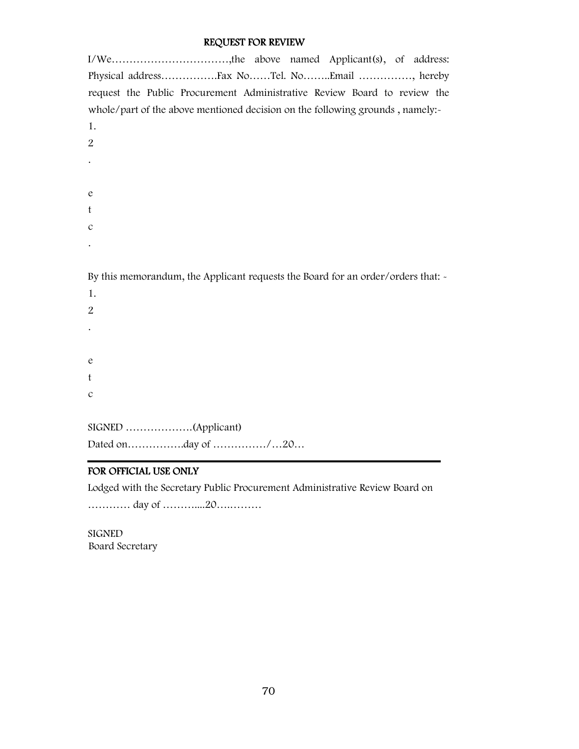## REQUEST FOR REVIEW

I/We……………………………,the above named Applicant(s), of address: Physical address…………….Fax No……Tel. No……..Email ……………, hereby request the Public Procurement Administrative Review Board to review the whole/part of the above mentioned decision on the following grounds , namely:-

1.
2
.

e
t
c
.

By this memorandum, the Applicant requests the Board for an order/orders that: -

1.
2
.

e
t
c

SIGNED ……………….(Applicant)

Dated on…………….day of ……………/…20…

---

### FOR OFFICIAL USE ONLY

Lodged with the Secretary Public Procurement Administrative Review Board on ………… day of ………....20….………

SIGNED
Board Secretary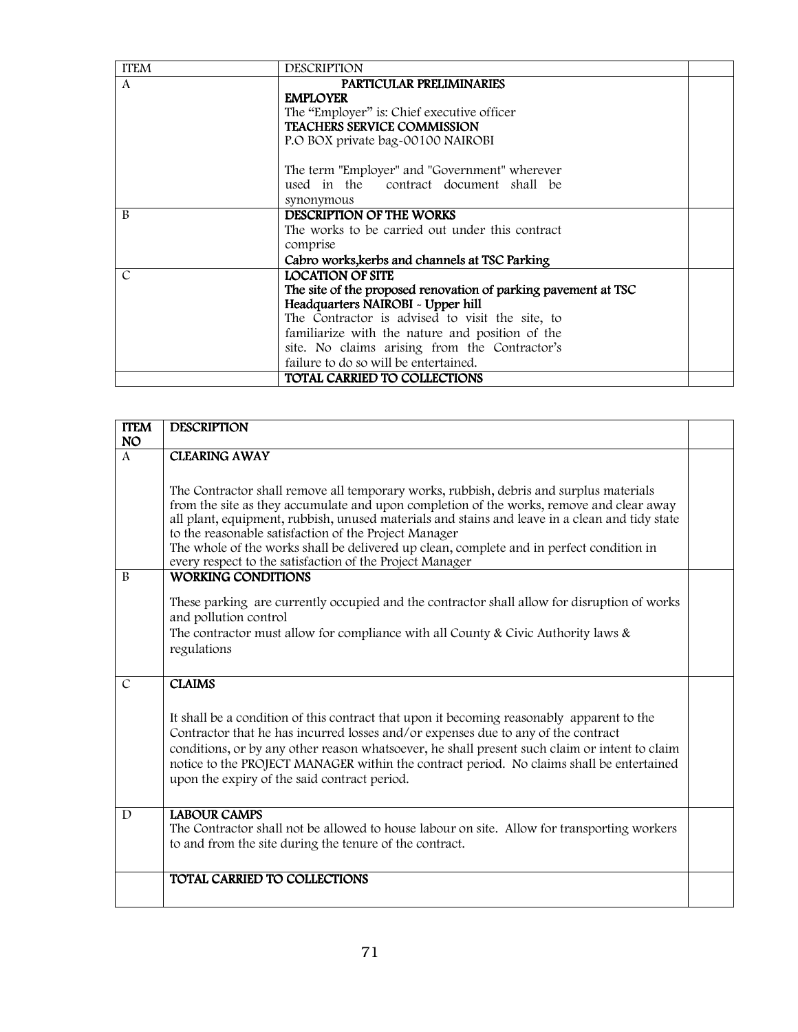| ITEM | DESCRIPTION | |
|---|---|---|
| A | **PARTICULAR PRELIMINARIES**<br>**EMPLOYER**<br>The "Employer" is: Chief executive officer<br>**TEACHERS SERVICE COMMISSION**<br>P.O BOX private bag-00100 NAIROBI<br><br>The term "Employer" and "Government" wherever used in the contract document shall be synonymous | |
| B | **DESCRIPTION OF THE WORKS**<br>The works to be carried out under this contract comprise<br>**Cabro works,kerbs and channels at TSC Parking** | |
| C | **LOCATION OF SITE**<br>**The site of the proposed renovation of parking pavement at TSC Headquarters NAIROBI - Upper hill**<br>The Contractor is advised to visit the site, to familiarize with the nature and position of the site. No claims arising from the Contractor's failure to do so will be entertained. | |
| | **TOTAL CARRIED TO COLLECTIONS** | |

| ITEM NO | DESCRIPTION | |
|---|---|---|
| A | **CLEARING AWAY**<br><br>The Contractor shall remove all temporary works, rubbish, debris and surplus materials from the site as they accumulate and upon completion of the works, remove and clear away all plant, equipment, rubbish, unused materials and stains and leave in a clean and tidy state to the reasonable satisfaction of the Project Manager<br>The whole of the works shall be delivered up clean, complete and in perfect condition in every respect to the satisfaction of the Project Manager | |
| B | **WORKING CONDITIONS**<br><br>These parking are currently occupied and the contractor shall allow for disruption of works and pollution control<br>The contractor must allow for compliance with all County & Civic Authority laws & regulations | |
| C | **CLAIMS**<br><br>It shall be a condition of this contract that upon it becoming reasonably apparent to the Contractor that he has incurred losses and/or expenses due to any of the contract conditions, or by any other reason whatsoever, he shall present such claim or intent to claim notice to the PROJECT MANAGER within the contract period. No claims shall be entertained upon the expiry of the said contract period. | |
| D | **LABOUR CAMPS**<br>The Contractor shall not be allowed to house labour on site. Allow for transporting workers to and from the site during the tenure of the contract. | |
| | **TOTAL CARRIED TO COLLECTIONS** | |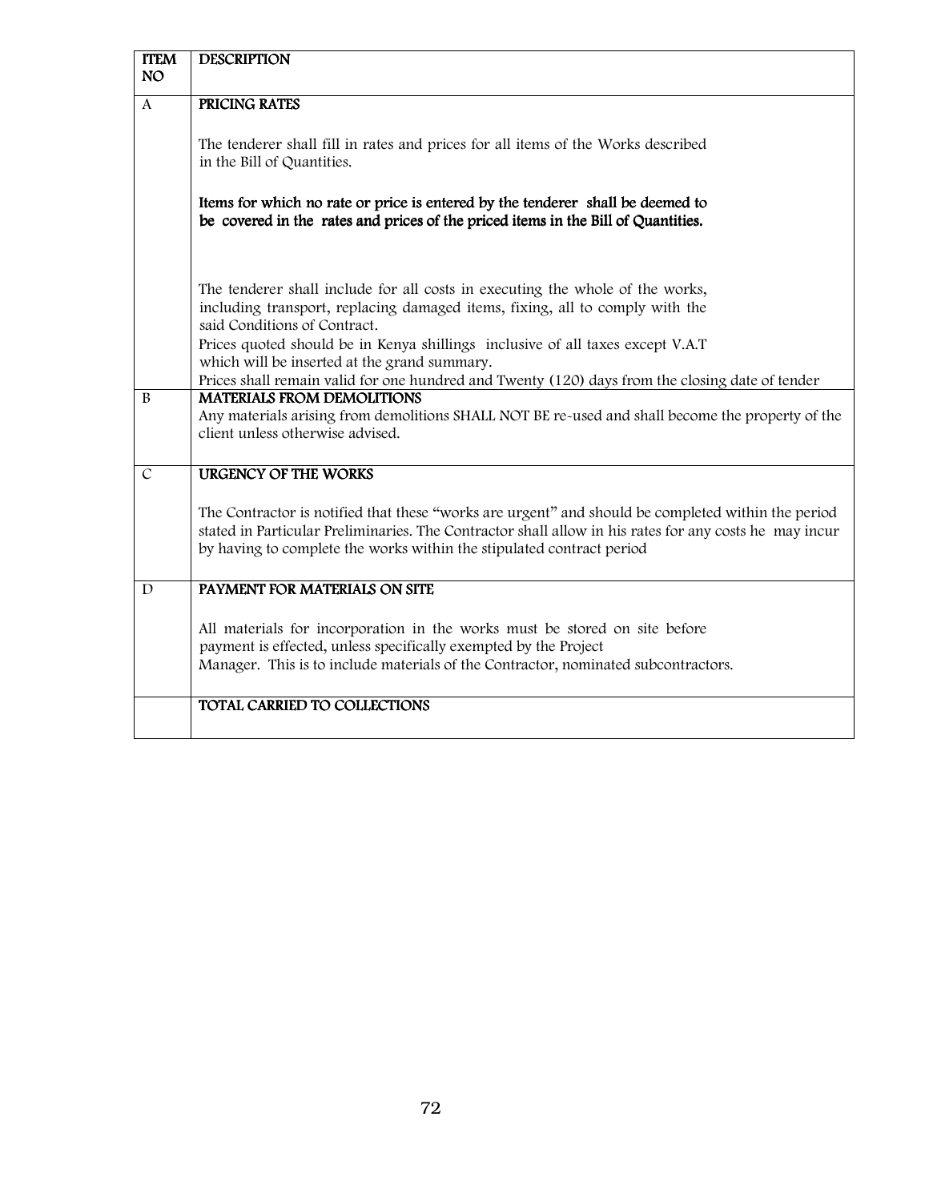| ITEM NO | DESCRIPTION |
|---|---|
| A | **PRICING RATES**<br><br>The tenderer shall fill in rates and prices for all items of the Works described in the Bill of Quantities.<br><br>**Items for which no rate or price is entered by the tenderer shall be deemed to be covered in the rates and prices of the priced items in the Bill of Quantities.**<br><br>The tenderer shall include for all costs in executing the whole of the works, including transport, replacing damaged items, fixing, all to comply with the said Conditions of Contract.<br>Prices quoted should be in Kenya shillings inclusive of all taxes except V.A.T which will be inserted at the grand summary.<br>Prices shall remain valid for one hundred and Twenty (120) days from the closing date of tender |
| B | **MATERIALS FROM DEMOLITIONS**<br>Any materials arising from demolitions SHALL NOT BE re-used and shall become the property of the client unless otherwise advised. |
| C | **URGENCY OF THE WORKS**<br><br>The Contractor is notified that these "works are urgent" and should be completed within the period stated in Particular Preliminaries. The Contractor shall allow in his rates for any costs he may incur by having to complete the works within the stipulated contract period |
| D | **PAYMENT FOR MATERIALS ON SITE**<br><br>All materials for incorporation in the works must be stored on site before payment is effected, unless specifically exempted by the Project Manager. This is to include materials of the Contractor, nominated subcontractors. |
| | **TOTAL CARRIED TO COLLECTIONS** |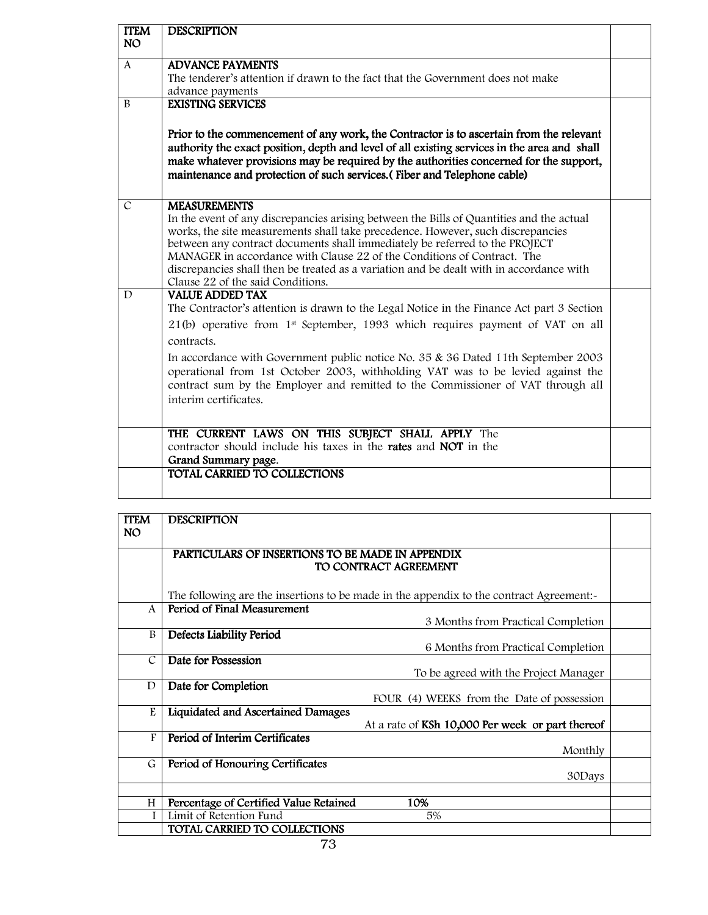| ITEM NO | DESCRIPTION | |
|---|---|---|
| A | **ADVANCE PAYMENTS**<br>The tenderer's attention if drawn to the fact that the Government does not make advance payments | |
| B | **EXISTING SERVICES**<br><br>**Prior to the commencement of any work, the Contractor is to ascertain from the relevant authority the exact position, depth and level of all existing services in the area and shall make whatever provisions may be required by the authorities concerned for the support, maintenance and protection of such services.( Fiber and Telephone cable)** | |
| C | **MEASUREMENTS**<br>In the event of any discrepancies arising between the Bills of Quantities and the actual works, the site measurements shall take precedence. However, such discrepancies between any contract documents shall immediately be referred to the PROJECT MANAGER in accordance with Clause 22 of the Conditions of Contract. The discrepancies shall then be treated as a variation and be dealt with in accordance with Clause 22 of the said Conditions. | |
| D | **VALUE ADDED TAX**<br>The Contractor's attention is drawn to the Legal Notice in the Finance Act part 3 Section 21(b) operative from 1st September, 1993 which requires payment of VAT on all contracts.<br><br>In accordance with Government public notice No. 35 & 36 Dated 11th September 2003 operational from 1st October 2003, withholding VAT was to be levied against the contract sum by the Employer and remitted to the Commissioner of VAT through all interim certificates. | |
| | **THE CURRENT LAWS ON THIS SUBJECT SHALL APPLY** The contractor should include his taxes in the **rates** and **NOT** in the **Grand Summary page**. | |
| | **TOTAL CARRIED TO COLLECTIONS** | |

| ITEM NO | DESCRIPTION | |
|---|---|---|
| | **PARTICULARS OF INSERTIONS TO BE MADE IN APPENDIX TO CONTRACT AGREEMENT**<br><br>The following are the insertions to be made in the appendix to the contract Agreement:- | |
| A | **Period of Final Measurement** — 3 Months from Practical Completion | |
| B | **Defects Liability Period** — 6 Months from Practical Completion | |
| C | **Date for Possession** — To be agreed with the Project Manager | |
| D | **Date for Completion** — FOUR (4) WEEKS from the Date of possession | |
| E | **Liquidated and Ascertained Damages** — At a rate of **KSh 10,000 Per week or part thereof** | |
| F | **Period of Interim Certificates** — Monthly | |
| G | **Period of Honouring Certificates** — 30Days | |
| | | |
| H | **Percentage of Certified Value Retained** — **10%** | |
| I | Limit of Retention Fund — 5% | |
| | **TOTAL CARRIED TO COLLECTIONS** | |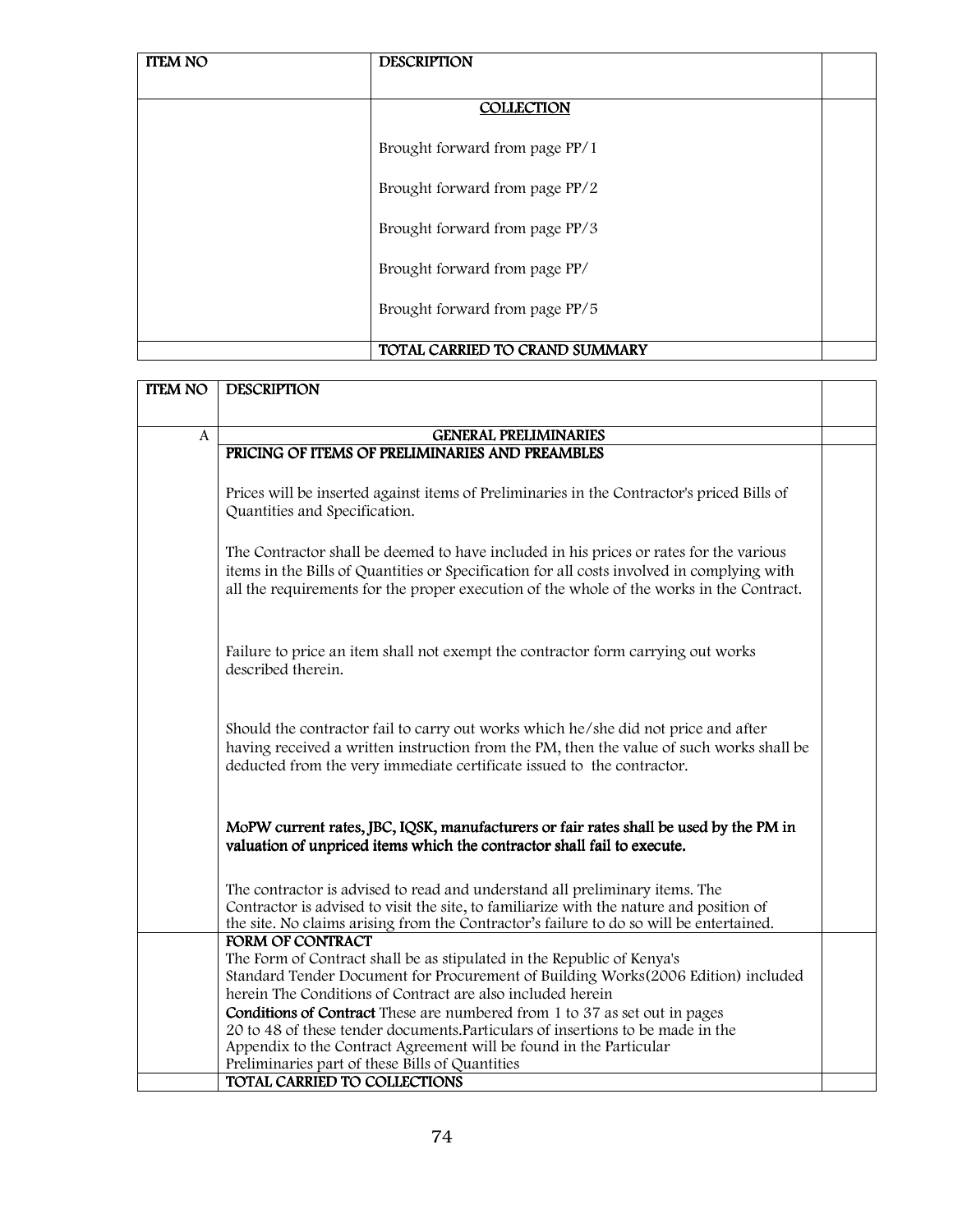| ITEM NO | DESCRIPTION | |
|---|---|---|
| | **COLLECTION** | |
| | Brought forward from page PP/1 | |
| | Brought forward from page PP/2 | |
| | Brought forward from page PP/3 | |
| | Brought forward from page PP/ | |
| | Brought forward from page PP/5 | |
| | TOTAL CARRIED TO CRAND SUMMARY | |

| ITEM NO | DESCRIPTION | |
|---|---|---|
| A | **GENERAL PRELIMINARIES** | |
| | **PRICING OF ITEMS OF PRELIMINARIES AND PREAMBLES**<br><br>Prices will be inserted against items of Preliminaries in the Contractor's priced Bills of Quantities and Specification.<br><br>The Contractor shall be deemed to have included in his prices or rates for the various items in the Bills of Quantities or Specification for all costs involved in complying with all the requirements for the proper execution of the whole of the works in the Contract.<br><br>Failure to price an item shall not exempt the contractor form carrying out works described therein.<br><br>Should the contractor fail to carry out works which he/she did not price and after having received a written instruction from the PM, then the value of such works shall be deducted from the very immediate certificate issued to the contractor.<br><br>**MoPW current rates, JBC, IQSK, manufacturers or fair rates shall be used by the PM in valuation of unpriced items which the contractor shall fail to execute.**<br><br>The contractor is advised to read and understand all preliminary items. The Contractor is advised to visit the site, to familiarize with the nature and position of the site. No claims arising from the Contractor's failure to do so will be entertained. | |
| | **FORM OF CONTRACT**<br>The Form of Contract shall be as stipulated in the Republic of Kenya's Standard Tender Document for Procurement of Building Works(2006 Edition) included herein The Conditions of Contract are also included herein<br>**Conditions of Contract** These are numbered from 1 to 37 as set out in pages 20 to 48 of these tender documents.Particulars of insertions to be made in the Appendix to the Contract Agreement will be found in the Particular Preliminaries part of these Bills of Quantities | |
| | TOTAL CARRIED TO COLLECTIONS | |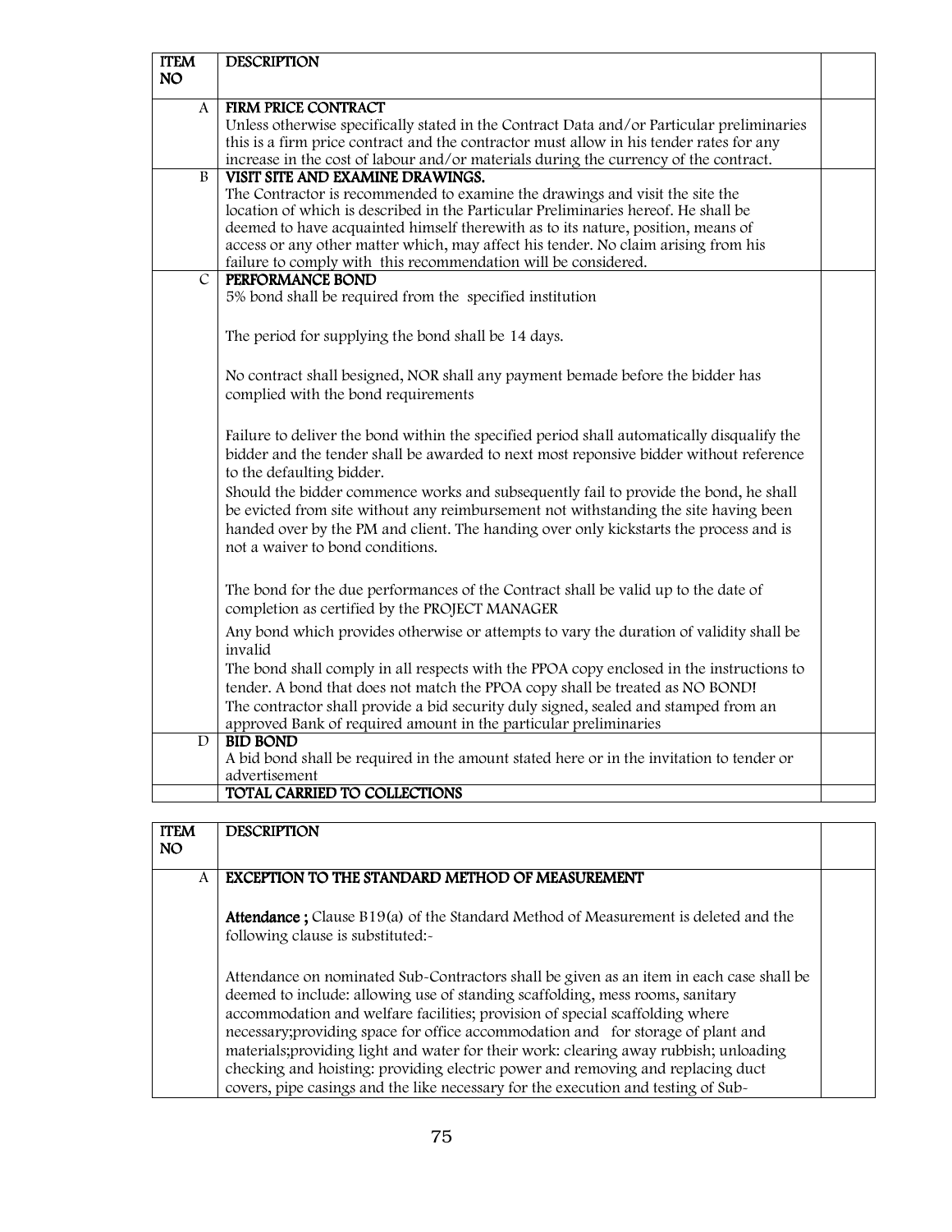| ITEM NO | DESCRIPTION | |
|---|---|---|
| A | **FIRM PRICE CONTRACT**<br>Unless otherwise specifically stated in the Contract Data and/or Particular preliminaries this is a firm price contract and the contractor must allow in his tender rates for any increase in the cost of labour and/or materials during the currency of the contract. | |
| B | **VISIT SITE AND EXAMINE DRAWINGS.**<br>The Contractor is recommended to examine the drawings and visit the site the location of which is described in the Particular Preliminaries hereof. He shall be deemed to have acquainted himself therewith as to its nature, position, means of access or any other matter which, may affect his tender. No claim arising from his failure to comply with this recommendation will be considered. | |
| C | **PERFORMANCE BOND**<br>5% bond shall be required from the specified institution<br><br>The period for supplying the bond shall be 14 days.<br><br>No contract shall besigned, NOR shall any payment bemade before the bidder has complied with the bond requirements<br><br>Failure to deliver the bond within the specified period shall automatically disqualify the bidder and the tender shall be awarded to next most reponsive bidder without reference to the defaulting bidder.<br>Should the bidder commence works and subsequently fail to provide the bond, he shall be evicted from site without any reimbursement not withstanding the site having been handed over by the PM and client. The handing over only kickstarts the process and is not a waiver to bond conditions.<br><br>The bond for the due performances of the Contract shall be valid up to the date of completion as certified by the PROJECT MANAGER<br>Any bond which provides otherwise or attempts to vary the duration of validity shall be invalid<br>The bond shall comply in all respects with the PPOA copy enclosed in the instructions to tender. A bond that does not match the PPOA copy shall be treated as NO BOND!<br>The contractor shall provide a bid security duly signed, sealed and stamped from an approved Bank of required amount in the particular preliminaries | |
| D | **BID BOND**<br>A bid bond shall be required in the amount stated here or in the invitation to tender or advertisement | |
| | **TOTAL CARRIED TO COLLECTIONS** | |

| ITEM NO | DESCRIPTION | |
|---|---|---|
| A | **EXCEPTION TO THE STANDARD METHOD OF MEASUREMENT**<br><br>**Attendance ;** Clause B19(a) of the Standard Method of Measurement is deleted and the following clause is substituted:-<br><br>Attendance on nominated Sub-Contractors shall be given as an item in each case shall be deemed to include: allowing use of standing scaffolding, mess rooms, sanitary accommodation and welfare facilities; provision of special scaffolding where necessary;providing space for office accommodation and for storage of plant and materials;providing light and water for their work: clearing away rubbish; unloading checking and hoisting: providing electric power and removing and replacing duct covers, pipe casings and the like necessary for the execution and testing of Sub- | |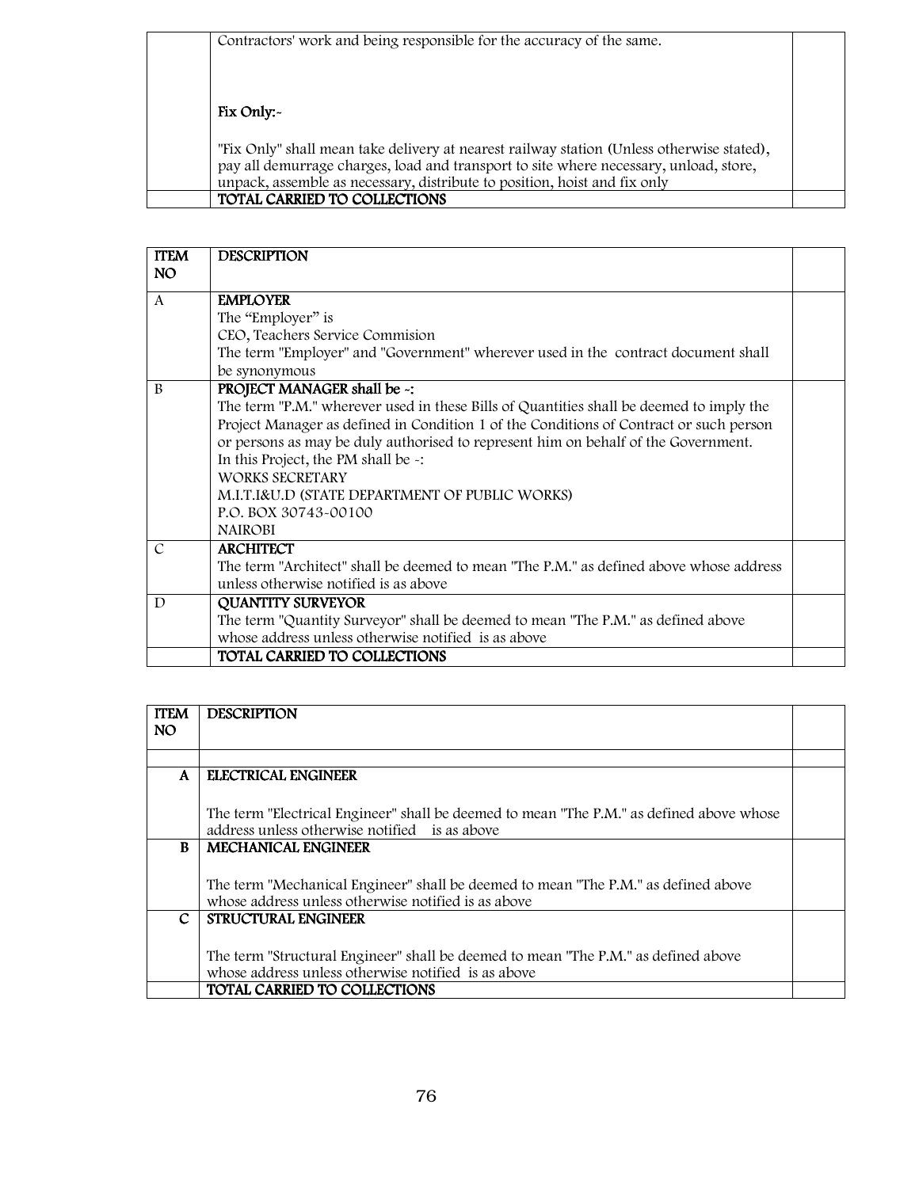| | | |
|---|---|---|
| | Contractors' work and being responsible for the accuracy of the same.<br><br>**Fix Only:-**<br><br>"Fix Only" shall mean take delivery at nearest railway station (Unless otherwise stated), pay all demurrage charges, load and transport to site where necessary, unload, store, unpack, assemble as necessary, distribute to position, hoist and fix only | |
| | **TOTAL CARRIED TO COLLECTIONS** | |

| ITEM NO | DESCRIPTION | |
|---|---|---|
| A | **EMPLOYER**<br>The "Employer" is<br>CEO, Teachers Service Commision<br>The term "Employer" and "Government" wherever used in the contract document shall be synonymous | |
| B | **PROJECT MANAGER shall be -:**<br>The term "P.M." wherever used in these Bills of Quantities shall be deemed to imply the Project Manager as defined in Condition 1 of the Conditions of Contract or such person or persons as may be duly authorised to represent him on behalf of the Government.<br>In this Project, the PM shall be -:<br>WORKS SECRETARY<br>M.I.T.I&U.D (STATE DEPARTMENT OF PUBLIC WORKS)<br>P.O. BOX 30743-00100<br>NAIROBI | |
| C | **ARCHITECT**<br>The term "Architect" shall be deemed to mean "The P.M." as defined above whose address unless otherwise notified is as above | |
| D | **QUANTITY SURVEYOR**<br>The term "Quantity Surveyor" shall be deemed to mean "The P.M." as defined above whose address unless otherwise notified is as above | |
| | **TOTAL CARRIED TO COLLECTIONS** | |

| ITEM NO | DESCRIPTION | |
|---|---|---|
| | | |
| **A** | **ELECTRICAL ENGINEER**<br><br>The term "Electrical Engineer" shall be deemed to mean "The P.M." as defined above whose address unless otherwise notified is as above | |
| **B** | **MECHANICAL ENGINEER**<br><br>The term "Mechanical Engineer" shall be deemed to mean "The P.M." as defined above whose address unless otherwise notified is as above | |
| **C** | **STRUCTURAL ENGINEER**<br><br>The term "Structural Engineer" shall be deemed to mean "The P.M." as defined above whose address unless otherwise notified is as above | |
| | **TOTAL CARRIED TO COLLECTIONS** | |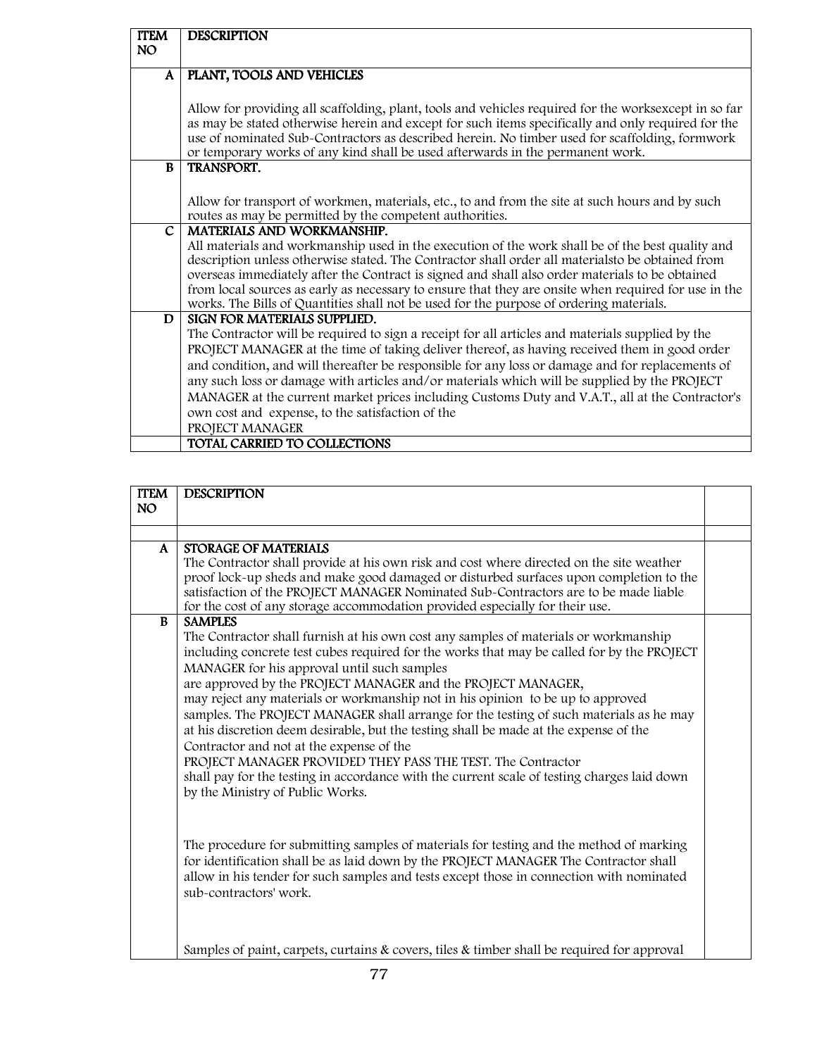| ITEM NO | DESCRIPTION |
|---|---|
| A | PLANT, TOOLS AND VEHICLES<br><br>Allow for providing all scaffolding, plant, tools and vehicles required for the worksexcept in so far as may be stated otherwise herein and except for such items specifically and only required for the use of nominated Sub-Contractors as described herein. No timber used for scaffolding, formwork or temporary works of any kind shall be used afterwards in the permanent work. |
| B | TRANSPORT.<br><br>Allow for transport of workmen, materials, etc., to and from the site at such hours and by such routes as may be permitted by the competent authorities. |
| C | MATERIALS AND WORKMANSHIP.<br>All materials and workmanship used in the execution of the work shall be of the best quality and description unless otherwise stated. The Contractor shall order all materialsto be obtained from overseas immediately after the Contract is signed and shall also order materials to be obtained from local sources as early as necessary to ensure that they are onsite when required for use in the works. The Bills of Quantities shall not be used for the purpose of ordering materials. |
| D | SIGN FOR MATERIALS SUPPLIED.<br>The Contractor will be required to sign a receipt for all articles and materials supplied by the PROJECT MANAGER at the time of taking deliver thereof, as having received them in good order and condition, and will thereafter be responsible for any loss or damage and for replacements of any such loss or damage with articles and/or materials which will be supplied by the PROJECT MANAGER at the current market prices including Customs Duty and V.A.T., all at the Contractor's own cost and expense, to the satisfaction of the<br>PROJECT MANAGER |
| | TOTAL CARRIED TO COLLECTIONS |

| ITEM NO | DESCRIPTION | |
|---|---|---|
| | | |
| A | STORAGE OF MATERIALS<br>The Contractor shall provide at his own risk and cost where directed on the site weather proof lock-up sheds and make good damaged or disturbed surfaces upon completion to the satisfaction of the PROJECT MANAGER Nominated Sub-Contractors are to be made liable for the cost of any storage accommodation provided especially for their use. | |
| B | SAMPLES<br>The Contractor shall furnish at his own cost any samples of materials or workmanship including concrete test cubes required for the works that may be called for by the PROJECT MANAGER for his approval until such samples<br>are approved by the PROJECT MANAGER and the PROJECT MANAGER,<br>may reject any materials or workmanship not in his opinion to be up to approved samples. The PROJECT MANAGER shall arrange for the testing of such materials as he may at his discretion deem desirable, but the testing shall be made at the expense of the Contractor and not at the expense of the<br>PROJECT MANAGER PROVIDED THEY PASS THE TEST. The Contractor<br>shall pay for the testing in accordance with the current scale of testing charges laid down by the Ministry of Public Works.<br><br>The procedure for submitting samples of materials for testing and the method of marking for identification shall be as laid down by the PROJECT MANAGER The Contractor shall allow in his tender for such samples and tests except those in connection with nominated sub-contractors' work.<br><br>Samples of paint, carpets, curtains & covers, tiles & timber shall be required for approval | |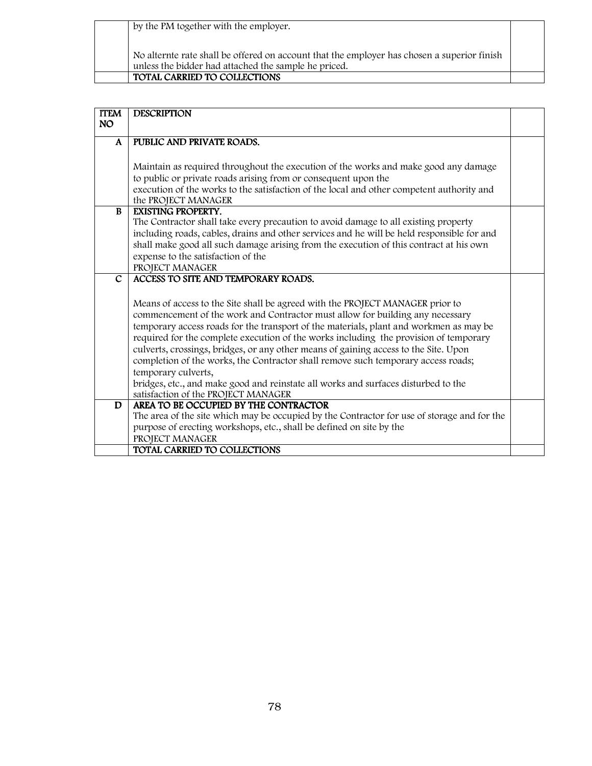| | | |
|---|---|---|
| | by the PM together with the employer.<br><br>No alternte rate shall be offered on account that the employer has chosen a superior finish unless the bidder had attached the sample he priced. | |
| | **TOTAL CARRIED TO COLLECTIONS** | |

| ITEM NO | DESCRIPTION | |
|---|---|---|
| **A** | **PUBLIC AND PRIVATE ROADS.**<br><br>Maintain as required throughout the execution of the works and make good any damage to public or private roads arising from or consequent upon the execution of the works to the satisfaction of the local and other competent authority and the PROJECT MANAGER | |
| **B** | **EXISTING PROPERTY.**<br>The Contractor shall take every precaution to avoid damage to all existing property including roads, cables, drains and other services and he will be held responsible for and shall make good all such damage arising from the execution of this contract at his own expense to the satisfaction of the PROJECT MANAGER | |
| **C** | **ACCESS TO SITE AND TEMPORARY ROADS.**<br><br>Means of access to the Site shall be agreed with the PROJECT MANAGER prior to commencement of the work and Contractor must allow for building any necessary temporary access roads for the transport of the materials, plant and workmen as may be required for the complete execution of the works including the provision of temporary culverts, crossings, bridges, or any other means of gaining access to the Site. Upon completion of the works, the Contractor shall remove such temporary access roads; temporary culverts, bridges, etc., and make good and reinstate all works and surfaces disturbed to the satisfaction of the PROJECT MANAGER | |
| **D** | **AREA TO BE OCCUPIED BY THE CONTRACTOR**<br>The area of the site which may be occupied by the Contractor for use of storage and for the purpose of erecting workshops, etc., shall be defined on site by the PROJECT MANAGER | |
| | **TOTAL CARRIED TO COLLECTIONS** | |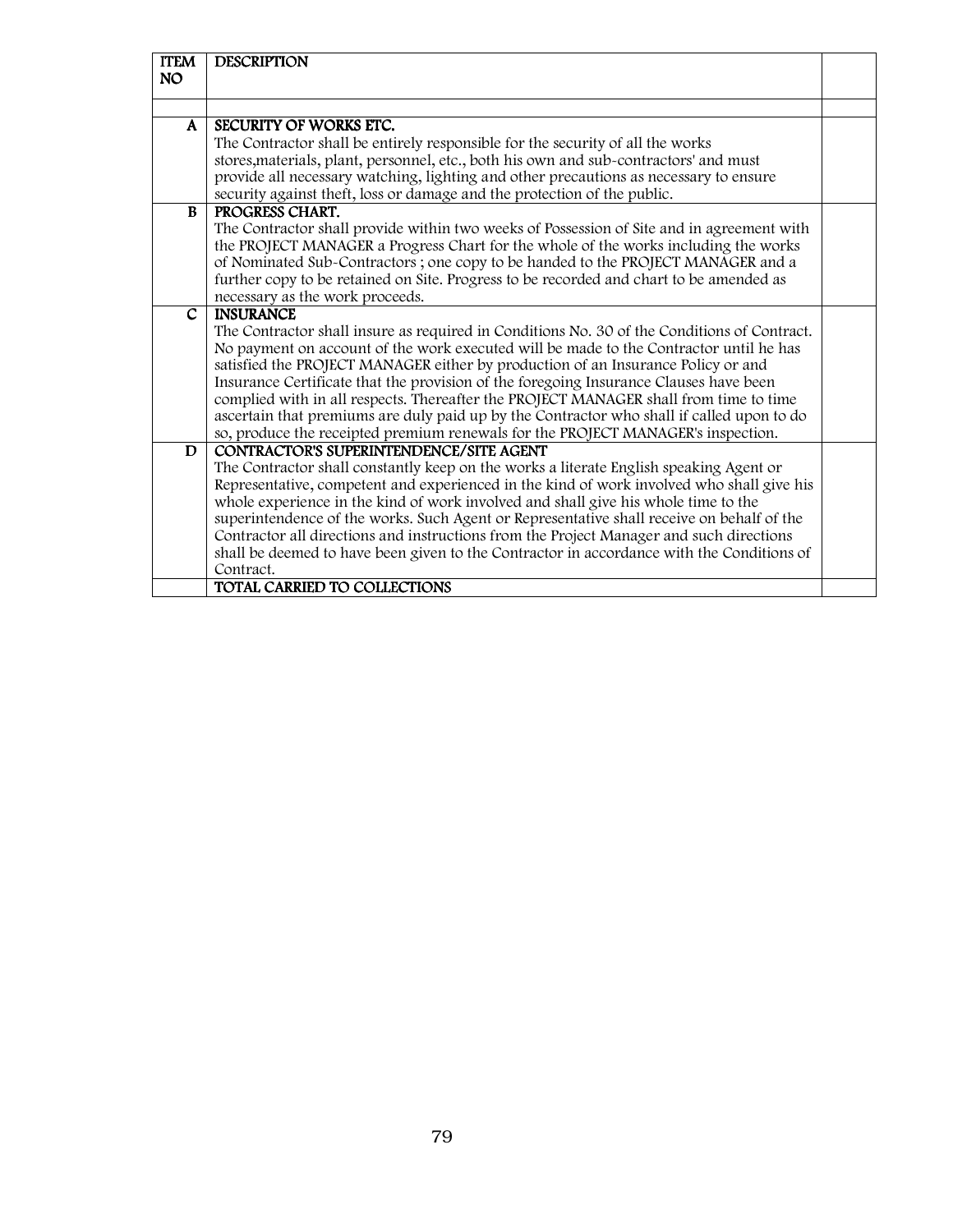| ITEM NO | DESCRIPTION | |
|---|---|---|
| | | |
| A | **SECURITY OF WORKS ETC.**<br>The Contractor shall be entirely responsible for the security of all the works stores,materials, plant, personnel, etc., both his own and sub-contractors' and must provide all necessary watching, lighting and other precautions as necessary to ensure security against theft, loss or damage and the protection of the public. | |
| B | **PROGRESS CHART.**<br>The Contractor shall provide within two weeks of Possession of Site and in agreement with the PROJECT MANAGER a Progress Chart for the whole of the works including the works of Nominated Sub-Contractors ; one copy to be handed to the PROJECT MANAGER and a further copy to be retained on Site. Progress to be recorded and chart to be amended as necessary as the work proceeds. | |
| C | **INSURANCE**<br>The Contractor shall insure as required in Conditions No. 30 of the Conditions of Contract. No payment on account of the work executed will be made to the Contractor until he has satisfied the PROJECT MANAGER either by production of an Insurance Policy or and Insurance Certificate that the provision of the foregoing Insurance Clauses have been complied with in all respects. Thereafter the PROJECT MANAGER shall from time to time ascertain that premiums are duly paid up by the Contractor who shall if called upon to do so, produce the receipted premium renewals for the PROJECT MANAGER's inspection. | |
| D | **CONTRACTOR'S SUPERINTENDENCE/SITE AGENT**<br>The Contractor shall constantly keep on the works a literate English speaking Agent or Representative, competent and experienced in the kind of work involved who shall give his whole experience in the kind of work involved and shall give his whole time to the superintendence of the works. Such Agent or Representative shall receive on behalf of the Contractor all directions and instructions from the Project Manager and such directions shall be deemed to have been given to the Contractor in accordance with the Conditions of Contract. | |
| | **TOTAL CARRIED TO COLLECTIONS** | |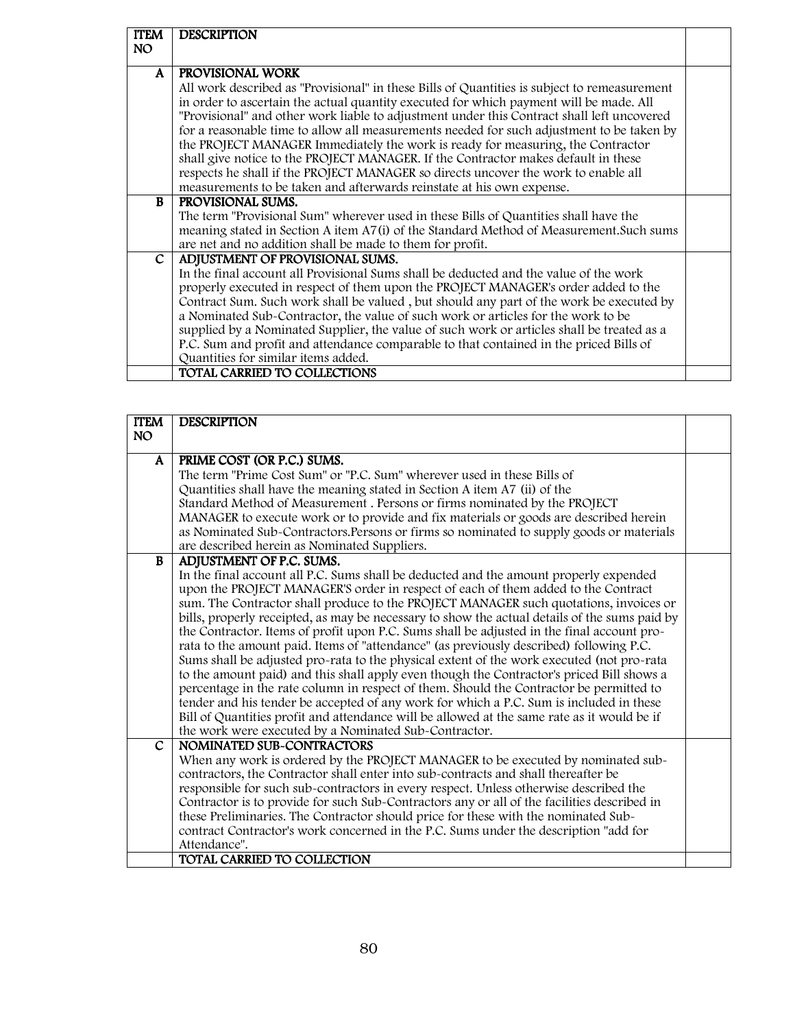| ITEM NO | DESCRIPTION | |
|---|---|---|
| A | **PROVISIONAL WORK**<br>All work described as "Provisional" in these Bills of Quantities is subject to remeasurement in order to ascertain the actual quantity executed for which payment will be made. All "Provisional" and other work liable to adjustment under this Contract shall left uncovered for a reasonable time to allow all measurements needed for such adjustment to be taken by the PROJECT MANAGER Immediately the work is ready for measuring, the Contractor shall give notice to the PROJECT MANAGER. If the Contractor makes default in these respects he shall if the PROJECT MANAGER so directs uncover the work to enable all measurements to be taken and afterwards reinstate at his own expense. | |
| B | **PROVISIONAL SUMS.**<br>The term "Provisional Sum" wherever used in these Bills of Quantities shall have the meaning stated in Section A item A7(i) of the Standard Method of Measurement.Such sums are net and no addition shall be made to them for profit. | |
| C | **ADJUSTMENT OF PROVISIONAL SUMS.**<br>In the final account all Provisional Sums shall be deducted and the value of the work properly executed in respect of them upon the PROJECT MANAGER's order added to the Contract Sum. Such work shall be valued , but should any part of the work be executed by a Nominated Sub-Contractor, the value of such work or articles for the work to be supplied by a Nominated Supplier, the value of such work or articles shall be treated as a P.C. Sum and profit and attendance comparable to that contained in the priced Bills of Quantities for similar items added. | |
| | **TOTAL CARRIED TO COLLECTIONS** | |

| ITEM NO | DESCRIPTION | |
|---|---|---|
| A | **PRIME COST (OR P.C.) SUMS.**<br>The term "Prime Cost Sum" or "P.C. Sum" wherever used in these Bills of Quantities shall have the meaning stated in Section A item A7 (ii) of the Standard Method of Measurement . Persons or firms nominated by the PROJECT MANAGER to execute work or to provide and fix materials or goods are described herein as Nominated Sub-Contractors.Persons or firms so nominated to supply goods or materials are described herein as Nominated Suppliers. | |
| B | **ADJUSTMENT OF P.C. SUMS.**<br>In the final account all P.C. Sums shall be deducted and the amount properly expended upon the PROJECT MANAGER'S order in respect of each of them added to the Contract sum. The Contractor shall produce to the PROJECT MANAGER such quotations, invoices or bills, properly receipted, as may be necessary to show the actual details of the sums paid by the Contractor. Items of profit upon P.C. Sums shall be adjusted in the final account pro-rata to the amount paid. Items of "attendance" (as previously described) following P.C. Sums shall be adjusted pro-rata to the physical extent of the work executed (not pro-rata to the amount paid) and this shall apply even though the Contractor's priced Bill shows a percentage in the rate column in respect of them. Should the Contractor be permitted to tender and his tender be accepted of any work for which a P.C. Sum is included in these Bill of Quantities profit and attendance will be allowed at the same rate as it would be if the work were executed by a Nominated Sub-Contractor. | |
| C | **NOMINATED SUB-CONTRACTORS**<br>When any work is ordered by the PROJECT MANAGER to be executed by nominated sub-contractors, the Contractor shall enter into sub-contracts and shall thereafter be responsible for such sub-contractors in every respect. Unless otherwise described the Contractor is to provide for such Sub-Contractors any or all of the facilities described in these Preliminaries. The Contractor should price for these with the nominated Sub-contract Contractor's work concerned in the P.C. Sums under the description "add for Attendance". | |
| | **TOTAL CARRIED TO COLLECTION** | |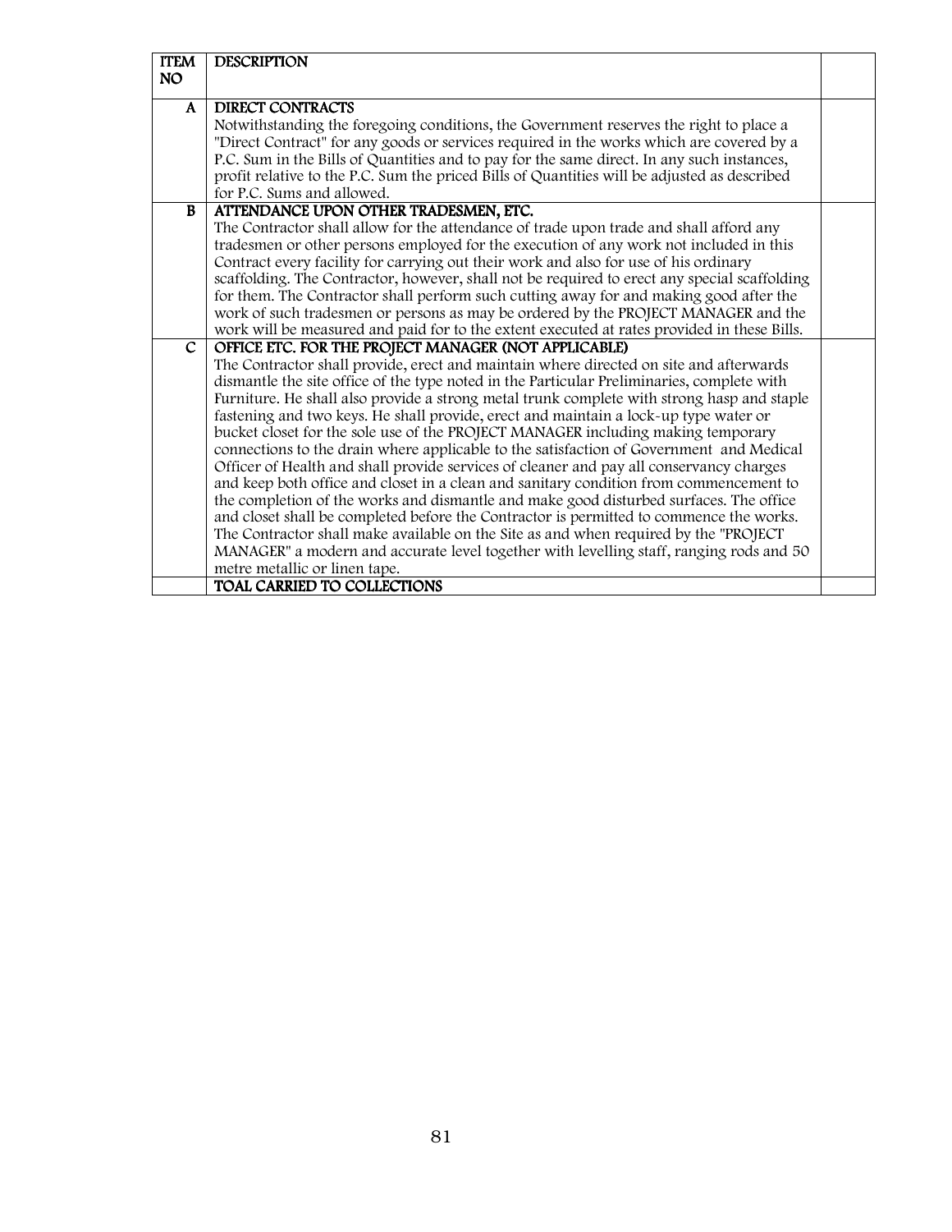| ITEM NO | DESCRIPTION | |
|---|---|---|
| A | **DIRECT CONTRACTS**<br>Notwithstanding the foregoing conditions, the Government reserves the right to place a "Direct Contract" for any goods or services required in the works which are covered by a P.C. Sum in the Bills of Quantities and to pay for the same direct. In any such instances, profit relative to the P.C. Sum the priced Bills of Quantities will be adjusted as described for P.C. Sums and allowed. | |
| B | **ATTENDANCE UPON OTHER TRADESMEN, ETC.**<br>The Contractor shall allow for the attendance of trade upon trade and shall afford any tradesmen or other persons employed for the execution of any work not included in this Contract every facility for carrying out their work and also for use of his ordinary scaffolding. The Contractor, however, shall not be required to erect any special scaffolding for them. The Contractor shall perform such cutting away for and making good after the work of such tradesmen or persons as may be ordered by the PROJECT MANAGER and the work will be measured and paid for to the extent executed at rates provided in these Bills. | |
| C | **OFFICE ETC. FOR THE PROJECT MANAGER (NOT APPLICABLE)**<br>The Contractor shall provide, erect and maintain where directed on site and afterwards dismantle the site office of the type noted in the Particular Preliminaries, complete with Furniture. He shall also provide a strong metal trunk complete with strong hasp and staple fastening and two keys. He shall provide, erect and maintain a lock-up type water or bucket closet for the sole use of the PROJECT MANAGER including making temporary connections to the drain where applicable to the satisfaction of Government and Medical Officer of Health and shall provide services of cleaner and pay all conservancy charges and keep both office and closet in a clean and sanitary condition from commencement to the completion of the works and dismantle and make good disturbed surfaces. The office and closet shall be completed before the Contractor is permitted to commence the works. The Contractor shall make available on the Site as and when required by the "PROJECT MANAGER" a modern and accurate level together with levelling staff, ranging rods and 50 metre metallic or linen tape. | |
| | **TOAL CARRIED TO COLLECTIONS** | |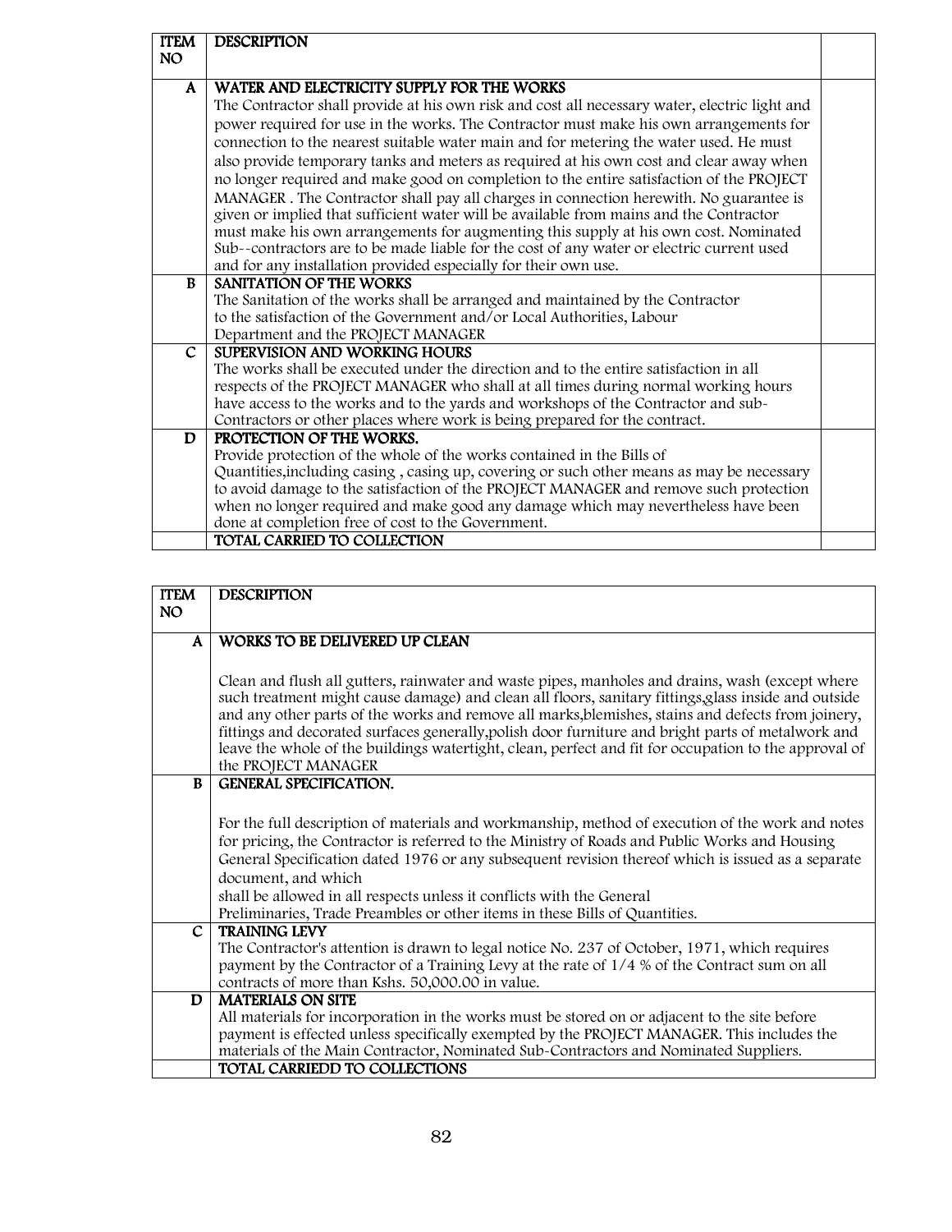| ITEM NO | DESCRIPTION | |
|---|---|---|
| A | WATER AND ELECTRICITY SUPPLY FOR THE WORKS<br>The Contractor shall provide at his own risk and cost all necessary water, electric light and power required for use in the works. The Contractor must make his own arrangements for connection to the nearest suitable water main and for metering the water used. He must also provide temporary tanks and meters as required at his own cost and clear away when no longer required and make good on completion to the entire satisfaction of the PROJECT MANAGER . The Contractor shall pay all charges in connection herewith. No guarantee is given or implied that sufficient water will be available from mains and the Contractor must make his own arrangements for augmenting this supply at his own cost. Nominated Sub--contractors are to be made liable for the cost of any water or electric current used and for any installation provided especially for their own use. | |
| B | SANITATION OF THE WORKS<br>The Sanitation of the works shall be arranged and maintained by the Contractor to the satisfaction of the Government and/or Local Authorities, Labour Department and the PROJECT MANAGER | |
| C | SUPERVISION AND WORKING HOURS<br>The works shall be executed under the direction and to the entire satisfaction in all respects of the PROJECT MANAGER who shall at all times during normal working hours have access to the works and to the yards and workshops of the Contractor and sub-Contractors or other places where work is being prepared for the contract. | |
| D | PROTECTION OF THE WORKS.<br>Provide protection of the whole of the works contained in the Bills of Quantities,including casing , casing up, covering or such other means as may be necessary to avoid damage to the satisfaction of the PROJECT MANAGER and remove such protection when no longer required and make good any damage which may nevertheless have been done at completion free of cost to the Government. | |
| | TOTAL CARRIED TO COLLECTION | |

| ITEM NO | DESCRIPTION | |
|---|---|---|
| A | WORKS TO BE DELIVERED UP CLEAN<br><br>Clean and flush all gutters, rainwater and waste pipes, manholes and drains, wash (except where such treatment might cause damage) and clean all floors, sanitary fittings,glass inside and outside and any other parts of the works and remove all marks,blemishes, stains and defects from joinery, fittings and decorated surfaces generally,polish door furniture and bright parts of metalwork and leave the whole of the buildings watertight, clean, perfect and fit for occupation to the approval of the PROJECT MANAGER | |
| B | GENERAL SPECIFICATION.<br><br>For the full description of materials and workmanship, method of execution of the work and notes for pricing, the Contractor is referred to the Ministry of Roads and Public Works and Housing General Specification dated 1976 or any subsequent revision thereof which is issued as a separate document, and which<br>shall be allowed in all respects unless it conflicts with the General Preliminaries, Trade Preambles or other items in these Bills of Quantities. | |
| C | TRAINING LEVY<br>The Contractor's attention is drawn to legal notice No. 237 of October, 1971, which requires payment by the Contractor of a Training Levy at the rate of 1/4 % of the Contract sum on all contracts of more than Kshs. 50,000.00 in value. | |
| D | MATERIALS ON SITE<br>All materials for incorporation in the works must be stored on or adjacent to the site before payment is effected unless specifically exempted by the PROJECT MANAGER. This includes the materials of the Main Contractor, Nominated Sub-Contractors and Nominated Suppliers. | |
| | TOTAL CARRIEDD TO COLLECTIONS | |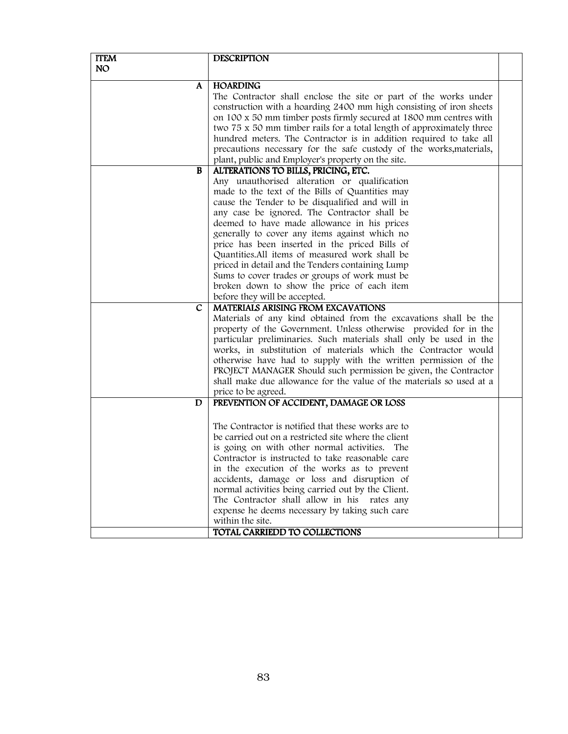| ITEM NO | DESCRIPTION | |
|---|---|---|
| A | **HOARDING**<br>The Contractor shall enclose the site or part of the works under construction with a hoarding 2400 mm high consisting of iron sheets on 100 x 50 mm timber posts firmly secured at 1800 mm centres with two 75 x 50 mm timber rails for a total length of approximately three hundred meters. The Contractor is in addition required to take all precautions necessary for the safe custody of the works,materials, plant, public and Employer's property on the site. | |
| B | **ALTERATIONS TO BILLS, PRICING, ETC.**<br>Any unauthorised alteration or qualification made to the text of the Bills of Quantities may cause the Tender to be disqualified and will in any case be ignored. The Contractor shall be deemed to have made allowance in his prices generally to cover any items against which no price has been inserted in the priced Bills of Quantities.All items of measured work shall be priced in detail and the Tenders containing Lump Sums to cover trades or groups of work must be broken down to show the price of each item before they will be accepted. | |
| C | **MATERIALS ARISING FROM EXCAVATIONS**<br>Materials of any kind obtained from the excavations shall be the property of the Government. Unless otherwise provided for in the particular preliminaries. Such materials shall only be used in the works, in substitution of materials which the Contractor would otherwise have had to supply with the written permission of the PROJECT MANAGER Should such permission be given, the Contractor shall make due allowance for the value of the materials so used at a price to be agreed. | |
| D | **PREVENTION OF ACCIDENT, DAMAGE OR LOSS**<br><br>The Contractor is notified that these works are to be carried out on a restricted site where the client is going on with other normal activities. The Contractor is instructed to take reasonable care in the execution of the works as to prevent accidents, damage or loss and disruption of normal activities being carried out by the Client. The Contractor shall allow in his rates any expense he deems necessary by taking such care within the site. | |
| | **TOTAL CARRIEDD TO COLLECTIONS** | |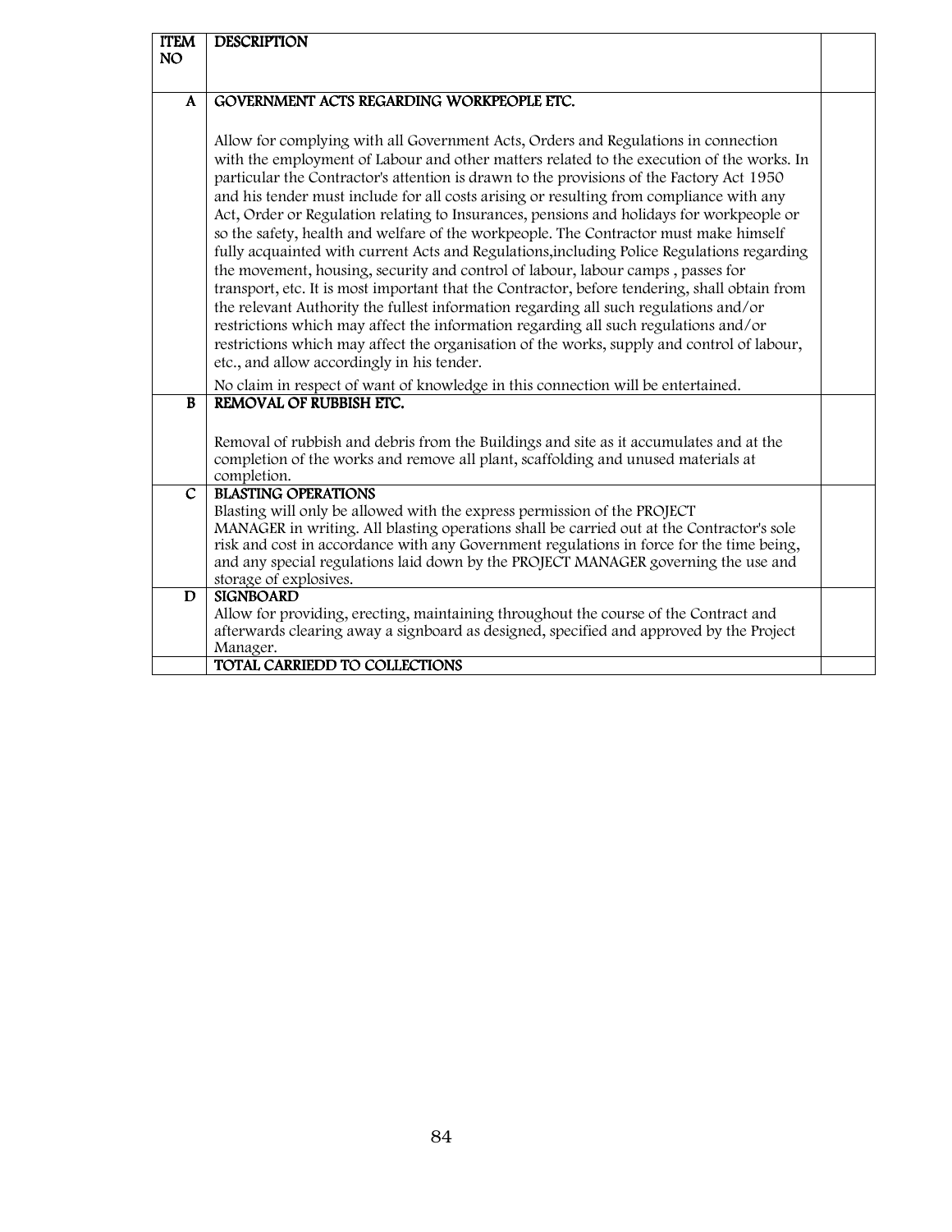| ITEM NO | DESCRIPTION | |
|---|---|---|
| A | **GOVERNMENT ACTS REGARDING WORKPEOPLE ETC.**<br><br>Allow for complying with all Government Acts, Orders and Regulations in connection with the employment of Labour and other matters related to the execution of the works. In particular the Contractor's attention is drawn to the provisions of the Factory Act 1950 and his tender must include for all costs arising or resulting from compliance with any Act, Order or Regulation relating to Insurances, pensions and holidays for workpeople or so the safety, health and welfare of the workpeople. The Contractor must make himself fully acquainted with current Acts and Regulations,including Police Regulations regarding the movement, housing, security and control of labour, labour camps , passes for transport, etc. It is most important that the Contractor, before tendering, shall obtain from the relevant Authority the fullest information regarding all such regulations and/or restrictions which may affect the information regarding all such regulations and/or restrictions which may affect the organisation of the works, supply and control of labour, etc., and allow accordingly in his tender.<br><br>No claim in respect of want of knowledge in this connection will be entertained. | |
| B | **REMOVAL OF RUBBISH ETC.**<br><br>Removal of rubbish and debris from the Buildings and site as it accumulates and at the completion of the works and remove all plant, scaffolding and unused materials at completion. | |
| C | **BLASTING OPERATIONS**<br>Blasting will only be allowed with the express permission of the PROJECT MANAGER in writing. All blasting operations shall be carried out at the Contractor's sole risk and cost in accordance with any Government regulations in force for the time being, and any special regulations laid down by the PROJECT MANAGER governing the use and storage of explosives. | |
| D | **SIGNBOARD**<br>Allow for providing, erecting, maintaining throughout the course of the Contract and afterwards clearing away a signboard as designed, specified and approved by the Project Manager. | |
| | **TOTAL CARRIEDD TO COLLECTIONS** | |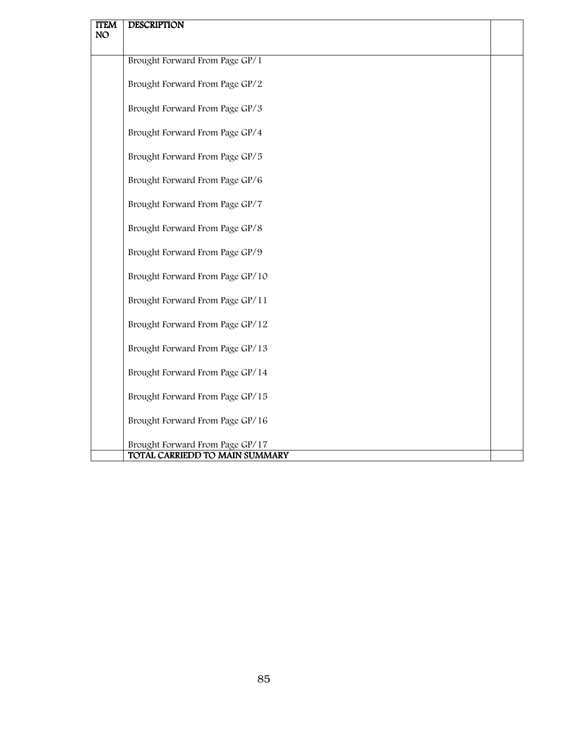| ITEM NO | DESCRIPTION | |
|---|---|---|
| | Brought Forward From Page GP/1 | |
| | Brought Forward From Page GP/2 | |
| | Brought Forward From Page GP/3 | |
| | Brought Forward From Page GP/4 | |
| | Brought Forward From Page GP/5 | |
| | Brought Forward From Page GP/6 | |
| | Brought Forward From Page GP/7 | |
| | Brought Forward From Page GP/8 | |
| | Brought Forward From Page GP/9 | |
| | Brought Forward From Page GP/10 | |
| | Brought Forward From Page GP/11 | |
| | Brought Forward From Page GP/12 | |
| | Brought Forward From Page GP/13 | |
| | Brought Forward From Page GP/14 | |
| | Brought Forward From Page GP/15 | |
| | Brought Forward From Page GP/16 | |
| | Brought Forward From Page GP/17 | |
| | **TOTAL CARRIEDD TO MAIN SUMMARY** | |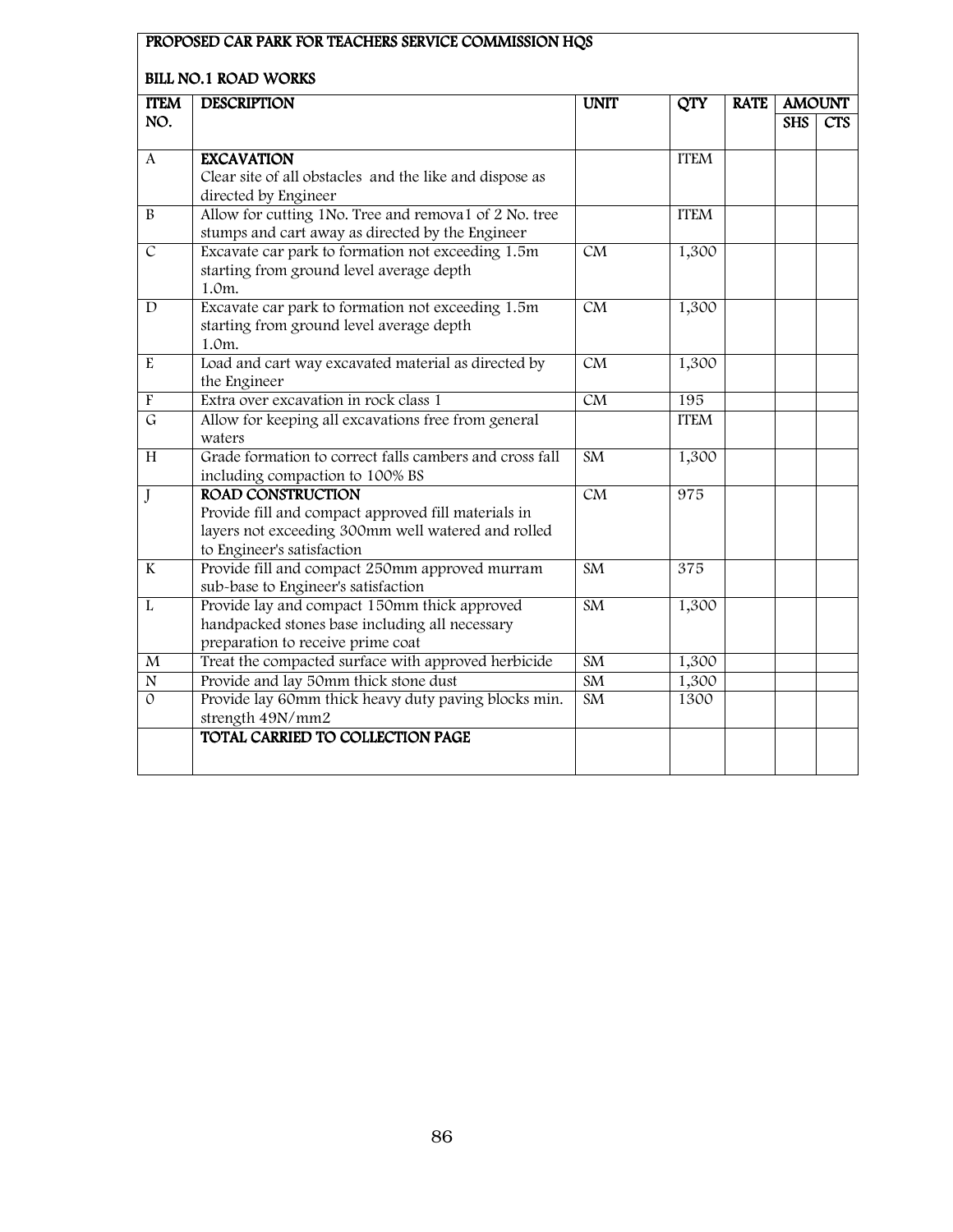**PROPOSED CAR PARK FOR TEACHERS SERVICE COMMISSION HQS**

**BILL NO.1 ROAD WORKS**

| ITEM NO. | DESCRIPTION | UNIT | QTY | RATE | AMOUNT | |
|---|---|---|---|---|---|---|
| | | | | | SHS | CTS |
| A | **EXCAVATION** Clear site of all obstacles and the like and dispose as directed by Engineer | | ITEM | | | |
| B | Allow for cutting 1No. Tree and remova1 of 2 No. tree stumps and cart away as directed by the Engineer | | ITEM | | | |
| C | Excavate car park to formation not exceeding 1.5m starting from ground level average depth 1.0m. | CM | 1,300 | | | |
| D | Excavate car park to formation not exceeding 1.5m starting from ground level average depth 1.0m. | CM | 1,300 | | | |
| E | Load and cart way excavated material as directed by the Engineer | CM | 1,300 | | | |
| F | Extra over excavation in rock class 1 | CM | 195 | | | |
| G | Allow for keeping all excavations free from general waters | | ITEM | | | |
| H | Grade formation to correct falls cambers and cross fall including compaction to 100% BS | SM | 1,300 | | | |
| J | **ROAD CONSTRUCTION** Provide fill and compact approved fill materials in layers not exceeding 300mm well watered and rolled to Engineer's satisfaction | CM | 975 | | | |
| K | Provide fill and compact 250mm approved murram sub-base to Engineer's satisfaction | SM | 375 | | | |
| L | Provide lay and compact 150mm thick approved handpacked stones base including all necessary preparation to receive prime coat | SM | 1,300 | | | |
| M | Treat the compacted surface with approved herbicide | SM | 1,300 | | | |
| N | Provide and lay 50mm thick stone dust | SM | 1,300 | | | |
| O | Provide lay 60mm thick heavy duty paving blocks min. strength 49N/mm2 | SM | 1300 | | | |
| | **TOTAL CARRIED TO COLLECTION PAGE** | | | | | |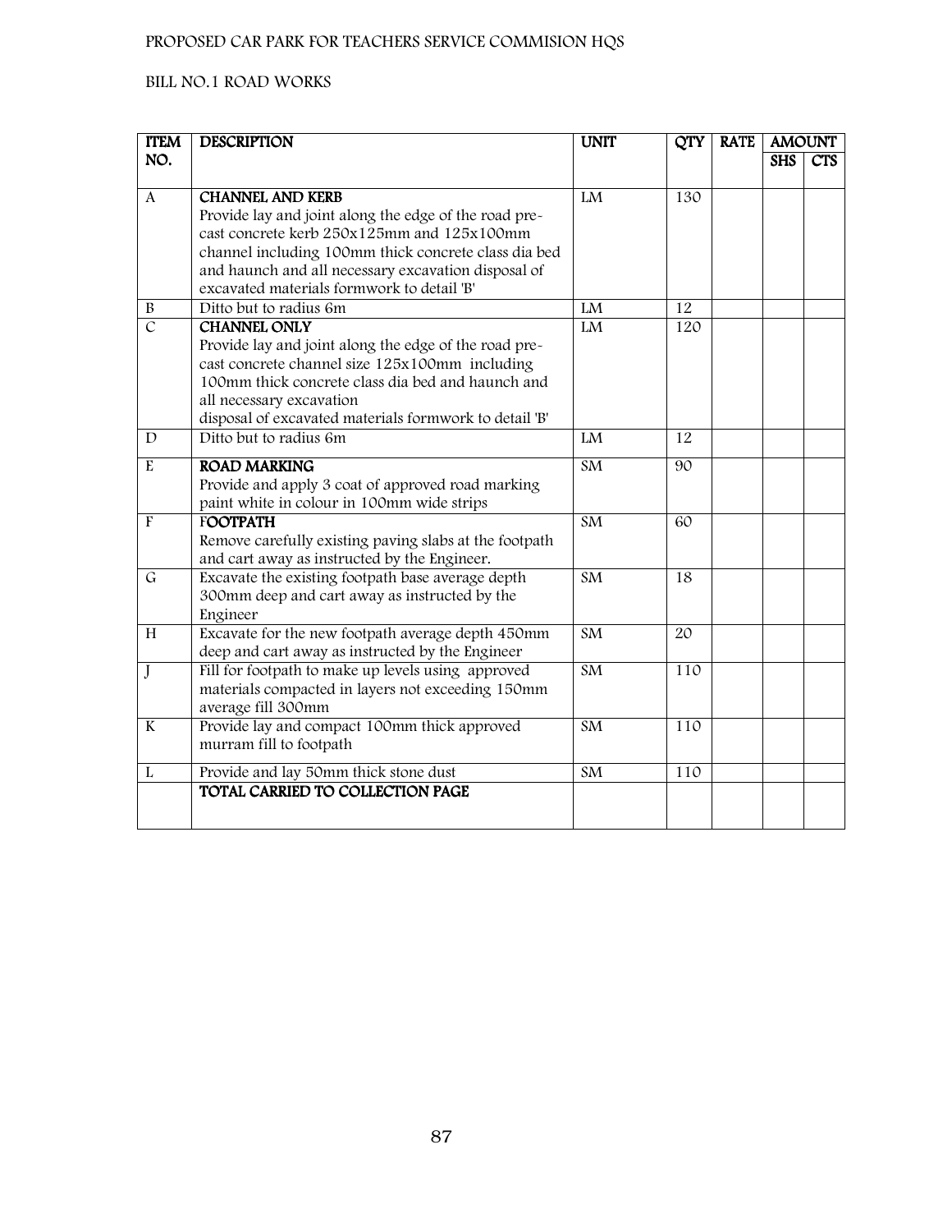PROPOSED CAR PARK FOR TEACHERS SERVICE COMMISION HQS

BILL NO.1 ROAD WORKS

| ITEM NO. | DESCRIPTION | UNIT | QTY | RATE | AMOUNT | |
|---|---|---|---|---|---|---|
| | | | | | SHS | CTS |
| A | **CHANNEL AND KERB** Provide lay and joint along the edge of the road pre-cast concrete kerb 250x125mm and 125x100mm channel including 100mm thick concrete class dia bed and haunch and all necessary excavation disposal of excavated materials formwork to detail 'B' | LM | 130 | | | |
| B | Ditto but to radius 6m | LM | 12 | | | |
| C | **CHANNEL ONLY** Provide lay and joint along the edge of the road pre-cast concrete channel size 125x100mm including 100mm thick concrete class dia bed and haunch and all necessary excavation disposal of excavated materials formwork to detail 'B' | LM | 120 | | | |
| D | Ditto but to radius 6m | LM | 12 | | | |
| E | **ROAD MARKING** Provide and apply 3 coat of approved road marking paint white in colour in 100mm wide strips | SM | 90 | | | |
| F | **FOOTPATH** Remove carefully existing paving slabs at the footpath and cart away as instructed by the Engineer. | SM | 60 | | | |
| G | Excavate the existing footpath base average depth 300mm deep and cart away as instructed by the Engineer | SM | 18 | | | |
| H | Excavate for the new footpath average depth 450mm deep and cart away as instructed by the Engineer | SM | 20 | | | |
| J | Fill for footpath to make up levels using approved materials compacted in layers not exceeding 150mm average fill 300mm | SM | 110 | | | |
| K | Provide lay and compact 100mm thick approved murram fill to footpath | SM | 110 | | | |
| L | Provide and lay 50mm thick stone dust | SM | 110 | | | |
| | **TOTAL CARRIED TO COLLECTION PAGE** | | | | | |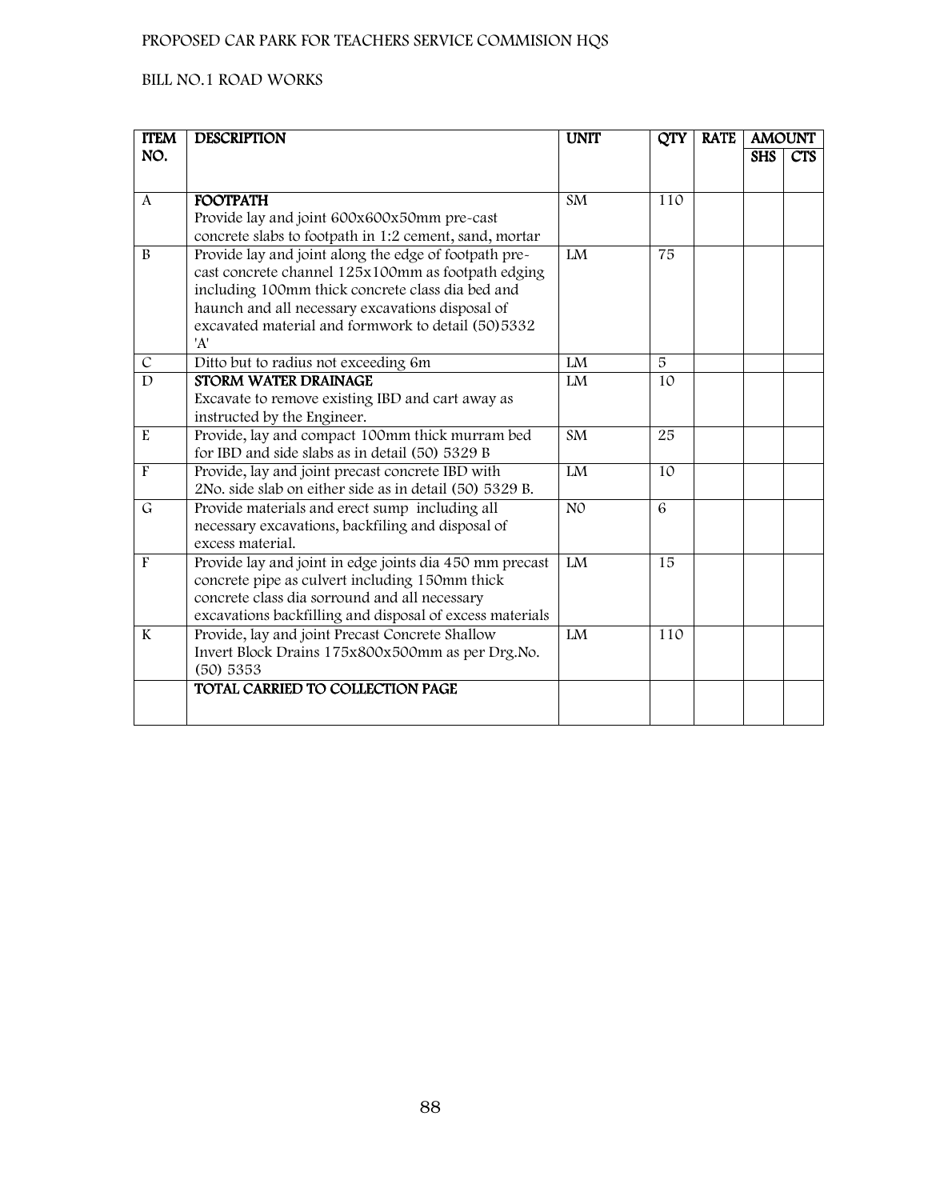PROPOSED CAR PARK FOR TEACHERS SERVICE COMMISION HQS

BILL NO.1 ROAD WORKS

| ITEM NO. | DESCRIPTION | UNIT | QTY | RATE | AMOUNT | |
|---|---|---|---|---|---|---|
| | | | | | SHS | CTS |
| A | **FOOTPATH** Provide lay and joint 600x600x50mm pre-cast concrete slabs to footpath in 1:2 cement, sand, mortar | SM | 110 | | | |
| B | Provide lay and joint along the edge of footpath pre-cast concrete channel 125x100mm as footpath edging including 100mm thick concrete class dia bed and haunch and all necessary excavations disposal of excavated material and formwork to detail (50)5332 'A' | LM | 75 | | | |
| C | Ditto but to radius not exceeding 6m | LM | 5 | | | |
| D | **STORM WATER DRAINAGE** Excavate to remove existing IBD and cart away as instructed by the Engineer. | LM | 10 | | | |
| E | Provide, lay and compact 100mm thick murram bed for IBD and side slabs as in detail (50) 5329 B | SM | 25 | | | |
| F | Provide, lay and joint precast concrete IBD with 2No. side slab on either side as in detail (50) 5329 B. | LM | 10 | | | |
| G | Provide materials and erect sump including all necessary excavations, backfiling and disposal of excess material. | N0 | 6 | | | |
| F | Provide lay and joint in edge joints dia 450 mm precast concrete pipe as culvert including 150mm thick concrete class dia sorround and all necessary excavations backfilling and disposal of excess materials | LM | 15 | | | |
| K | Provide, lay and joint Precast Concrete Shallow Invert Block Drains 175x800x500mm as per Drg.No. (50) 5353 | LM | 110 | | | |
| | **TOTAL CARRIED TO COLLECTION PAGE** | | | | | |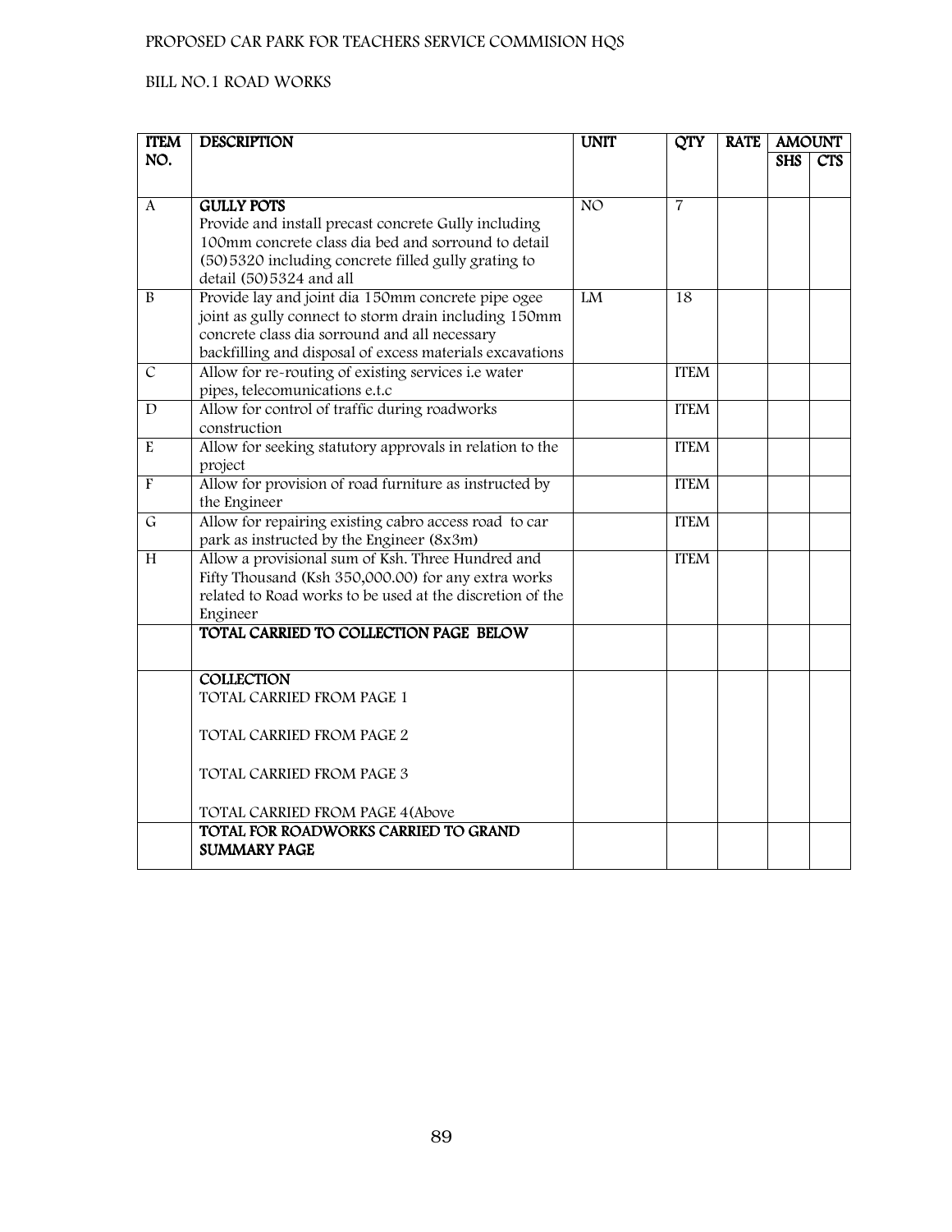PROPOSED CAR PARK FOR TEACHERS SERVICE COMMISION HQS

BILL NO.1 ROAD WORKS

| ITEM NO. | DESCRIPTION | UNIT | QTY | RATE | AMOUNT | |
|---|---|---|---|---|---|---|
| | | | | | SHS | CTS |
| A | **GULLY POTS** Provide and install precast concrete Gully including 100mm concrete class dia bed and sorround to detail (50)5320 including concrete filled gully grating to detail (50)5324 and all | NO | 7 | | | |
| B | Provide lay and joint dia 150mm concrete pipe ogee joint as gully connect to storm drain including 150mm concrete class dia sorround and all necessary backfilling and disposal of excess materials excavations | LM | 18 | | | |
| C | Allow for re-routing of existing services i.e water pipes, telecomunications e.t.c | | ITEM | | | |
| D | Allow for control of traffic during roadworks construction | | ITEM | | | |
| E | Allow for seeking statutory approvals in relation to the project | | ITEM | | | |
| F | Allow for provision of road furniture as instructed by the Engineer | | ITEM | | | |
| G | Allow for repairing existing cabro access road to car park as instructed by the Engineer (8x3m) | | ITEM | | | |
| H | Allow a provisional sum of Ksh. Three Hundred and Fifty Thousand (Ksh 350,000.00) for any extra works related to Road works to be used at the discretion of the Engineer | | ITEM | | | |
| | **TOTAL CARRIED TO COLLECTION PAGE BELOW** | | | | | |
| | **COLLECTION** TOTAL CARRIED FROM PAGE 1<br><br>TOTAL CARRIED FROM PAGE 2<br><br>TOTAL CARRIED FROM PAGE 3<br><br>TOTAL CARRIED FROM PAGE 4(Above | | | | | |
| | **TOTAL FOR ROADWORKS CARRIED TO GRAND SUMMARY PAGE** | | | | | |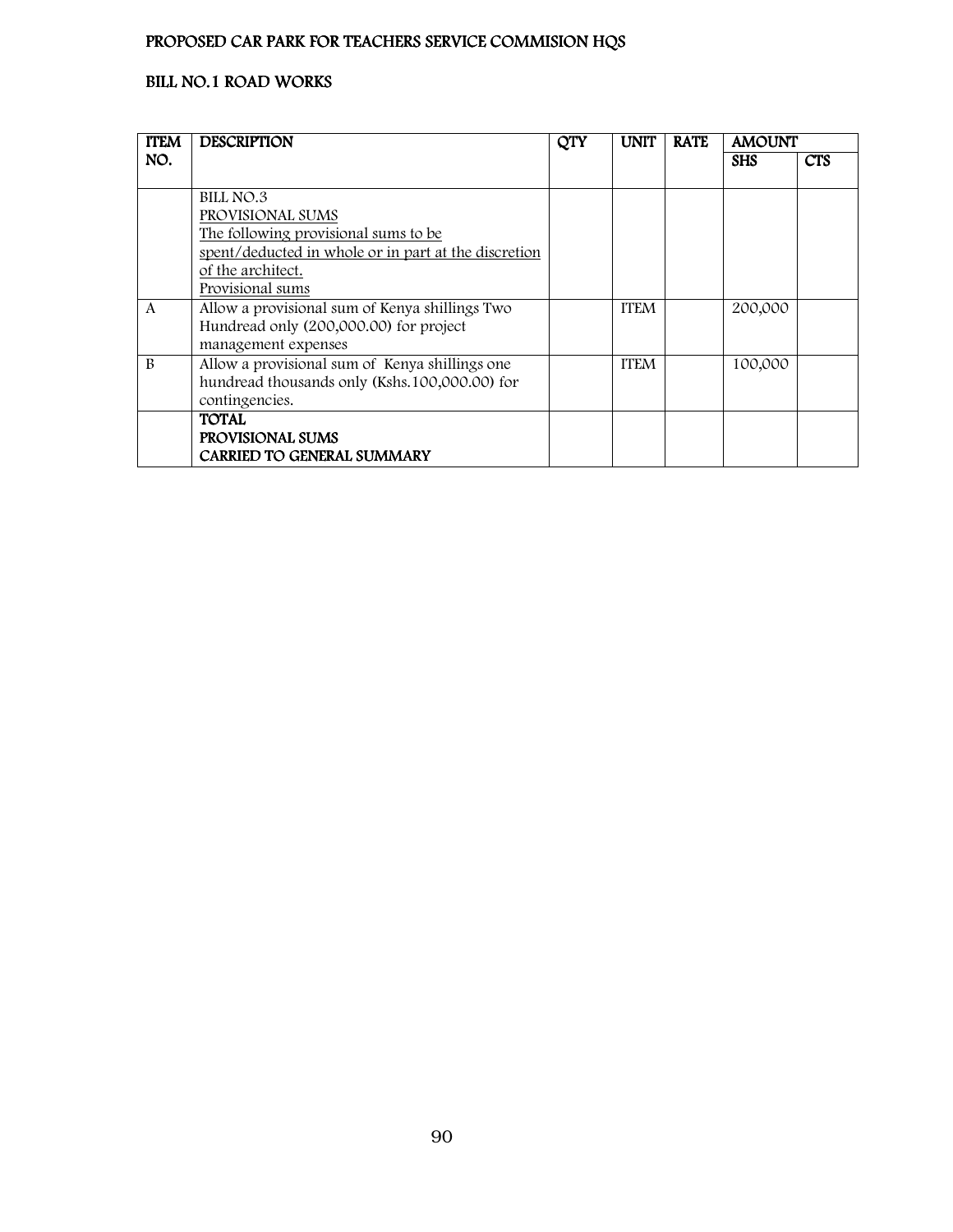PROPOSED CAR PARK FOR TEACHERS SERVICE COMMISION HQS

BILL NO.1 ROAD WORKS

| ITEM NO. | DESCRIPTION | QTY | UNIT | RATE | AMOUNT | |
|---|---|---|---|---|---|---|
| | | | | | SHS | CTS |
| | BILL NO.3<br>PROVISIONAL SUMS<br>The following provisional sums to be spent/deducted in whole or in part at the discretion of the architect.<br>Provisional sums | | | | | |
| A | Allow a provisional sum of Kenya shillings Two Hundread only (200,000.00) for project management expenses | | ITEM | | 200,000 | |
| B | Allow a provisional sum of Kenya shillings one hundread thousands only (Kshs.100,000.00) for contingencies. | | ITEM | | 100,000 | |
| | **TOTAL<br>PROVISIONAL SUMS<br>CARRIED TO GENERAL SUMMARY** | | | | | |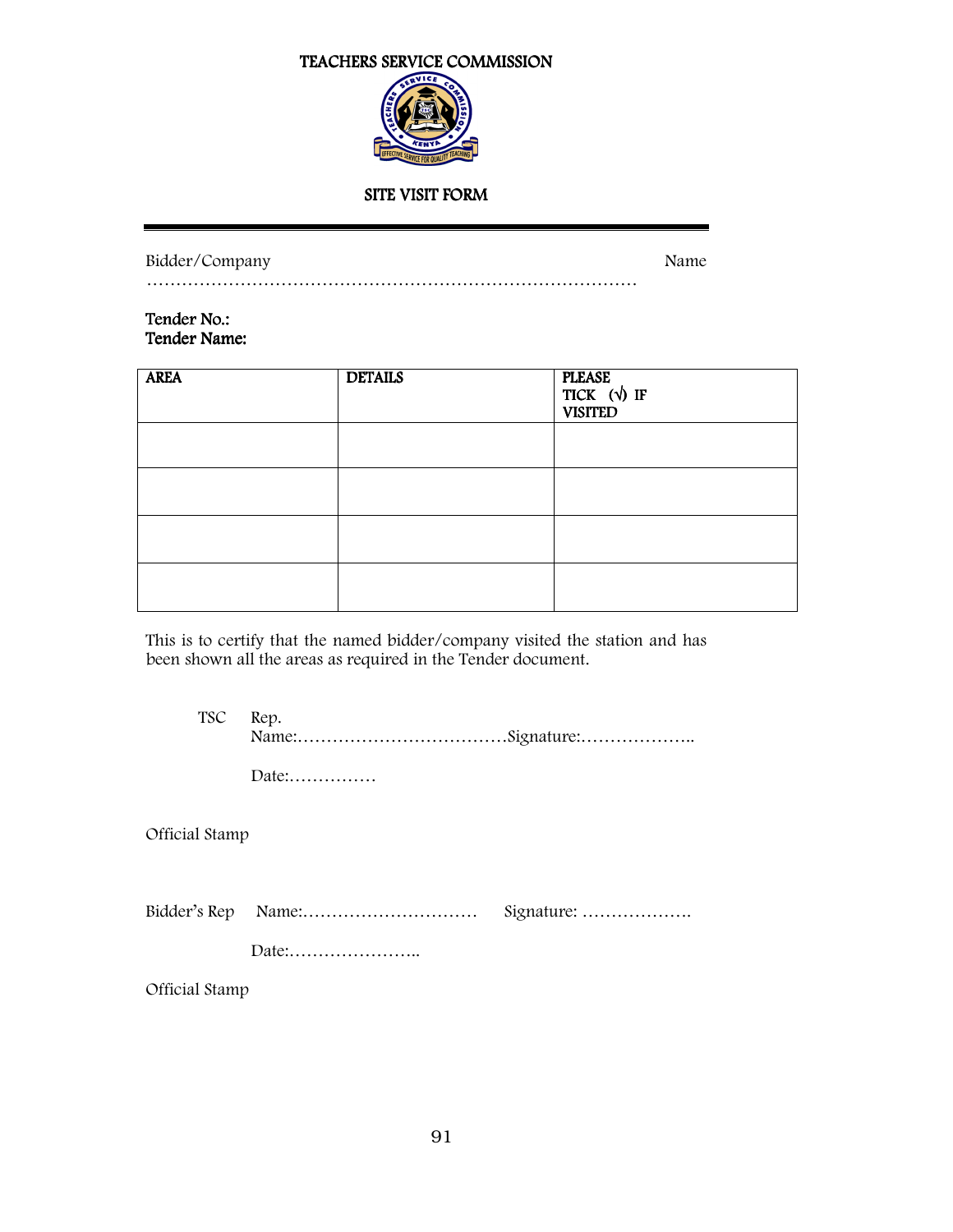# TEACHERS SERVICE COMMISSION

## SITE VISIT FORM

---

Bidder/Company Name ………………………………………………………………………

**Tender No.:**
**Tender Name:**

| AREA | DETAILS | PLEASE TICK (√) IF VISITED |
|---|---|---|
| | | |
| | | |
| | | |
| | | |

This is to certify that the named bidder/company visited the station and has been shown all the areas as required in the Tender document.

TSC Rep. Name:………………………………Signature:………………..

Date:……………

Official Stamp

Bidder's Rep Name:………………………… Signature: ……………….

Date:…………………..

Official Stamp